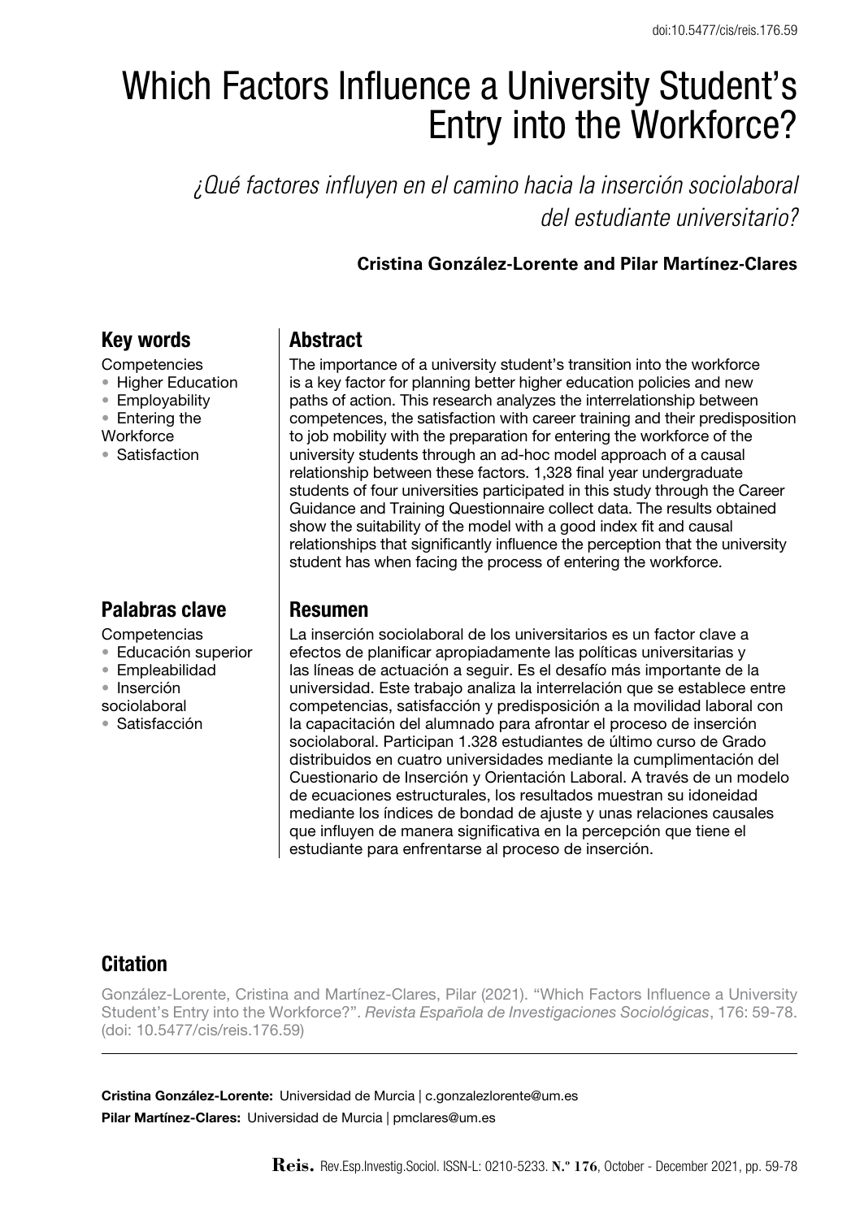doi:10.5477/cis/reis.176.59

# Which Factors Influence a University Student's Entry into the Workforce?

*¿Qué factores influyen en el camino hacia la inserción sociolaboral del estudiante universitario?*

**Cristina González-Lorente and Pilar Martínez-Clares**

## Key words

Competencies
- Higher Education
- Employability
- Entering the Workforce
- Satisfaction

## Abstract

The importance of a university student's transition into the workforce is a key factor for planning better higher education policies and new paths of action. This research analyzes the interrelationship between competences, the satisfaction with career training and their predisposition to job mobility with the preparation for entering the workforce of the university students through an ad-hoc model approach of a causal relationship between these factors. 1,328 final year undergraduate students of four universities participated in this study through the Career Guidance and Training Questionnaire collect data. The results obtained show the suitability of the model with a good index fit and causal relationships that significantly influence the perception that the university student has when facing the process of entering the workforce.

## Palabras clave

Competencias
- Educación superior
- Empleabilidad
- Inserción sociolaboral
- Satisfacción

## Resumen

La inserción sociolaboral de los universitarios es un factor clave a efectos de planificar apropiadamente las políticas universitarias y las líneas de actuación a seguir. Es el desafío más importante de la universidad. Este trabajo analiza la interrelación que se establece entre competencias, satisfacción y predisposición a la movilidad laboral con la capacitación del alumnado para afrontar el proceso de inserción sociolaboral. Participan 1.328 estudiantes de último curso de Grado distribuidos en cuatro universidades mediante la cumplimentación del Cuestionario de Inserción y Orientación Laboral. A través de un modelo de ecuaciones estructurales, los resultados muestran su idoneidad mediante los índices de bondad de ajuste y unas relaciones causales que influyen de manera significativa en la percepción que tiene el estudiante para enfrentarse al proceso de inserción.

## Citation

González-Lorente, Cristina and Martínez-Clares, Pilar (2021). "Which Factors Influence a University Student's Entry into the Workforce?". *Revista Española de Investigaciones Sociológicas*, 176: 59-78. (doi: 10.5477/cis/reis.176.59)

**Cristina González-Lorente:** Universidad de Murcia | c.gonzalezlorente@um.es

**Pilar Martínez-Clares:** Universidad de Murcia | pmclares@um.es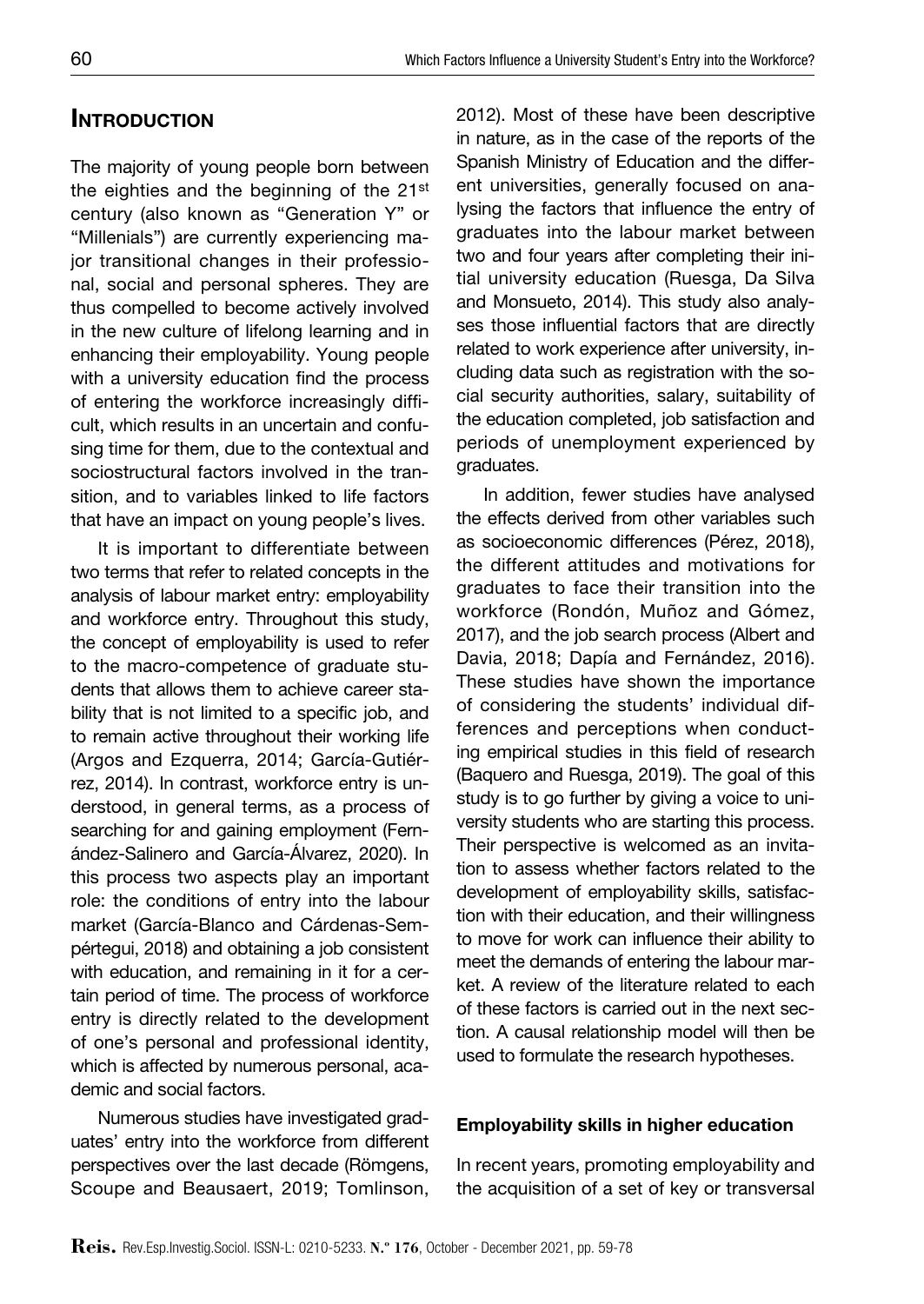## Introduction

The majority of young people born between the eighties and the beginning of the 21st century (also known as "Generation Y" or "Millenials") are currently experiencing major transitional changes in their professional, social and personal spheres. They are thus compelled to become actively involved in the new culture of lifelong learning and in enhancing their employability. Young people with a university education find the process of entering the workforce increasingly difficult, which results in an uncertain and confusing time for them, due to the contextual and sociostructural factors involved in the transition, and to variables linked to life factors that have an impact on young people's lives.

It is important to differentiate between two terms that refer to related concepts in the analysis of labour market entry: employability and workforce entry. Throughout this study, the concept of employability is used to refer to the macro-competence of graduate students that allows them to achieve career stability that is not limited to a specific job, and to remain active throughout their working life (Argos and Ezquerra, 2014; García-Gutiérrez, 2014). In contrast, workforce entry is understood, in general terms, as a process of searching for and gaining employment (Fernández-Salinero and García-Álvarez, 2020). In this process two aspects play an important role: the conditions of entry into the labour market (García-Blanco and Cárdenas-Sempértegui, 2018) and obtaining a job consistent with education, and remaining in it for a certain period of time. The process of workforce entry is directly related to the development of one's personal and professional identity, which is affected by numerous personal, academic and social factors.

Numerous studies have investigated graduates' entry into the workforce from different perspectives over the last decade (Römgens, Scoupe and Beausaert, 2019; Tomlinson, 2012). Most of these have been descriptive in nature, as in the case of the reports of the Spanish Ministry of Education and the different universities, generally focused on analysing the factors that influence the entry of graduates into the labour market between two and four years after completing their initial university education (Ruesga, Da Silva and Monsueto, 2014). This study also analyses those influential factors that are directly related to work experience after university, including data such as registration with the social security authorities, salary, suitability of the education completed, job satisfaction and periods of unemployment experienced by graduates.

In addition, fewer studies have analysed the effects derived from other variables such as socioeconomic differences (Pérez, 2018), the different attitudes and motivations for graduates to face their transition into the workforce (Rondón, Muñoz and Gómez, 2017), and the job search process (Albert and Davia, 2018; Dapía and Fernández, 2016). These studies have shown the importance of considering the students' individual differences and perceptions when conducting empirical studies in this field of research (Baquero and Ruesga, 2019). The goal of this study is to go further by giving a voice to university students who are starting this process. Their perspective is welcomed as an invitation to assess whether factors related to the development of employability skills, satisfaction with their education, and their willingness to move for work can influence their ability to meet the demands of entering the labour market. A review of the literature related to each of these factors is carried out in the next section. A causal relationship model will then be used to formulate the research hypotheses.

### Employability skills in higher education

In recent years, promoting employability and the acquisition of a set of key or transversal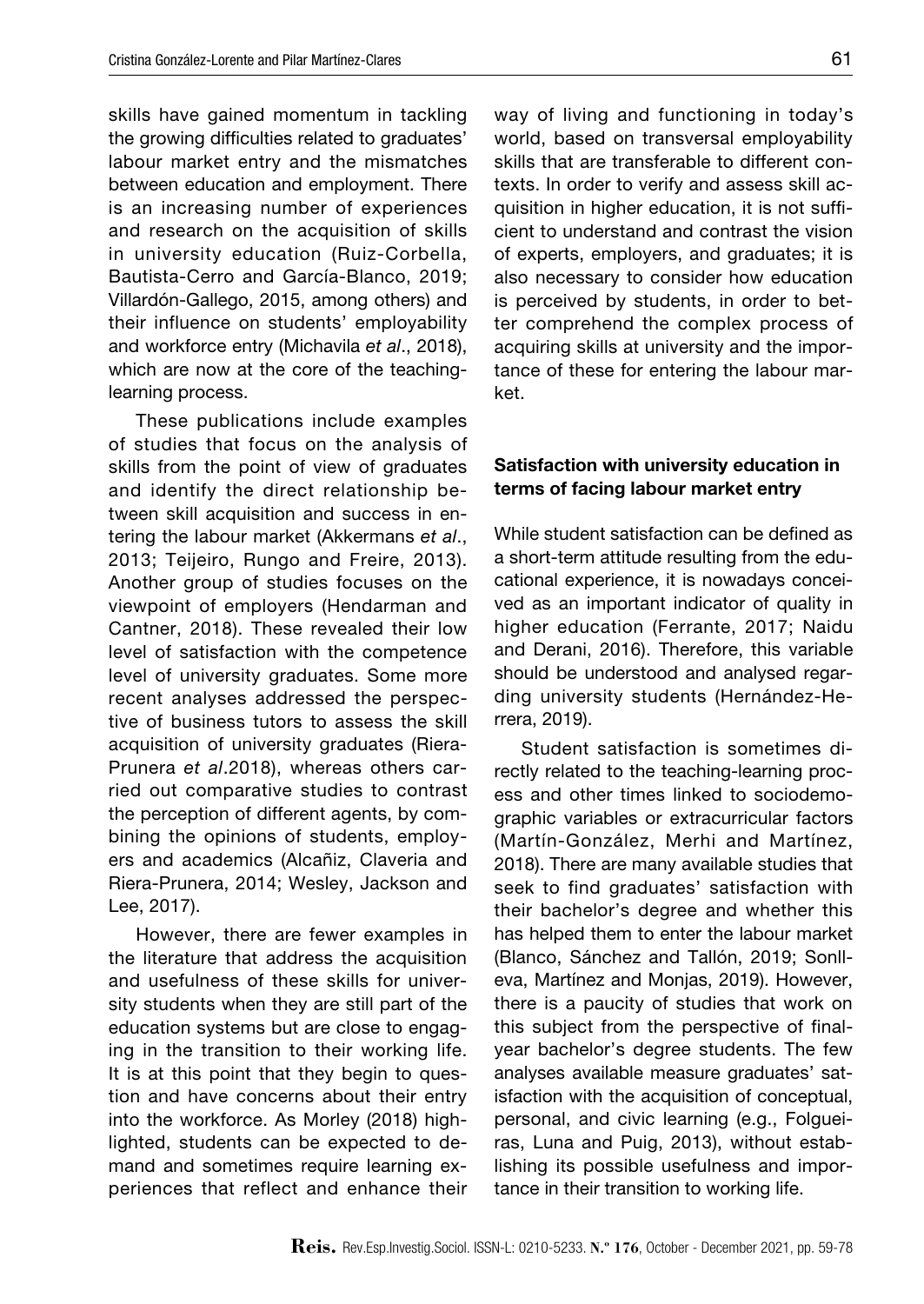skills have gained momentum in tackling the growing difficulties related to graduates' labour market entry and the mismatches between education and employment. There is an increasing number of experiences and research on the acquisition of skills in university education (Ruiz-Corbella, Bautista-Cerro and García-Blanco, 2019; Villardón-Gallego, 2015, among others) and their influence on students' employability and workforce entry (Michavila *et al*., 2018), which are now at the core of the teaching-learning process.

These publications include examples of studies that focus on the analysis of skills from the point of view of graduates and identify the direct relationship between skill acquisition and success in entering the labour market (Akkermans *et al*., 2013; Teijeiro, Rungo and Freire, 2013). Another group of studies focuses on the viewpoint of employers (Hendarman and Cantner, 2018). These revealed their low level of satisfaction with the competence level of university graduates. Some more recent analyses addressed the perspective of business tutors to assess the skill acquisition of university graduates (Riera-Prunera *et al*.2018), whereas others carried out comparative studies to contrast the perception of different agents, by combining the opinions of students, employers and academics (Alcañiz, Claveria and Riera-Prunera, 2014; Wesley, Jackson and Lee, 2017).

However, there are fewer examples in the literature that address the acquisition and usefulness of these skills for university students when they are still part of the education systems but are close to engaging in the transition to their working life. It is at this point that they begin to question and have concerns about their entry into the workforce. As Morley (2018) highlighted, students can be expected to demand and sometimes require learning experiences that reflect and enhance their way of living and functioning in today's world, based on transversal employability skills that are transferable to different contexts. In order to verify and assess skill acquisition in higher education, it is not sufficient to understand and contrast the vision of experts, employers, and graduates; it is also necessary to consider how education is perceived by students, in order to better comprehend the complex process of acquiring skills at university and the importance of these for entering the labour market.

### Satisfaction with university education in terms of facing labour market entry

While student satisfaction can be defined as a short-term attitude resulting from the educational experience, it is nowadays conceived as an important indicator of quality in higher education (Ferrante, 2017; Naidu and Derani, 2016). Therefore, this variable should be understood and analysed regarding university students (Hernández-Herrera, 2019).

Student satisfaction is sometimes directly related to the teaching-learning process and other times linked to sociodemographic variables or extracurricular factors (Martín-González, Merhi and Martínez, 2018). There are many available studies that seek to find graduates' satisfaction with their bachelor's degree and whether this has helped them to enter the labour market (Blanco, Sánchez and Tallón, 2019; Sonlleva, Martínez and Monjas, 2019). However, there is a paucity of studies that work on this subject from the perspective of final-year bachelor's degree students. The few analyses available measure graduates' satisfaction with the acquisition of conceptual, personal, and civic learning (e.g., Folgueiras, Luna and Puig, 2013), without establishing its possible usefulness and importance in their transition to working life.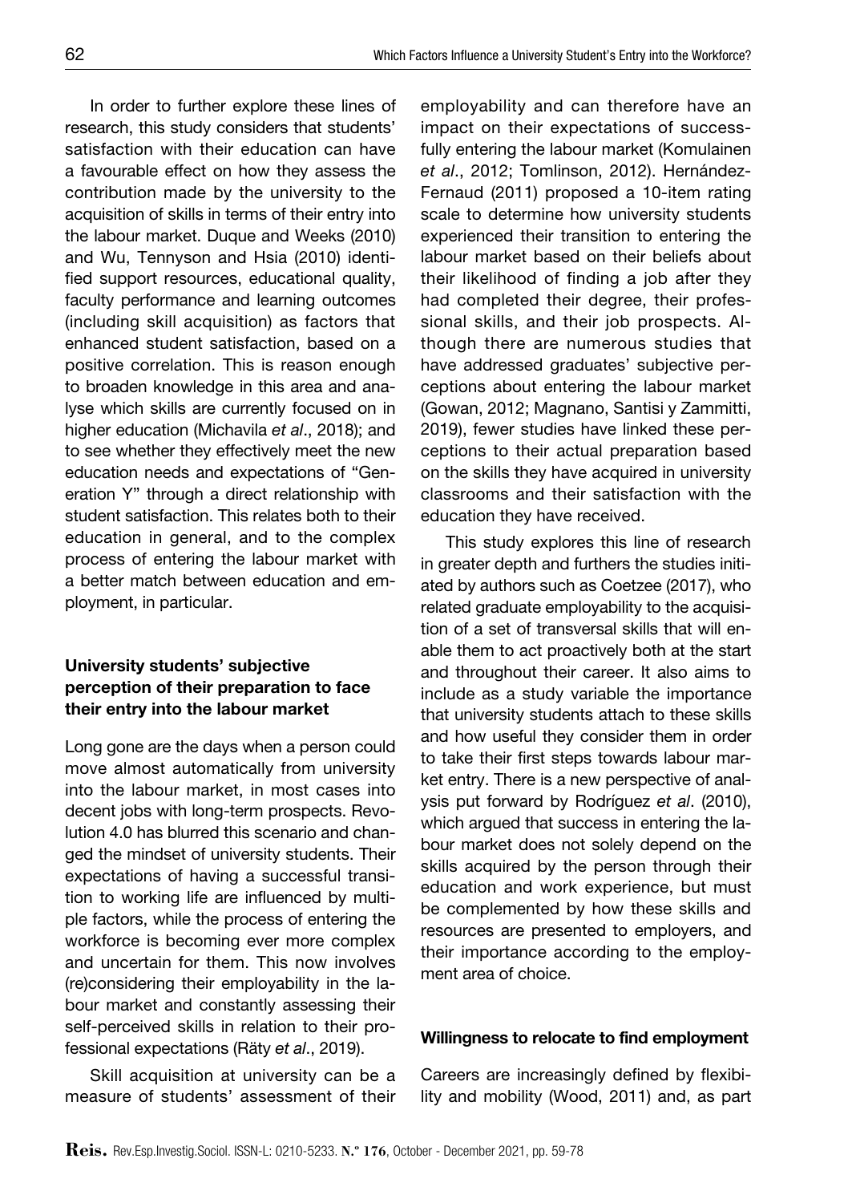In order to further explore these lines of research, this study considers that students' satisfaction with their education can have a favourable effect on how they assess the contribution made by the university to the acquisition of skills in terms of their entry into the labour market. Duque and Weeks (2010) and Wu, Tennyson and Hsia (2010) identified support resources, educational quality, faculty performance and learning outcomes (including skill acquisition) as factors that enhanced student satisfaction, based on a positive correlation. This is reason enough to broaden knowledge in this area and analyse which skills are currently focused on in higher education (Michavila *et al*., 2018); and to see whether they effectively meet the new education needs and expectations of "Generation Y" through a direct relationship with student satisfaction. This relates both to their education in general, and to the complex process of entering the labour market with a better match between education and employment, in particular.

### University students' subjective perception of their preparation to face their entry into the labour market

Long gone are the days when a person could move almost automatically from university into the labour market, in most cases into decent jobs with long-term prospects. Revolution 4.0 has blurred this scenario and changed the mindset of university students. Their expectations of having a successful transition to working life are influenced by multiple factors, while the process of entering the workforce is becoming ever more complex and uncertain for them. This now involves (re)considering their employability in the labour market and constantly assessing their self-perceived skills in relation to their professional expectations (Räty *et al*., 2019).

Skill acquisition at university can be a measure of students' assessment of their employability and can therefore have an impact on their expectations of successfully entering the labour market (Komulainen *et al*., 2012; Tomlinson, 2012). Hernández-Fernaud (2011) proposed a 10-item rating scale to determine how university students experienced their transition to entering the labour market based on their beliefs about their likelihood of finding a job after they had completed their degree, their professional skills, and their job prospects. Although there are numerous studies that have addressed graduates' subjective perceptions about entering the labour market (Gowan, 2012; Magnano, Santisi y Zammitti, 2019), fewer studies have linked these perceptions to their actual preparation based on the skills they have acquired in university classrooms and their satisfaction with the education they have received.

This study explores this line of research in greater depth and furthers the studies initiated by authors such as Coetzee (2017), who related graduate employability to the acquisition of a set of transversal skills that will enable them to act proactively both at the start and throughout their career. It also aims to include as a study variable the importance that university students attach to these skills and how useful they consider them in order to take their first steps towards labour market entry. There is a new perspective of analysis put forward by Rodríguez *et al*. (2010), which argued that success in entering the labour market does not solely depend on the skills acquired by the person through their education and work experience, but must be complemented by how these skills and resources are presented to employers, and their importance according to the employment area of choice.

### Willingness to relocate to find employment

Careers are increasingly defined by flexibility and mobility (Wood, 2011) and, as part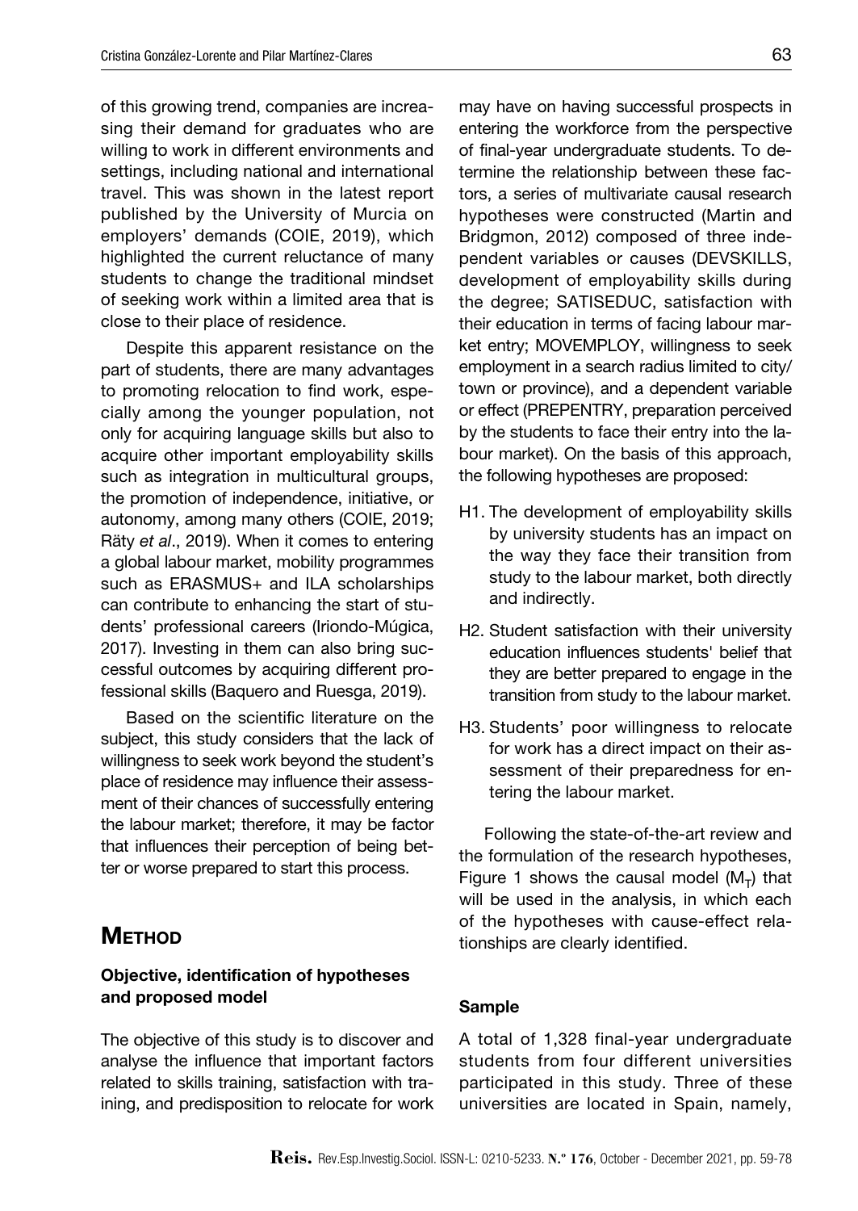of this growing trend, companies are increasing their demand for graduates who are willing to work in different environments and settings, including national and international travel. This was shown in the latest report published by the University of Murcia on employers' demands (COIE, 2019), which highlighted the current reluctance of many students to change the traditional mindset of seeking work within a limited area that is close to their place of residence.

Despite this apparent resistance on the part of students, there are many advantages to promoting relocation to find work, especially among the younger population, not only for acquiring language skills but also to acquire other important employability skills such as integration in multicultural groups, the promotion of independence, initiative, or autonomy, among many others (COIE, 2019; Räty *et al*., 2019). When it comes to entering a global labour market, mobility programmes such as ERASMUS+ and ILA scholarships can contribute to enhancing the start of students' professional careers (Iriondo-Múgica, 2017). Investing in them can also bring successful outcomes by acquiring different professional skills (Baquero and Ruesga, 2019).

Based on the scientific literature on the subject, this study considers that the lack of willingness to seek work beyond the student's place of residence may influence their assessment of their chances of successfully entering the labour market; therefore, it may be factor that influences their perception of being better or worse prepared to start this process.

# Method

### Objective, identification of hypotheses and proposed model

The objective of this study is to discover and analyse the influence that important factors related to skills training, satisfaction with training, and predisposition to relocate for work may have on having successful prospects in entering the workforce from the perspective of final-year undergraduate students. To determine the relationship between these factors, a series of multivariate causal research hypotheses were constructed (Martin and Bridgmon, 2012) composed of three independent variables or causes (DEVSKILLS, development of employability skills during the degree; SATISEDUC, satisfaction with their education in terms of facing labour market entry; MOVEMPLOY, willingness to seek employment in a search radius limited to city/town or province), and a dependent variable or effect (PREPENTRY, preparation perceived by the students to face their entry into the labour market). On the basis of this approach, the following hypotheses are proposed:

- H1. The development of employability skills by university students has an impact on the way they face their transition from study to the labour market, both directly and indirectly.
- H2. Student satisfaction with their university education influences students' belief that they are better prepared to engage in the transition from study to the labour market.
- H3. Students' poor willingness to relocate for work has a direct impact on their assessment of their preparedness for entering the labour market.

Following the state-of-the-art review and the formulation of the research hypotheses, Figure 1 shows the causal model ($M_T$) that will be used in the analysis, in which each of the hypotheses with cause-effect relationships are clearly identified.

### Sample

A total of 1,328 final-year undergraduate students from four different universities participated in this study. Three of these universities are located in Spain, namely,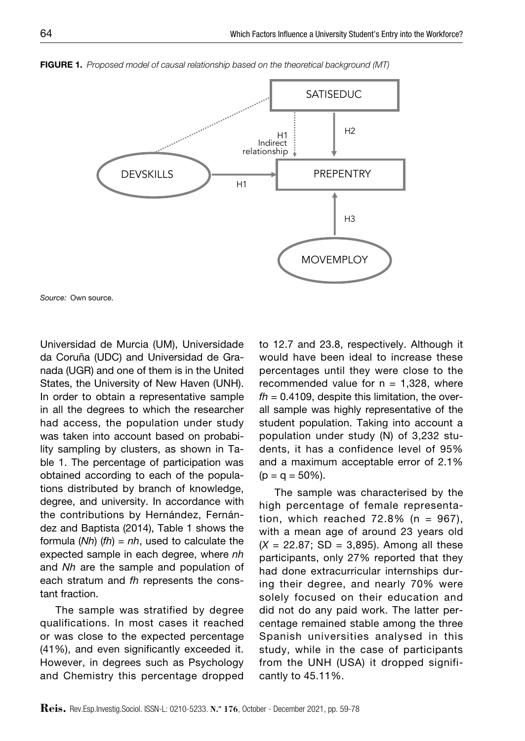**FIGURE 1.** *Proposed model of causal relationship based on the theoretical background (MT)*

*Source:* Own source.

Universidad de Murcia (UM), Universidade da Coruña (UDC) and Universidad de Granada (UGR) and one of them is in the United States, the University of New Haven (UNH). In order to obtain a representative sample in all the degrees to which the researcher had access, the population under study was taken into account based on probability sampling by clusters, as shown in Table 1. The percentage of participation was obtained according to each of the populations distributed by branch of knowledge, degree, and university. In accordance with the contributions by Hernández, Fernández and Baptista (2014), Table 1 shows the formula (*Nh*) (*fh*) = *nh*, used to calculate the expected sample in each degree, where *nh* and *Nh* are the sample and population of each stratum and *fh* represents the constant fraction.

The sample was stratified by degree qualifications. In most cases it reached or was close to the expected percentage (41%), and even significantly exceeded it. However, in degrees such as Psychology and Chemistry this percentage dropped to 12.7 and 23.8, respectively. Although it would have been ideal to increase these percentages until they were close to the recommended value for n = 1,328, where *fh* = 0.4109, despite this limitation, the overall sample was highly representative of the student population. Taking into account a population under study (N) of 3,232 students, it has a confidence level of 95% and a maximum acceptable error of 2.1% (p = q = 50%).

The sample was characterised by the high percentage of female representation, which reached 72.8% (n = 967), with a mean age of around 23 years old ($X$ = 22.87; SD = 3,895). Among all these participants, only 27% reported that they had done extracurricular internships during their degree, and nearly 70% were solely focused on their education and did not do any paid work. The latter percentage remained stable among the three Spanish universities analysed in this study, while in the case of participants from the UNH (USA) it dropped significantly to 45.11%.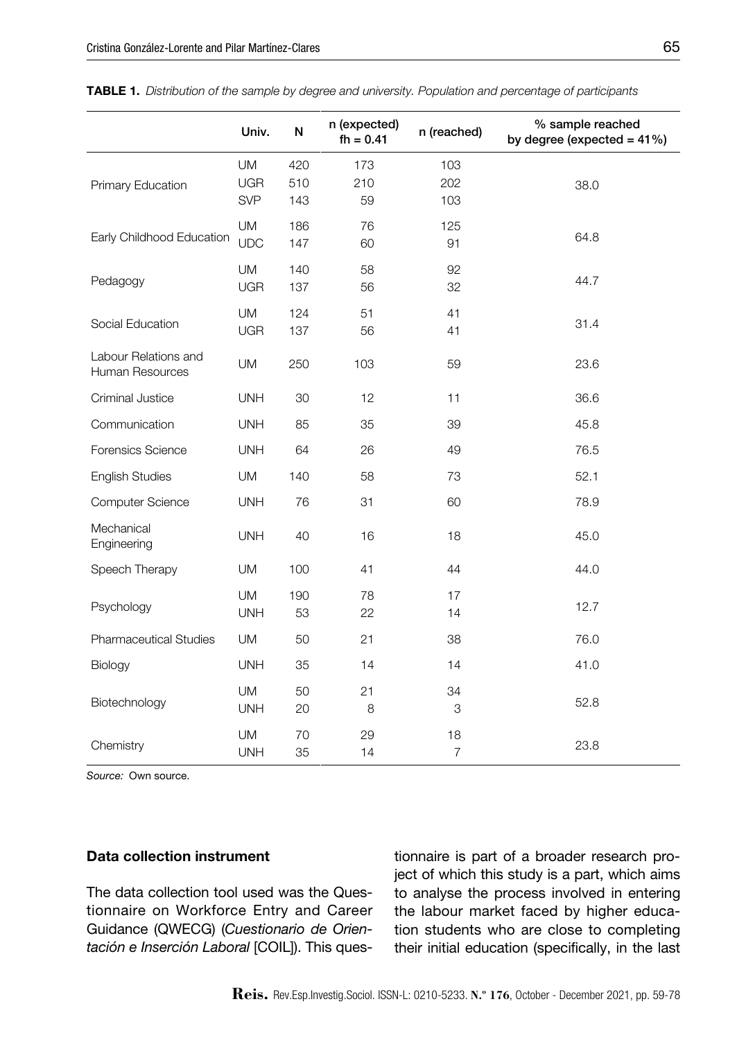**TABLE 1.** *Distribution of the sample by degree and university. Population and percentage of participants*

| | Univ. | N | n (expected) fh = 0.41 | n (reached) | % sample reached by degree (expected = 41%) |
|---|---|---|---|---|---|
| Primary Education | UM | 420 | 173 | 103 | 38.0 |
| | UGR | 510 | 210 | 202 | |
| | SVP | 143 | 59 | 103 | |
| Early Childhood Education | UM | 186 | 76 | 125 | 64.8 |
| | UDC | 147 | 60 | 91 | |
| Pedagogy | UM | 140 | 58 | 92 | 44.7 |
| | UGR | 137 | 56 | 32 | |
| Social Education | UM | 124 | 51 | 41 | 31.4 |
| | UGR | 137 | 56 | 41 | |
| Labour Relations and Human Resources | UM | 250 | 103 | 59 | 23.6 |
| Criminal Justice | UNH | 30 | 12 | 11 | 36.6 |
| Communication | UNH | 85 | 35 | 39 | 45.8 |
| Forensics Science | UNH | 64 | 26 | 49 | 76.5 |
| English Studies | UM | 140 | 58 | 73 | 52.1 |
| Computer Science | UNH | 76 | 31 | 60 | 78.9 |
| Mechanical Engineering | UNH | 40 | 16 | 18 | 45.0 |
| Speech Therapy | UM | 100 | 41 | 44 | 44.0 |
| Psychology | UM | 190 | 78 | 17 | 12.7 |
| | UNH | 53 | 22 | 14 | |
| Pharmaceutical Studies | UM | 50 | 21 | 38 | 76.0 |
| Biology | UNH | 35 | 14 | 14 | 41.0 |
| Biotechnology | UM | 50 | 21 | 34 | 52.8 |
| | UNH | 20 | 8 | 3 | |
| Chemistry | UM | 70 | 29 | 18 | 23.8 |
| | UNH | 35 | 14 | 7 | |

*Source:* Own source.

#### Data collection instrument

The data collection tool used was the Questionnaire on Workforce Entry and Career Guidance (QWECG) (*Cuestionario de Orientación e Inserción Laboral* [COIL]). This questionnaire is part of a broader research project of which this study is a part, which aims to analyse the process involved in entering the labour market faced by higher education students who are close to completing their initial education (specifically, in the last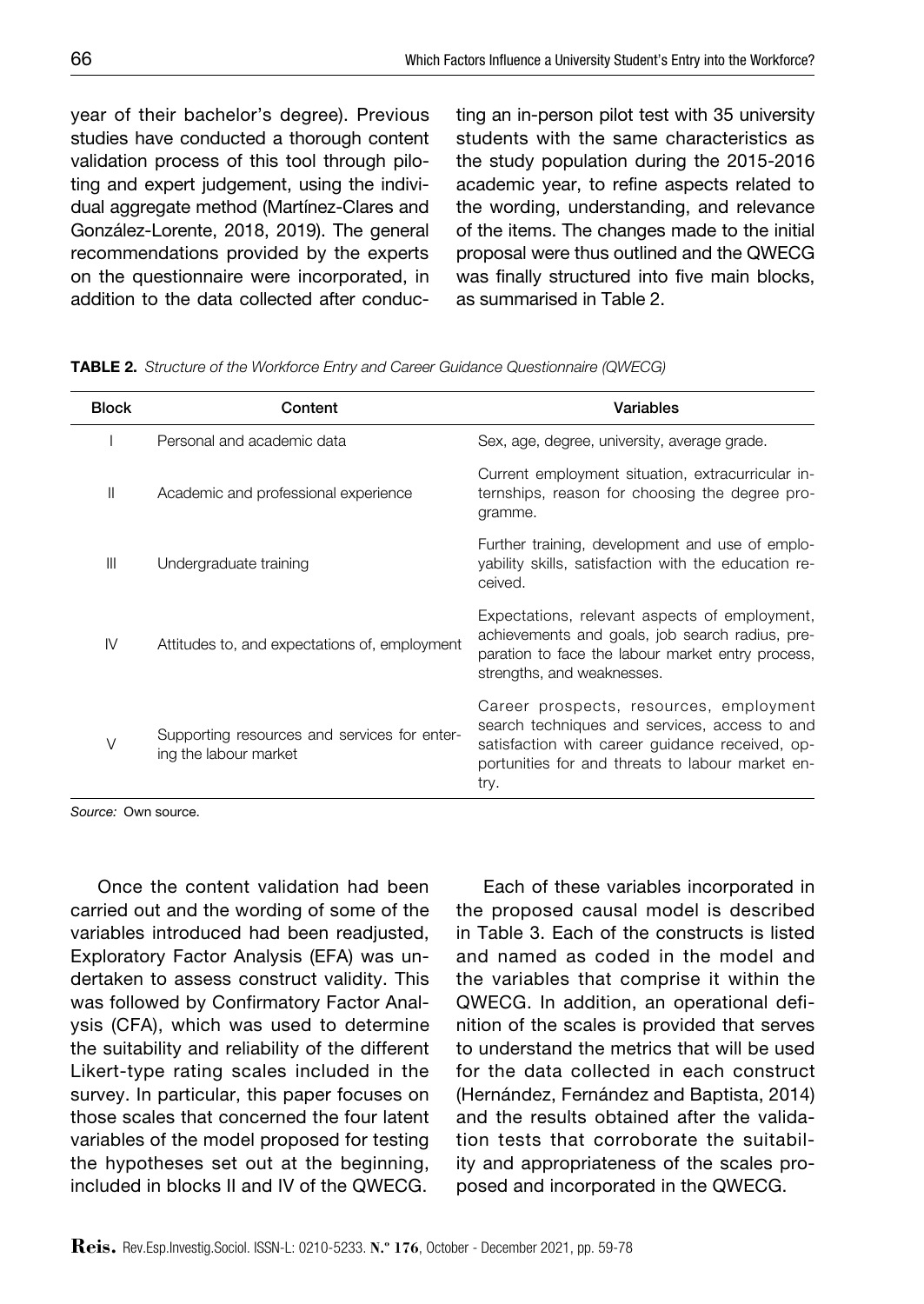year of their bachelor's degree). Previous studies have conducted a thorough content validation process of this tool through piloting and expert judgement, using the individual aggregate method (Martínez-Clares and González-Lorente, 2018, 2019). The general recommendations provided by the experts on the questionnaire were incorporated, in addition to the data collected after conducting an in-person pilot test with 35 university students with the same characteristics as the study population during the 2015-2016 academic year, to refine aspects related to the wording, understanding, and relevance of the items. The changes made to the initial proposal were thus outlined and the QWECG was finally structured into five main blocks, as summarised in Table 2.

**TABLE 2.** *Structure of the Workforce Entry and Career Guidance Questionnaire (QWECG)*

| Block | Content | Variables |
|---|---|---|
| I | Personal and academic data | Sex, age, degree, university, average grade. |
| II | Academic and professional experience | Current employment situation, extracurricular internships, reason for choosing the degree programme. |
| III | Undergraduate training | Further training, development and use of employability skills, satisfaction with the education received. |
| IV | Attitudes to, and expectations of, employment | Expectations, relevant aspects of employment, achievements and goals, job search radius, preparation to face the labour market entry process, strengths, and weaknesses. |
| V | Supporting resources and services for entering the labour market | Career prospects, resources, employment search techniques and services, access to and satisfaction with career guidance received, opportunities for and threats to labour market entry. |

*Source:* Own source.

Once the content validation had been carried out and the wording of some of the variables introduced had been readjusted, Exploratory Factor Analysis (EFA) was undertaken to assess construct validity. This was followed by Confirmatory Factor Analysis (CFA), which was used to determine the suitability and reliability of the different Likert-type rating scales included in the survey. In particular, this paper focuses on those scales that concerned the four latent variables of the model proposed for testing the hypotheses set out at the beginning, included in blocks II and IV of the QWECG.

Each of these variables incorporated in the proposed causal model is described in Table 3. Each of the constructs is listed and named as coded in the model and the variables that comprise it within the QWECG. In addition, an operational definition of the scales is provided that serves to understand the metrics that will be used for the data collected in each construct (Hernández, Fernández and Baptista, 2014) and the results obtained after the validation tests that corroborate the suitability and appropriateness of the scales proposed and incorporated in the QWECG.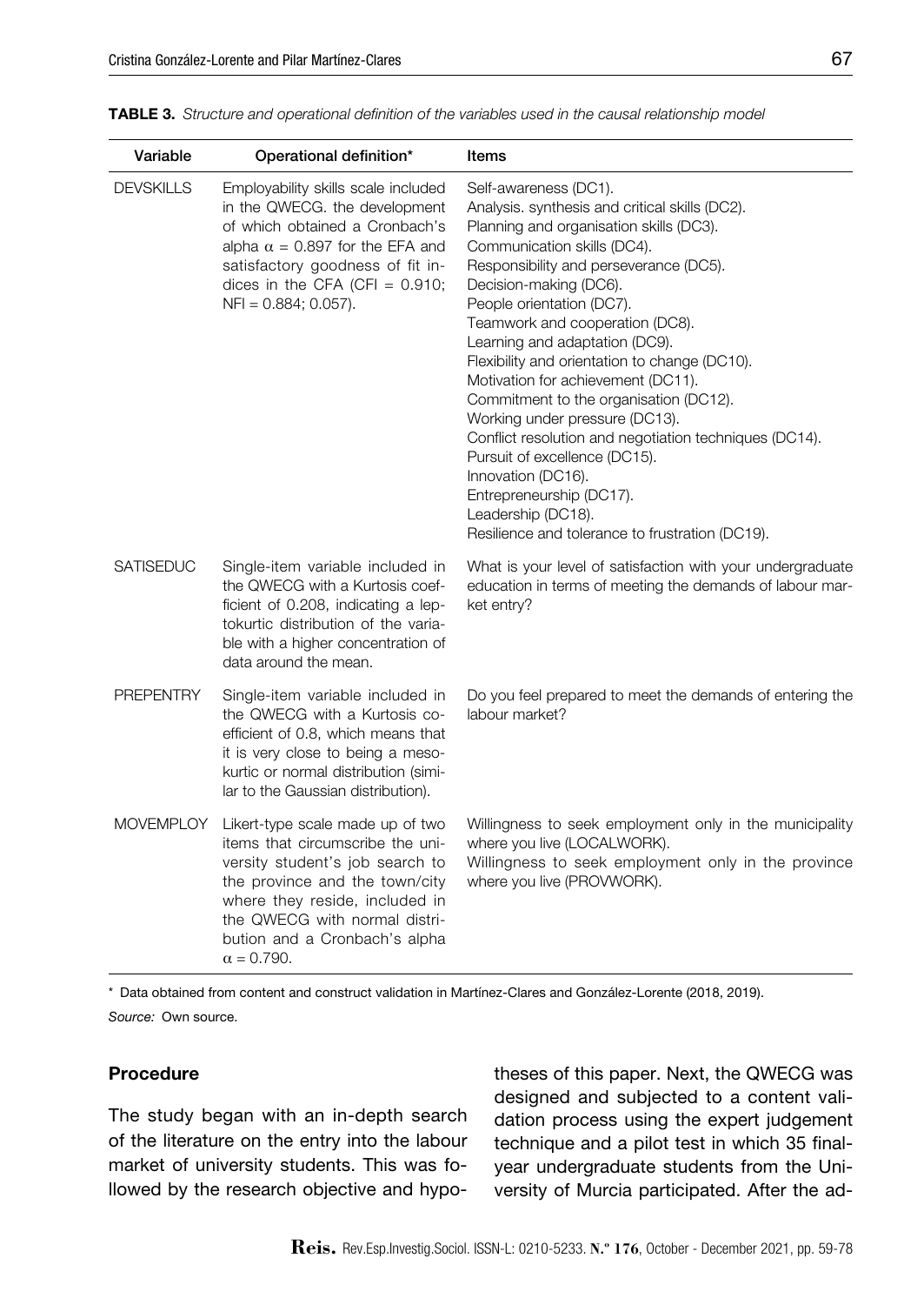**TABLE 3.** *Structure and operational definition of the variables used in the causal relationship model*

| Variable | Operational definition* | Items |
|---|---|---|
| DEVSKILLS | Employability skills scale included in the QWECG. the development of which obtained a Cronbach's alpha $\alpha = 0.897$ for the EFA and satisfactory goodness of fit indices in the CFA (CFI = 0.910; NFI = 0.884; 0.057). | Self-awareness (DC1).<br>Analysis. synthesis and critical skills (DC2).<br>Planning and organisation skills (DC3).<br>Communication skills (DC4).<br>Responsibility and perseverance (DC5).<br>Decision-making (DC6).<br>People orientation (DC7).<br>Teamwork and cooperation (DC8).<br>Learning and adaptation (DC9).<br>Flexibility and orientation to change (DC10).<br>Motivation for achievement (DC11).<br>Commitment to the organisation (DC12).<br>Working under pressure (DC13).<br>Conflict resolution and negotiation techniques (DC14).<br>Pursuit of excellence (DC15).<br>Innovation (DC16).<br>Entrepreneurship (DC17).<br>Leadership (DC18).<br>Resilience and tolerance to frustration (DC19). |
| SATISEDUC | Single-item variable included in the QWECG with a Kurtosis coefficient of 0.208, indicating a leptokurtic distribution of the variable with a higher concentration of data around the mean. | What is your level of satisfaction with your undergraduate education in terms of meeting the demands of labour market entry? |
| PREPENTRY | Single-item variable included in the QWECG with a Kurtosis coefficient of 0.8, which means that it is very close to being a mesokurtic or normal distribution (similar to the Gaussian distribution). | Do you feel prepared to meet the demands of entering the labour market? |
| MOVEMPLOY | Likert-type scale made up of two items that circumscribe the university student's job search to the province and the town/city where they reside, included in the QWECG with normal distribution and a Cronbach's alpha $\alpha = 0.790$. | Willingness to seek employment only in the municipality where you live (LOCALWORK).<br>Willingness to seek employment only in the province where you live (PROVWORK). |

\* Data obtained from content and construct validation in Martínez-Clares and González-Lorente (2018, 2019).

*Source:* Own source.

### Procedure

The study began with an in-depth search of the literature on the entry into the labour market of university students. This was followed by the research objective and hypotheses of this paper. Next, the QWECG was designed and subjected to a content validation process using the expert judgement technique and a pilot test in which 35 final-year undergraduate students from the University of Murcia participated. After the ad-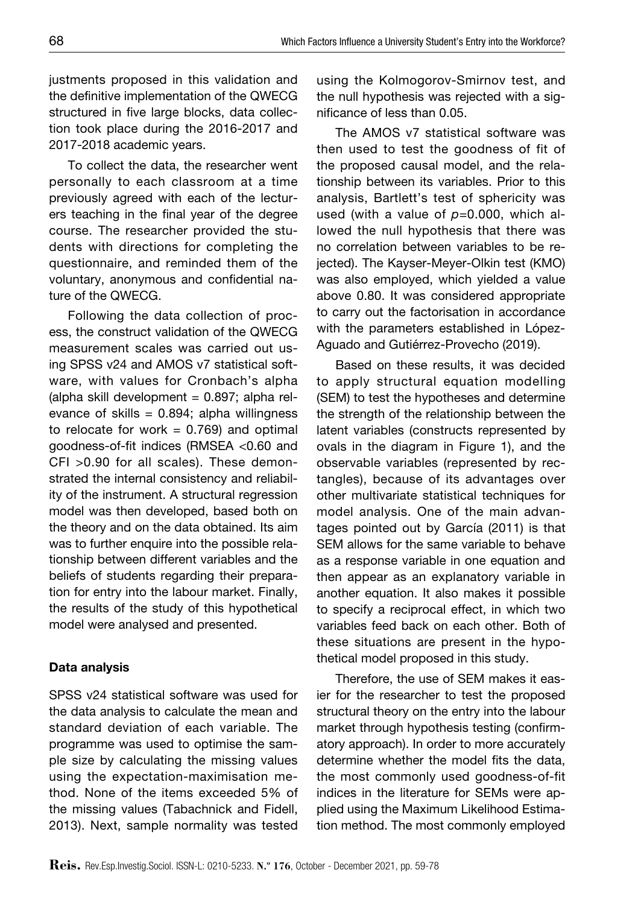justments proposed in this validation and the definitive implementation of the QWECG structured in five large blocks, data collection took place during the 2016-2017 and 2017-2018 academic years.

To collect the data, the researcher went personally to each classroom at a time previously agreed with each of the lecturers teaching in the final year of the degree course. The researcher provided the students with directions for completing the questionnaire, and reminded them of the voluntary, anonymous and confidential nature of the QWECG.

Following the data collection of process, the construct validation of the QWECG measurement scales was carried out using SPSS v24 and AMOS v7 statistical software, with values for Cronbach's alpha (alpha skill development = 0.897; alpha relevance of skills = 0.894; alpha willingness to relocate for work = 0.769) and optimal goodness-of-fit indices (RMSEA <0.60 and CFI >0.90 for all scales). These demonstrated the internal consistency and reliability of the instrument. A structural regression model was then developed, based both on the theory and on the data obtained. Its aim was to further enquire into the possible relationship between different variables and the beliefs of students regarding their preparation for entry into the labour market. Finally, the results of the study of this hypothetical model were analysed and presented.

### Data analysis

SPSS v24 statistical software was used for the data analysis to calculate the mean and standard deviation of each variable. The programme was used to optimise the sample size by calculating the missing values using the expectation-maximisation method. None of the items exceeded 5% of the missing values (Tabachnick and Fidell, 2013). Next, sample normality was tested using the Kolmogorov-Smirnov test, and the null hypothesis was rejected with a significance of less than 0.05.

The AMOS v7 statistical software was then used to test the goodness of fit of the proposed causal model, and the relationship between its variables. Prior to this analysis, Bartlett's test of sphericity was used (with a value of $p=0.000$, which allowed the null hypothesis that there was no correlation between variables to be rejected). The Kayser-Meyer-Olkin test (KMO) was also employed, which yielded a value above 0.80. It was considered appropriate to carry out the factorisation in accordance with the parameters established in López-Aguado and Gutiérrez-Provecho (2019).

Based on these results, it was decided to apply structural equation modelling (SEM) to test the hypotheses and determine the strength of the relationship between the latent variables (constructs represented by ovals in the diagram in Figure 1), and the observable variables (represented by rectangles), because of its advantages over other multivariate statistical techniques for model analysis. One of the main advantages pointed out by García (2011) is that SEM allows for the same variable to behave as a response variable in one equation and then appear as an explanatory variable in another equation. It also makes it possible to specify a reciprocal effect, in which two variables feed back on each other. Both of these situations are present in the hypothetical model proposed in this study.

Therefore, the use of SEM makes it easier for the researcher to test the proposed structural theory on the entry into the labour market through hypothesis testing (confirmatory approach). In order to more accurately determine whether the model fits the data, the most commonly used goodness-of-fit indices in the literature for SEMs were applied using the Maximum Likelihood Estimation method. The most commonly employed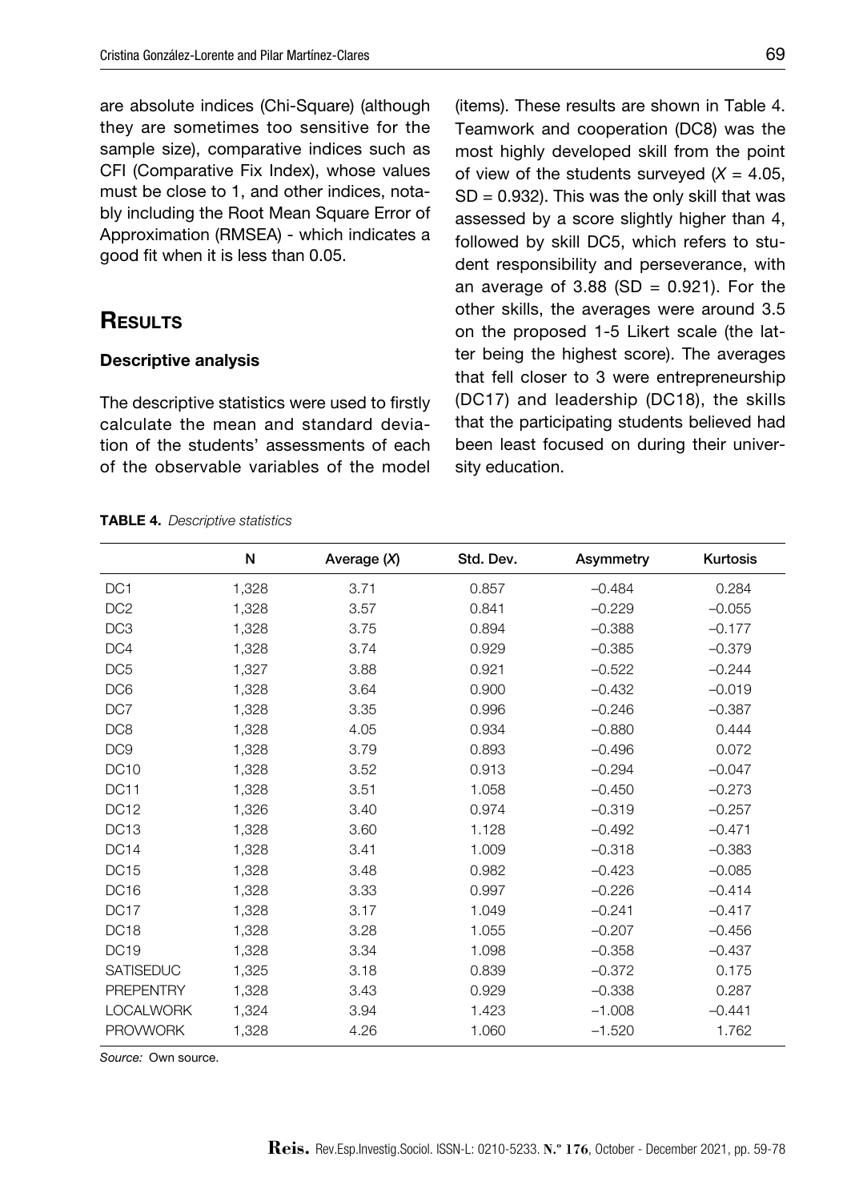are absolute indices (Chi-Square) (although they are sometimes too sensitive for the sample size), comparative indices such as CFI (Comparative Fix Index), whose values must be close to 1, and other indices, notably including the Root Mean Square Error of Approximation (RMSEA) - which indicates a good fit when it is less than 0.05.

## Results

### Descriptive analysis

The descriptive statistics were used to firstly calculate the mean and standard deviation of the students' assessments of each of the observable variables of the model (items). These results are shown in Table 4. Teamwork and cooperation (DC8) was the most highly developed skill from the point of view of the students surveyed ($X = 4.05$, $SD = 0.932$). This was the only skill that was assessed by a score slightly higher than 4, followed by skill DC5, which refers to student responsibility and perseverance, with an average of 3.88 ($SD = 0.921$). For the other skills, the averages were around 3.5 on the proposed 1-5 Likert scale (the latter being the highest score). The averages that fell closer to 3 were entrepreneurship (DC17) and leadership (DC18), the skills that the participating students believed had been least focused on during their university education.

**TABLE 4.** *Descriptive statistics*

| | N | Average (*X*) | Std. Dev. | Asymmetry | Kurtosis |
|---|---|---|---|---|---|
| DC1 | 1,328 | 3.71 | 0.857 | −0.484 | 0.284 |
| DC2 | 1,328 | 3.57 | 0.841 | −0.229 | −0.055 |
| DC3 | 1,328 | 3.75 | 0.894 | −0.388 | −0.177 |
| DC4 | 1,328 | 3.74 | 0.929 | −0.385 | −0.379 |
| DC5 | 1,327 | 3.88 | 0.921 | −0.522 | −0.244 |
| DC6 | 1,328 | 3.64 | 0.900 | −0.432 | −0.019 |
| DC7 | 1,328 | 3.35 | 0.996 | −0.246 | −0.387 |
| DC8 | 1,328 | 4.05 | 0.934 | −0.880 | 0.444 |
| DC9 | 1,328 | 3.79 | 0.893 | −0.496 | 0.072 |
| DC10 | 1,328 | 3.52 | 0.913 | −0.294 | −0.047 |
| DC11 | 1,328 | 3.51 | 1.058 | −0.450 | −0.273 |
| DC12 | 1,326 | 3.40 | 0.974 | −0.319 | −0.257 |
| DC13 | 1,328 | 3.60 | 1.128 | −0.492 | −0.471 |
| DC14 | 1,328 | 3.41 | 1.009 | −0.318 | −0.383 |
| DC15 | 1,328 | 3.48 | 0.982 | −0.423 | −0.085 |
| DC16 | 1,328 | 3.33 | 0.997 | −0.226 | −0.414 |
| DC17 | 1,328 | 3.17 | 1.049 | −0.241 | −0.417 |
| DC18 | 1,328 | 3.28 | 1.055 | −0.207 | −0.456 |
| DC19 | 1,328 | 3.34 | 1.098 | −0.358 | −0.437 |
| SATISEDUC | 1,325 | 3.18 | 0.839 | −0.372 | 0.175 |
| PREPENTRY | 1,328 | 3.43 | 0.929 | −0.338 | 0.287 |
| LOCALWORK | 1,324 | 3.94 | 1.423 | −1.008 | −0.441 |
| PROVWORK | 1,328 | 4.26 | 1.060 | −1.520 | 1.762 |

*Source:* Own source.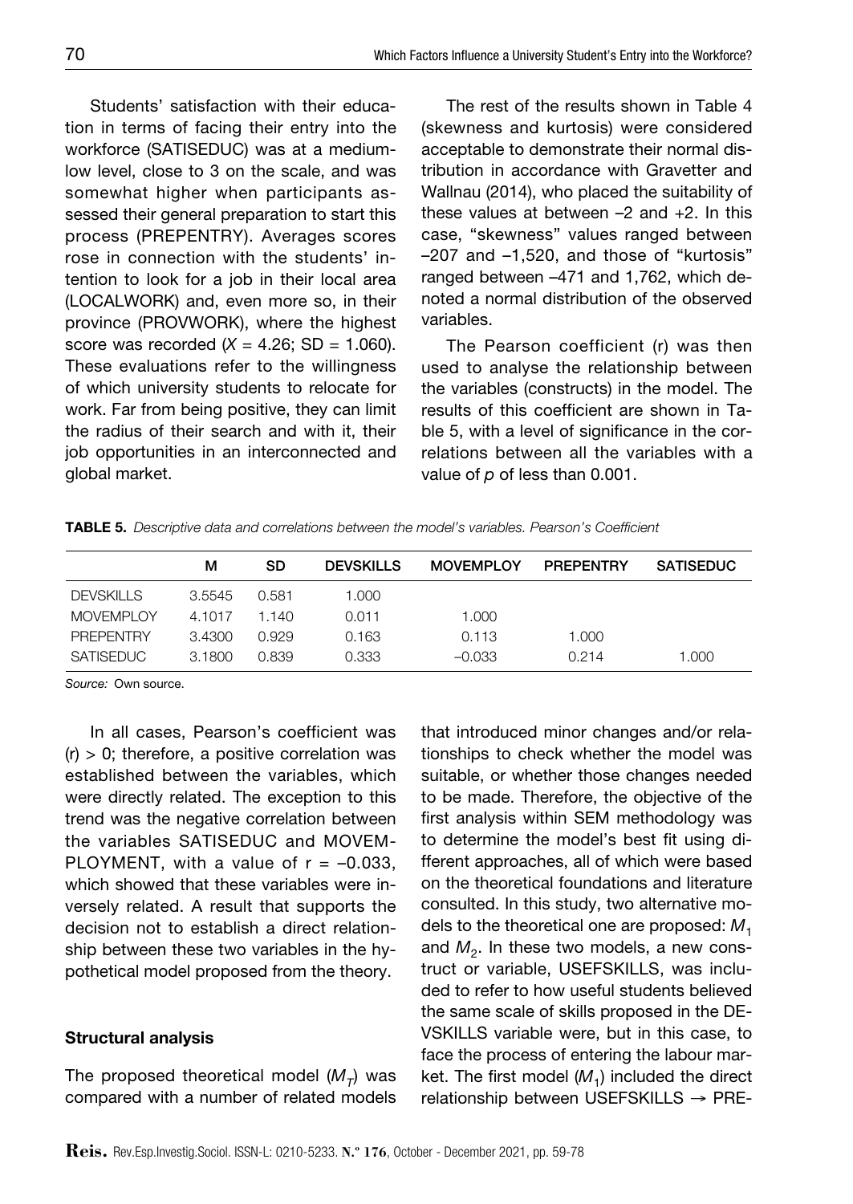Students' satisfaction with their education in terms of facing their entry into the workforce (SATISEDUC) was at a medium-low level, close to 3 on the scale, and was somewhat higher when participants assessed their general preparation to start this process (PREPENTRY). Averages scores rose in connection with the students' intention to look for a job in their local area (LOCALWORK) and, even more so, in their province (PROVWORK), where the highest score was recorded ($X$ = 4.26; SD = 1.060). These evaluations refer to the willingness of which university students to relocate for work. Far from being positive, they can limit the radius of their search and with it, their job opportunities in an interconnected and global market.

The rest of the results shown in Table 4 (skewness and kurtosis) were considered acceptable to demonstrate their normal distribution in accordance with Gravetter and Wallnau (2014), who placed the suitability of these values at between –2 and +2. In this case, "skewness" values ranged between –207 and –1,520, and those of "kurtosis" ranged between –471 and 1,762, which denoted a normal distribution of the observed variables.

The Pearson coefficient (r) was then used to analyse the relationship between the variables (constructs) in the model. The results of this coefficient are shown in Table 5, with a level of significance in the correlations between all the variables with a value of $p$ of less than 0.001.

**TABLE 5.** *Descriptive data and correlations between the model's variables. Pearson's Coefficient*

| | M | SD | DEVSKILLS | MOVEMPLOY | PREPENTRY | SATISEDUC |
|---|---|---|---|---|---|---|
| DEVSKILLS | 3.5545 | 0.581 | 1.000 | | | |
| MOVEMPLOY | 4.1017 | 1.140 | 0.011 | 1.000 | | |
| PREPENTRY | 3.4300 | 0.929 | 0.163 | 0.113 | 1.000 | |
| SATISEDUC | 3.1800 | 0.839 | 0.333 | –0.033 | 0.214 | 1.000 |

*Source:* Own source.

In all cases, Pearson's coefficient was (r) > 0; therefore, a positive correlation was established between the variables, which were directly related. The exception to this trend was the negative correlation between the variables SATISEDUC and MOVEMPLOYMENT, with a value of r = –0.033, which showed that these variables were inversely related. A result that supports the decision not to establish a direct relationship between these two variables in the hypothetical model proposed from the theory.

### Structural analysis

The proposed theoretical model ($M_T$) was compared with a number of related models that introduced minor changes and/or relationships to check whether the model was suitable, or whether those changes needed to be made. Therefore, the objective of the first analysis within SEM methodology was to determine the model's best fit using different approaches, all of which were based on the theoretical foundations and literature consulted. In this study, two alternative models to the theoretical one are proposed: $M_1$ and $M_2$. In these two models, a new construct or variable, USEFSKILLS, was included to refer to how useful students believed the same scale of skills proposed in the DEVSKILLS variable were, but in this case, to face the process of entering the labour market. The first model ($M_1$) included the direct relationship between USEFSKILLS → PRE-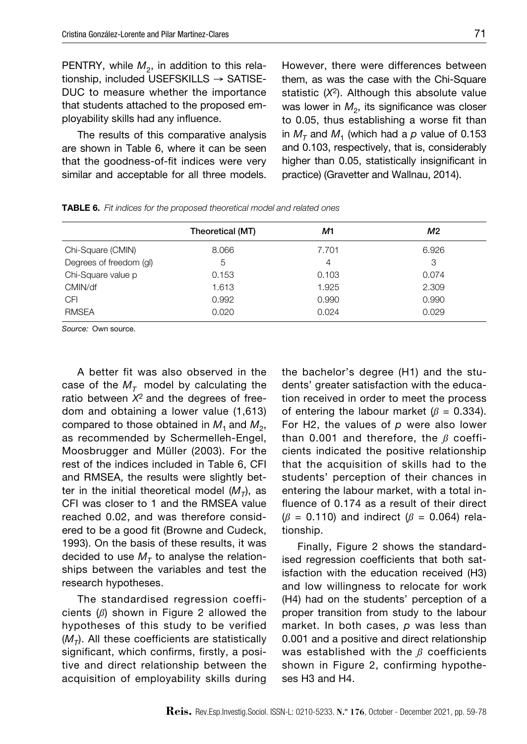PENTRY, while $M_2$, in addition to this relationship, included USEFSKILLS → SATISEDUC to measure whether the importance that students attached to the proposed employability skills had any influence.

The results of this comparative analysis are shown in Table 6, where it can be seen that the goodness-of-fit indices were very similar and acceptable for all three models. However, there were differences between them, as was the case with the Chi-Square statistic ($X^2$). Although this absolute value was lower in $M_2$, its significance was closer to 0.05, thus establishing a worse fit than in $M_T$ and $M_1$ (which had a $p$ value of 0.153 and 0.103, respectively, that is, considerably higher than 0.05, statistically insignificant in practice) (Gravetter and Wallnau, 2014).

**TABLE 6.** *Fit indices for the proposed theoretical model and related ones*

| | Theoretical (MT) | *M*1 | *M*2 |
|---|---|---|---|
| Chi-Square (CMIN) | 8.066 | 7.701 | 6.926 |
| Degrees of freedom (gl) | 5 | 4 | 3 |
| Chi-Square value p | 0.153 | 0.103 | 0.074 |
| CMIN/df | 1.613 | 1.925 | 2.309 |
| CFI | 0.992 | 0.990 | 0.990 |
| RMSEA | 0.020 | 0.024 | 0.029 |

*Source:* Own source.

A better fit was also observed in the case of the $M_T$ model by calculating the ratio between $X^2$ and the degrees of freedom and obtaining a lower value (1,613) compared to those obtained in $M_1$ and $M_2$, as recommended by Schermelleh-Engel, Moosbrugger and Müller (2003). For the rest of the indices included in Table 6, CFI and RMSEA, the results were slightly better in the initial theoretical model ($M_T$), as CFI was closer to 1 and the RMSEA value reached 0.02, and was therefore considered to be a good fit (Browne and Cudeck, 1993). On the basis of these results, it was decided to use $M_T$ to analyse the relationships between the variables and test the research hypotheses.

The standardised regression coefficients ($\beta$) shown in Figure 2 allowed the hypotheses of this study to be verified ($M_T$). All these coefficients are statistically significant, which confirms, firstly, a positive and direct relationship between the acquisition of employability skills during the bachelor's degree (H1) and the students' greater satisfaction with the education received in order to meet the process of entering the labour market ($\beta$ = 0.334). For H2, the values of $p$ were also lower than 0.001 and therefore, the $\beta$ coefficients indicated the positive relationship that the acquisition of skills had to the students' perception of their chances in entering the labour market, with a total influence of 0.174 as a result of their direct ($\beta$ = 0.110) and indirect ($\beta$ = 0.064) relationship.

Finally, Figure 2 shows the standardised regression coefficients that both satisfaction with the education received (H3) and low willingness to relocate for work (H4) had on the students' perception of a proper transition from study to the labour market. In both cases, $p$ was less than 0.001 and a positive and direct relationship was established with the $\beta$ coefficients shown in Figure 2, confirming hypotheses H3 and H4.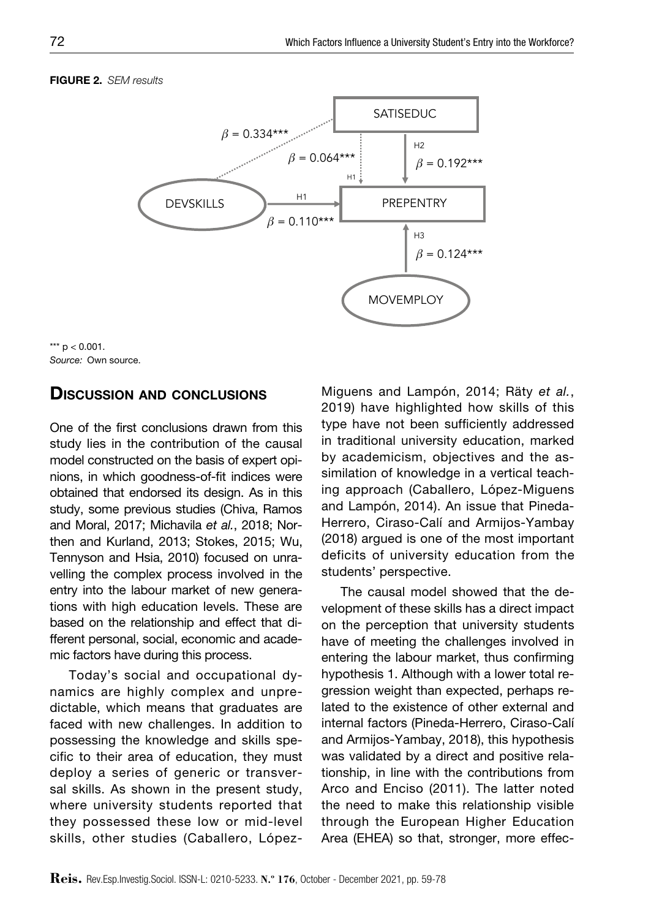**FIGURE 2.** *SEM results*

*** $p < 0.001$.
*Source:* Own source.

## Discussion and conclusions

One of the first conclusions drawn from this study lies in the contribution of the causal model constructed on the basis of expert opinions, in which goodness-of-fit indices were obtained that endorsed its design. As in this study, some previous studies (Chiva, Ramos and Moral, 2017; Michavila *et al.*, 2018; Northen and Kurland, 2013; Stokes, 2015; Wu, Tennyson and Hsia, 2010) focused on unravelling the complex process involved in the entry into the labour market of new generations with high education levels. These are based on the relationship and effect that different personal, social, economic and academic factors have during this process.

Today's social and occupational dynamics are highly complex and unpredictable, which means that graduates are faced with new challenges. In addition to possessing the knowledge and skills specific to their area of education, they must deploy a series of generic or transversal skills. As shown in the present study, where university students reported that they possessed these low or mid-level skills, other studies (Caballero, López-Miguens and Lampón, 2014; Räty *et al.*, 2019) have highlighted how skills of this type have not been sufficiently addressed in traditional university education, marked by academicism, objectives and the assimilation of knowledge in a vertical teaching approach (Caballero, López-Miguens and Lampón, 2014). An issue that Pineda-Herrero, Ciraso-Calí and Armijos-Yambay (2018) argued is one of the most important deficits of university education from the students' perspective.

The causal model showed that the development of these skills has a direct impact on the perception that university students have of meeting the challenges involved in entering the labour market, thus confirming hypothesis 1. Although with a lower total regression weight than expected, perhaps related to the existence of other external and internal factors (Pineda-Herrero, Ciraso-Calí and Armijos-Yambay, 2018), this hypothesis was validated by a direct and positive relationship, in line with the contributions from Arco and Enciso (2011). The latter noted the need to make this relationship visible through the European Higher Education Area (EHEA) so that, stronger, more effec-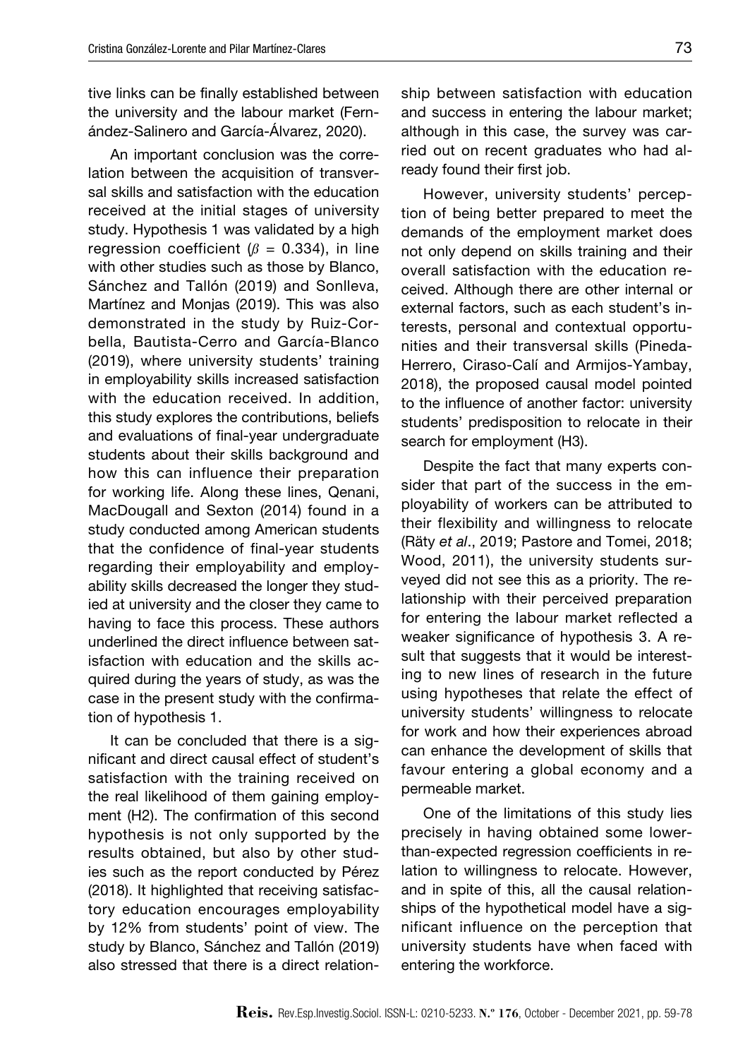tive links can be finally established between the university and the labour market (Fernández-Salinero and García-Álvarez, 2020).

An important conclusion was the correlation between the acquisition of transversal skills and satisfaction with the education received at the initial stages of university study. Hypothesis 1 was validated by a high regression coefficient ($\beta$ = 0.334), in line with other studies such as those by Blanco, Sánchez and Tallón (2019) and Sonlleva, Martínez and Monjas (2019). This was also demonstrated in the study by Ruiz-Corbella, Bautista-Cerro and García-Blanco (2019), where university students' training in employability skills increased satisfaction with the education received. In addition, this study explores the contributions, beliefs and evaluations of final-year undergraduate students about their skills background and how this can influence their preparation for working life. Along these lines, Qenani, MacDougall and Sexton (2014) found in a study conducted among American students that the confidence of final-year students regarding their employability and employability skills decreased the longer they studied at university and the closer they came to having to face this process. These authors underlined the direct influence between satisfaction with education and the skills acquired during the years of study, as was the case in the present study with the confirmation of hypothesis 1.

It can be concluded that there is a significant and direct causal effect of student's satisfaction with the training received on the real likelihood of them gaining employment (H2). The confirmation of this second hypothesis is not only supported by the results obtained, but also by other studies such as the report conducted by Pérez (2018). It highlighted that receiving satisfactory education encourages employability by 12% from students' point of view. The study by Blanco, Sánchez and Tallón (2019) also stressed that there is a direct relationship between satisfaction with education and success in entering the labour market; although in this case, the survey was carried out on recent graduates who had already found their first job.

However, university students' perception of being better prepared to meet the demands of the employment market does not only depend on skills training and their overall satisfaction with the education received. Although there are other internal or external factors, such as each student's interests, personal and contextual opportunities and their transversal skills (Pineda-Herrero, Ciraso-Calí and Armijos-Yambay, 2018), the proposed causal model pointed to the influence of another factor: university students' predisposition to relocate in their search for employment (H3).

Despite the fact that many experts consider that part of the success in the employability of workers can be attributed to their flexibility and willingness to relocate (Räty *et al*., 2019; Pastore and Tomei, 2018; Wood, 2011), the university students surveyed did not see this as a priority. The relationship with their perceived preparation for entering the labour market reflected a weaker significance of hypothesis 3. A result that suggests that it would be interesting to new lines of research in the future using hypotheses that relate the effect of university students' willingness to relocate for work and how their experiences abroad can enhance the development of skills that favour entering a global economy and a permeable market.

One of the limitations of this study lies precisely in having obtained some lower-than-expected regression coefficients in relation to willingness to relocate. However, and in spite of this, all the causal relationships of the hypothetical model have a significant influence on the perception that university students have when faced with entering the workforce.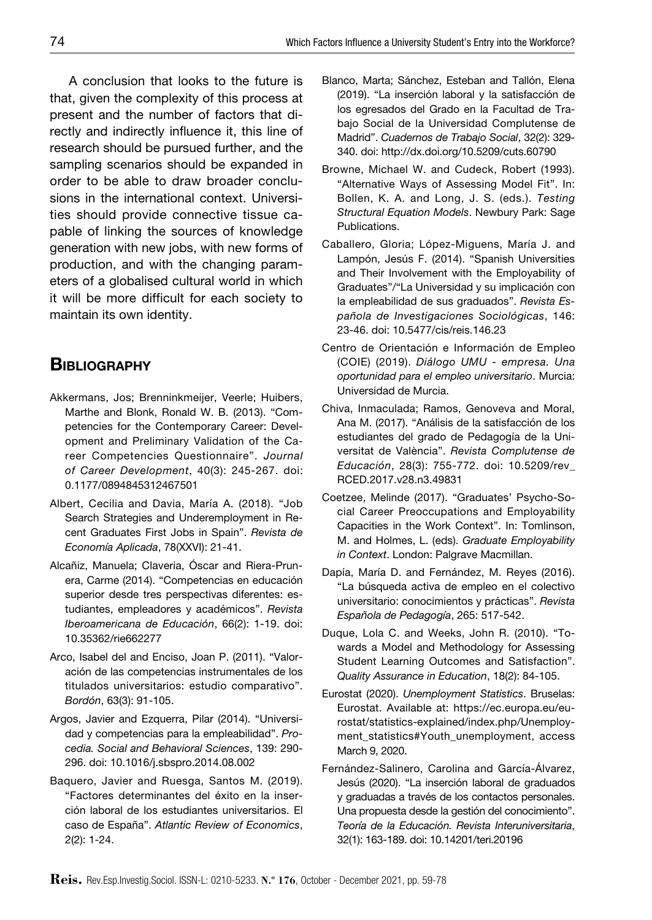A conclusion that looks to the future is that, given the complexity of this process at present and the number of factors that directly and indirectly influence it, this line of research should be pursued further, and the sampling scenarios should be expanded in order to be able to draw broader conclusions in the international context. Universities should provide connective tissue capable of linking the sources of knowledge generation with new jobs, with new forms of production, and with the changing parameters of a globalised cultural world in which it will be more difficult for each society to maintain its own identity.

## Bibliography

Akkermans, Jos; Brenninkmeijer, Veerle; Huibers, Marthe and Blonk, Ronald W. B. (2013). "Competencies for the Contemporary Career: Development and Preliminary Validation of the Career Competencies Questionnaire". *Journal of Career Development*, 40(3): 245-267. doi: 0.1177/0894845312467501

Albert, Cecilia and Davia, María A. (2018). "Job Search Strategies and Underemployment in Recent Graduates First Jobs in Spain". *Revista de Economía Aplicada*, 78(XXVI): 21-41.

Alcañiz, Manuela; Claveria, Óscar and Riera-Prunera, Carme (2014). "Competencias en educación superior desde tres perspectivas diferentes: estudiantes, empleadores y académicos". *Revista Iberoamericana de Educación*, 66(2): 1-19. doi: 10.35362/rie662277

Arco, Isabel del and Enciso, Joan P. (2011). "Valoración de las competencias instrumentales de los titulados universitarios: estudio comparativo". *Bordón*, 63(3): 91-105.

Argos, Javier and Ezquerra, Pilar (2014). "Universidad y competencias para la empleabilidad". *Procedia. Social and Behavioral Sciences*, 139: 290-296. doi: 10.1016/j.sbspro.2014.08.002

Baquero, Javier and Ruesga, Santos M. (2019). "Factores determinantes del éxito en la inserción laboral de los estudiantes universitarios. El caso de España". *Atlantic Review of Economics*, 2(2): 1-24.

Blanco, Marta; Sánchez, Esteban and Tallón, Elena (2019). "La inserción laboral y la satisfacción de los egresados del Grado en la Facultad de Trabajo Social de la Universidad Complutense de Madrid". *Cuadernos de Trabajo Social*, 32(2): 329-340. doi: http://dx.doi.org/10.5209/cuts.60790

Browne, Michael W. and Cudeck, Robert (1993). "Alternative Ways of Assessing Model Fit". In: Bollen, K. A. and Long, J. S. (eds.). *Testing Structural Equation Models*. Newbury Park: Sage Publications.

Caballero, Gloria; López-Miguens, María J. and Lampón, Jesús F. (2014). "Spanish Universities and Their Involvement with the Employability of Graduates"/"La Universidad y su implicación con la empleabilidad de sus graduados". *Revista Española de Investigaciones Sociológicas*, 146: 23-46. doi: 10.5477/cis/reis.146.23

Centro de Orientación e Información de Empleo (COIE) (2019). *Diálogo UMU - empresa. Una oportunidad para el empleo universitario*. Murcia: Universidad de Murcia.

Chiva, Inmaculada; Ramos, Genoveva and Moral, Ana M. (2017). "Análisis de la satisfacción de los estudiantes del grado de Pedagogía de la Universitat de València". *Revista Complutense de Educación*, 28(3): 755-772. doi: 10.5209/rev_RCED.2017.v28.n3.49831

Coetzee, Melinde (2017). "Graduates' Psycho-Social Career Preoccupations and Employability Capacities in the Work Context". In: Tomlinson, M. and Holmes, L. (eds). *Graduate Employability in Context*. London: Palgrave Macmillan.

Dapía, María D. and Fernández, M. Reyes (2016). "La búsqueda activa de empleo en el colectivo universitario: conocimientos y prácticas". *Revista Española de Pedagogía*, 265: 517-542.

Duque, Lola C. and Weeks, John R. (2010). "Towards a Model and Methodology for Assessing Student Learning Outcomes and Satisfaction". *Quality Assurance in Education*, 18(2): 84-105.

Eurostat (2020). *Unemployment Statistics*. Bruselas: Eurostat. Available at: https://ec.europa.eu/eurostat/statistics-explained/index.php/Unemployment_statistics#Youth_unemployment, access March 9, 2020.

Fernández-Salinero, Carolina and García-Álvarez, Jesús (2020). "La inserción laboral de graduados y graduadas a través de los contactos personales. Una propuesta desde la gestión del conocimiento". *Teoría de la Educación. Revista Interuniversitaria*, 32(1): 163-189. doi: 10.14201/teri.20196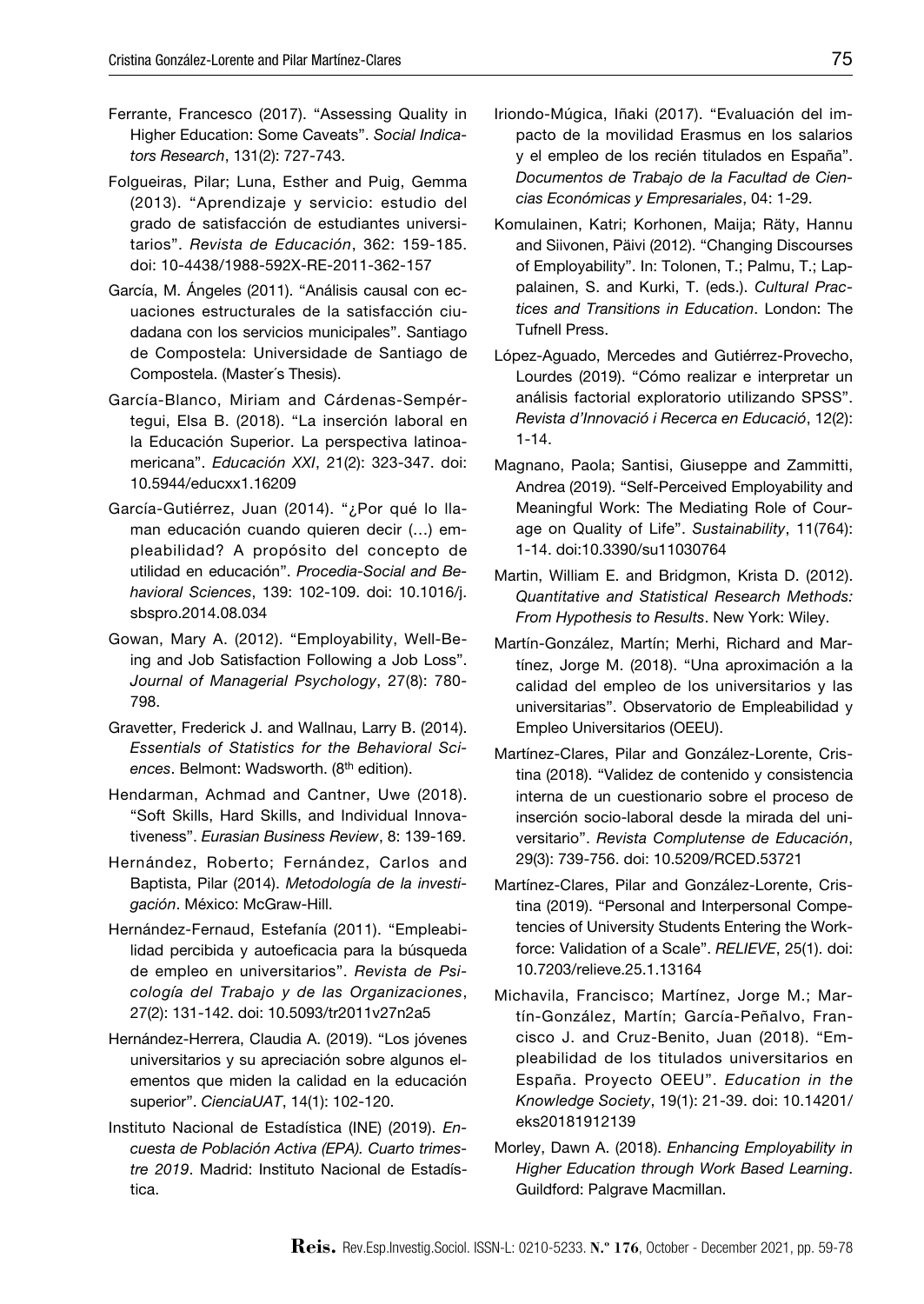Ferrante, Francesco (2017). "Assessing Quality in Higher Education: Some Caveats". *Social Indicators Research*, 131(2): 727-743.

Folgueiras, Pilar; Luna, Esther and Puig, Gemma (2013). "Aprendizaje y servicio: estudio del grado de satisfacción de estudiantes universitarios". *Revista de Educación*, 362: 159-185. doi: 10-4438/1988-592X-RE-2011-362-157

García, M. Ángeles (2011). "Análisis causal con ecuaciones estructurales de la satisfacción ciudadana con los servicios municipales". Santiago de Compostela: Universidade de Santiago de Compostela. (Master´s Thesis).

García-Blanco, Miriam and Cárdenas-Sempértegui, Elsa B. (2018). "La inserción laboral en la Educación Superior. La perspectiva latinoamericana". *Educación XXI*, 21(2): 323-347. doi: 10.5944/educxx1.16209

García-Gutiérrez, Juan (2014). "¿Por qué lo llaman educación cuando quieren decir (…) empleabilidad? A propósito del concepto de utilidad en educación". *Procedia-Social and Behavioral Sciences*, 139: 102-109. doi: 10.1016/j.sbspro.2014.08.034

Gowan, Mary A. (2012). "Employability, Well-Being and Job Satisfaction Following a Job Loss". *Journal of Managerial Psychology*, 27(8): 780-798.

Gravetter, Frederick J. and Wallnau, Larry B. (2014). *Essentials of Statistics for the Behavioral Sciences*. Belmont: Wadsworth. (8th edition).

Hendarman, Achmad and Cantner, Uwe (2018). "Soft Skills, Hard Skills, and Individual Innovativeness". *Eurasian Business Review*, 8: 139-169.

Hernández, Roberto; Fernández, Carlos and Baptista, Pilar (2014). *Metodología de la investigación*. México: McGraw-Hill.

Hernández-Fernaud, Estefanía (2011). "Empleabilidad percibida y autoeficacia para la búsqueda de empleo en universitarios". *Revista de Psicología del Trabajo y de las Organizaciones*, 27(2): 131-142. doi: 10.5093/tr2011v27n2a5

Hernández-Herrera, Claudia A. (2019). "Los jóvenes universitarios y su apreciación sobre algunos elementos que miden la calidad en la educación superior". *CienciaUAT*, 14(1): 102-120.

Instituto Nacional de Estadística (INE) (2019). *Encuesta de Población Activa (EPA). Cuarto trimestre 2019*. Madrid: Instituto Nacional de Estadística.

Iriondo-Múgica, Iñaki (2017). "Evaluación del impacto de la movilidad Erasmus en los salarios y el empleo de los recién titulados en España". *Documentos de Trabajo de la Facultad de Ciencias Económicas y Empresariales*, 04: 1-29.

Komulainen, Katri; Korhonen, Maija; Räty, Hannu and Siivonen, Päivi (2012). "Changing Discourses of Employability". In: Tolonen, T.; Palmu, T.; Lappalainen, S. and Kurki, T. (eds.). *Cultural Practices and Transitions in Education*. London: The Tufnell Press.

López-Aguado, Mercedes and Gutiérrez-Provecho, Lourdes (2019). "Cómo realizar e interpretar un análisis factorial exploratorio utilizando SPSS". *Revista d'Innovació i Recerca en Educació*, 12(2): 1-14.

Magnano, Paola; Santisi, Giuseppe and Zammitti, Andrea (2019). "Self-Perceived Employability and Meaningful Work: The Mediating Role of Courage on Quality of Life". *Sustainability*, 11(764): 1-14. doi:10.3390/su11030764

Martin, William E. and Bridgmon, Krista D. (2012). *Quantitative and Statistical Research Methods: From Hypothesis to Results*. New York: Wiley.

Martín-González, Martín; Merhi, Richard and Martínez, Jorge M. (2018). "Una aproximación a la calidad del empleo de los universitarios y las universitarias". Observatorio de Empleabilidad y Empleo Universitarios (OEEU).

Martínez-Clares, Pilar and González-Lorente, Cristina (2018). "Validez de contenido y consistencia interna de un cuestionario sobre el proceso de inserción socio-laboral desde la mirada del universitario". *Revista Complutense de Educación*, 29(3): 739-756. doi: 10.5209/RCED.53721

Martínez-Clares, Pilar and González-Lorente, Cristina (2019). "Personal and Interpersonal Competencies of University Students Entering the Workforce: Validation of a Scale". *RELIEVE*, 25(1). doi: 10.7203/relieve.25.1.13164

Michavila, Francisco; Martínez, Jorge M.; Martín-González, Martín; García-Peñalvo, Francisco J. and Cruz-Benito, Juan (2018). "Empleabilidad de los titulados universitarios en España. Proyecto OEEU". *Education in the Knowledge Society*, 19(1): 21-39. doi: 10.14201/eks20181912139

Morley, Dawn A. (2018). *Enhancing Employability in Higher Education through Work Based Learning*. Guildford: Palgrave Macmillan.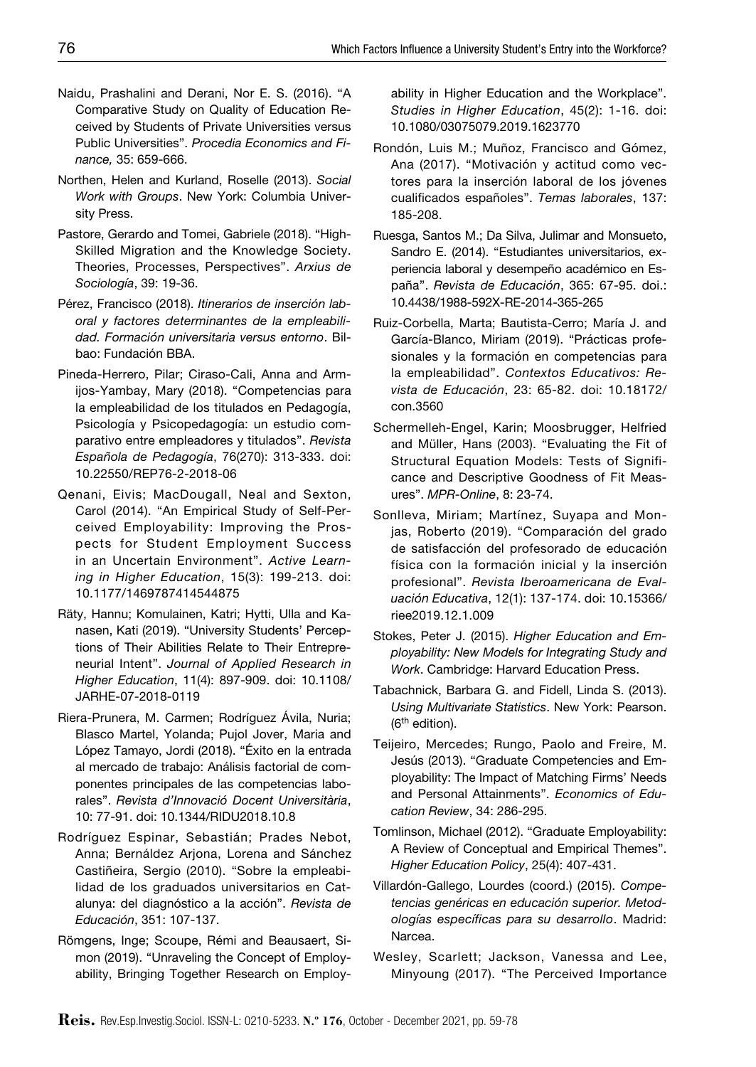- Naidu, Prashalini and Derani, Nor E. S. (2016). "A Comparative Study on Quality of Education Received by Students of Private Universities versus Public Universities". *Procedia Economics and Finance,* 35: 659-666.
- Northen, Helen and Kurland, Roselle (2013). *Social Work with Groups*. New York: Columbia University Press.
- Pastore, Gerardo and Tomei, Gabriele (2018). "High-Skilled Migration and the Knowledge Society. Theories, Processes, Perspectives". *Arxius de Sociología*, 39: 19-36.
- Pérez, Francisco (2018). *Itinerarios de inserción laboral y factores determinantes de la empleabilidad. Formación universitaria versus entorno*. Bilbao: Fundación BBA.
- Pineda-Herrero, Pilar; Ciraso-Cali, Anna and Armijos-Yambay, Mary (2018). "Competencias para la empleabilidad de los titulados en Pedagogía, Psicología y Psicopedagogía: un estudio comparativo entre empleadores y titulados". *Revista Española de Pedagogía*, 76(270): 313-333. doi: 10.22550/REP76-2-2018-06
- Qenani, Eivis; MacDougall, Neal and Sexton, Carol (2014). "An Empirical Study of Self-Perceived Employability: Improving the Prospects for Student Employment Success in an Uncertain Environment". *Active Learning in Higher Education*, 15(3): 199-213. doi: 10.1177/1469787414544875
- Räty, Hannu; Komulainen, Katri; Hytti, Ulla and Kanasen, Kati (2019). "University Students' Perceptions of Their Abilities Relate to Their Entrepreneurial Intent". *Journal of Applied Research in Higher Education*, 11(4): 897-909. doi: 10.1108/JARHE-07-2018-0119
- Riera-Prunera, M. Carmen; Rodríguez Ávila, Nuria; Blasco Martel, Yolanda; Pujol Jover, Maria and López Tamayo, Jordi (2018). "Éxito en la entrada al mercado de trabajo: Análisis factorial de componentes principales de las competencias laborales". *Revista d'Innovació Docent Universitària*, 10: 77-91. doi: 10.1344/RIDU2018.10.8
- Rodríguez Espinar, Sebastián; Prades Nebot, Anna; Bernáldez Arjona, Lorena and Sánchez Castiñeira, Sergio (2010). "Sobre la empleabilidad de los graduados universitarios en Catalunya: del diagnóstico a la acción". *Revista de Educación*, 351: 107-137.
- Römgens, Inge; Scoupe, Rémi and Beausaert, Simon (2019). "Unraveling the Concept of Employability, Bringing Together Research on Employability in Higher Education and the Workplace". *Studies in Higher Education*, 45(2): 1-16. doi: 10.1080/03075079.2019.1623770
- Rondón, Luis M.; Muñoz, Francisco and Gómez, Ana (2017). "Motivación y actitud como vectores para la inserción laboral de los jóvenes cualificados españoles". *Temas laborales*, 137: 185-208.
- Ruesga, Santos M.; Da Silva, Julimar and Monsueto, Sandro E. (2014). "Estudiantes universitarios, experiencia laboral y desempeño académico en España". *Revista de Educación*, 365: 67-95. doi.: 10.4438/1988-592X-RE-2014-365-265
- Ruiz-Corbella, Marta; Bautista-Cerro; María J. and García-Blanco, Miriam (2019). "Prácticas profesionales y la formación en competencias para la empleabilidad". *Contextos Educativos: Revista de Educación*, 23: 65-82. doi: 10.18172/con.3560
- Schermelleh-Engel, Karin; Moosbrugger, Helfried and Müller, Hans (2003). "Evaluating the Fit of Structural Equation Models: Tests of Significance and Descriptive Goodness of Fit Measures". *MPR-Online*, 8: 23-74.
- Sonlleva, Miriam; Martínez, Suyapa and Monjas, Roberto (2019). "Comparación del grado de satisfacción del profesorado de educación física con la formación inicial y la inserción profesional". *Revista Iberoamericana de Evaluación Educativa*, 12(1): 137-174. doi: 10.15366/riee2019.12.1.009
- Stokes, Peter J. (2015). *Higher Education and Employability: New Models for Integrating Study and Work*. Cambridge: Harvard Education Press.
- Tabachnick, Barbara G. and Fidell, Linda S. (2013). *Using Multivariate Statistics*. New York: Pearson. (6th edition).
- Teijeiro, Mercedes; Rungo, Paolo and Freire, M. Jesús (2013). "Graduate Competencies and Employability: The Impact of Matching Firms' Needs and Personal Attainments". *Economics of Education Review*, 34: 286-295.
- Tomlinson, Michael (2012). "Graduate Employability: A Review of Conceptual and Empirical Themes". *Higher Education Policy*, 25(4): 407-431.
- Villardón-Gallego, Lourdes (coord.) (2015). *Competencias genéricas en educación superior. Metodologías específicas para su desarrollo*. Madrid: Narcea.
- Wesley, Scarlett; Jackson, Vanessa and Lee, Minyoung (2017). "The Perceived Importance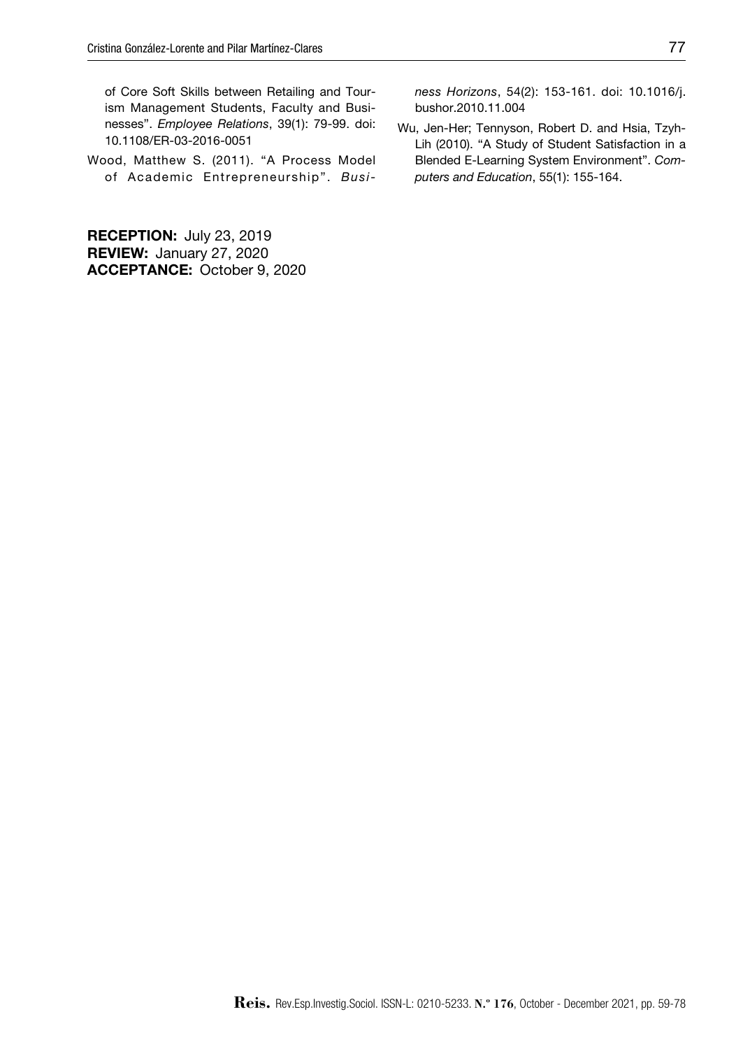of Core Soft Skills between Retailing and Tourism Management Students, Faculty and Businesses". *Employee Relations*, 39(1): 79-99. doi: 10.1108/ER-03-2016-0051

Wood, Matthew S. (2011). "A Process Model of Academic Entrepreneurship". *Business Horizons*, 54(2): 153-161. doi: 10.1016/j.bushor.2010.11.004

Wu, Jen-Her; Tennyson, Robert D. and Hsia, Tzyh-Lih (2010). "A Study of Student Satisfaction in a Blended E-Learning System Environment". *Computers and Education*, 55(1): 155-164.

**RECEPTION:** July 23, 2019
**REVIEW:** January 27, 2020
**ACCEPTANCE:** October 9, 2020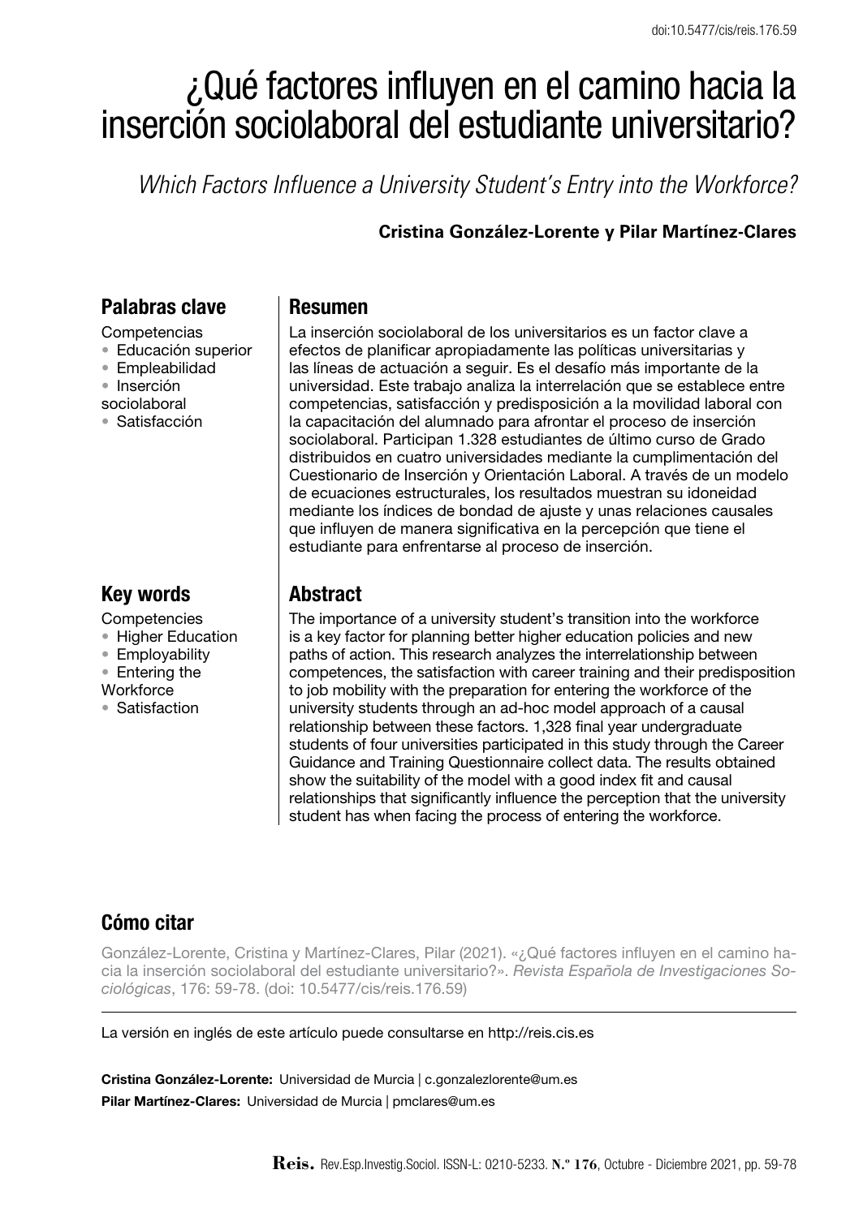doi:10.5477/cis/reis.176.59

# ¿Qué factores influyen en el camino hacia la inserción sociolaboral del estudiante universitario?

*Which Factors Influence a University Student's Entry into the Workforce?*

**Cristina González-Lorente y Pilar Martínez-Clares**

## Palabras clave

Competencias
- Educación superior
- Empleabilidad
- Inserción sociolaboral
- Satisfacción

## Resumen

La inserción sociolaboral de los universitarios es un factor clave a efectos de planificar apropiadamente las políticas universitarias y las líneas de actuación a seguir. Es el desafío más importante de la universidad. Este trabajo analiza la interrelación que se establece entre competencias, satisfacción y predisposición a la movilidad laboral con la capacitación del alumnado para afrontar el proceso de inserción sociolaboral. Participan 1.328 estudiantes de último curso de Grado distribuidos en cuatro universidades mediante la cumplimentación del Cuestionario de Inserción y Orientación Laboral. A través de un modelo de ecuaciones estructurales, los resultados muestran su idoneidad mediante los índices de bondad de ajuste y unas relaciones causales que influyen de manera significativa en la percepción que tiene el estudiante para enfrentarse al proceso de inserción.

## Key words

Competencies
- Higher Education
- Employability
- Entering the Workforce
- Satisfaction

## Abstract

The importance of a university student's transition into the workforce is a key factor for planning better higher education policies and new paths of action. This research analyzes the interrelationship between competences, the satisfaction with career training and their predisposition to job mobility with the preparation for entering the workforce of the university students through an ad-hoc model approach of a causal relationship between these factors. 1,328 final year undergraduate students of four universities participated in this study through the Career Guidance and Training Questionnaire collect data. The results obtained show the suitability of the model with a good index fit and causal relationships that significantly influence the perception that the university student has when facing the process of entering the workforce.

## Cómo citar

González-Lorente, Cristina y Martínez-Clares, Pilar (2021). «¿Qué factores influyen en el camino hacia la inserción sociolaboral del estudiante universitario?». *Revista Española de Investigaciones Sociológicas*, 176: 59-78. (doi: 10.5477/cis/reis.176.59)

La versión en inglés de este artículo puede consultarse en http://reis.cis.es

**Cristina González-Lorente:** Universidad de Murcia | c.gonzalezlorente@um.es

**Pilar Martínez-Clares:** Universidad de Murcia | pmclares@um.es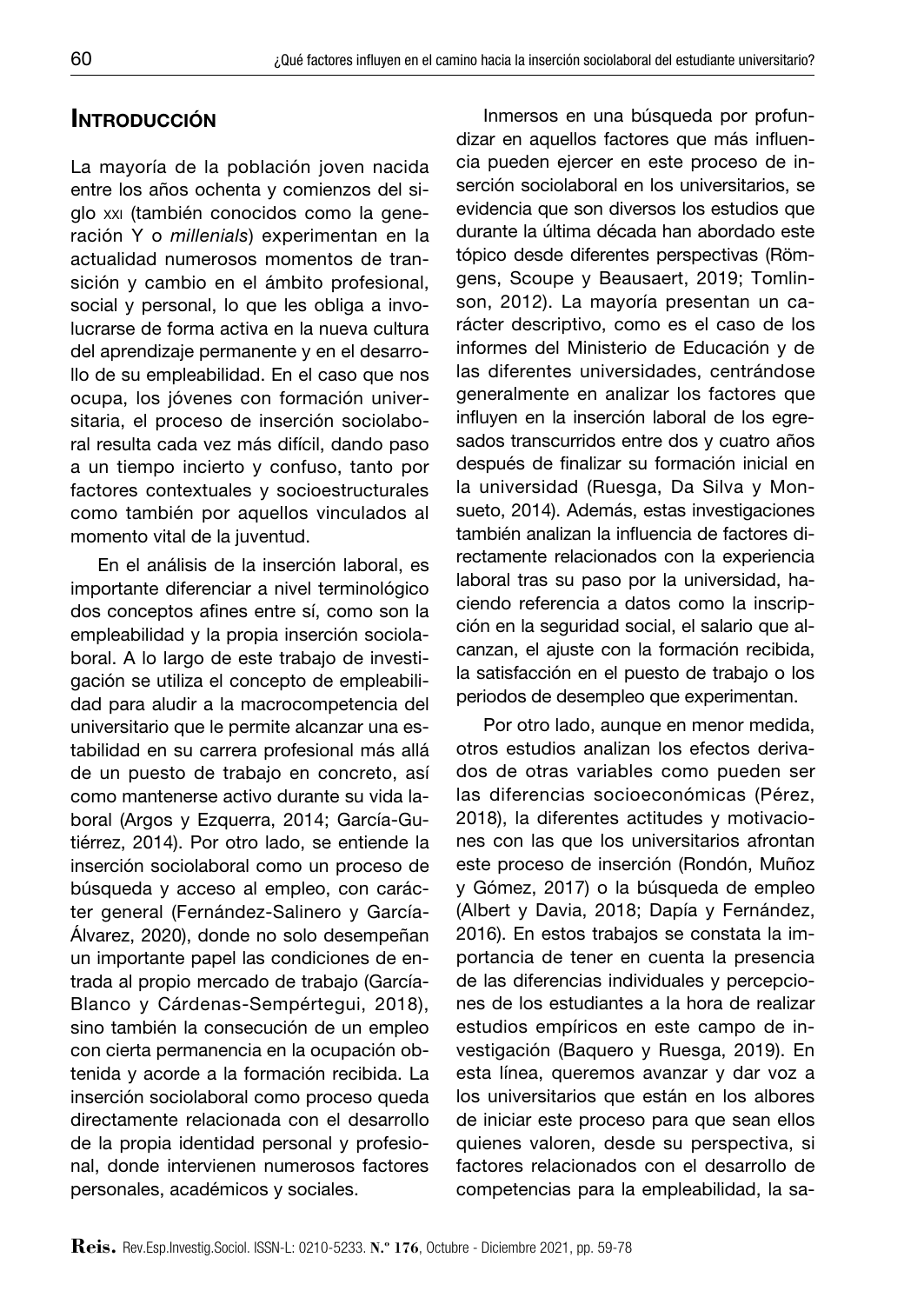## Introducción

La mayoría de la población joven nacida entre los años ochenta y comienzos del siglo xxi (también conocidos como la generación Y o *millenials*) experimentan en la actualidad numerosos momentos de transición y cambio en el ámbito profesional, social y personal, lo que les obliga a involucrarse de forma activa en la nueva cultura del aprendizaje permanente y en el desarrollo de su empleabilidad. En el caso que nos ocupa, los jóvenes con formación universitaria, el proceso de inserción sociolaboral resulta cada vez más difícil, dando paso a un tiempo incierto y confuso, tanto por factores contextuales y socioestructurales como también por aquellos vinculados al momento vital de la juventud.

En el análisis de la inserción laboral, es importante diferenciar a nivel terminológico dos conceptos afines entre sí, como son la empleabilidad y la propia inserción sociolaboral. A lo largo de este trabajo de investigación se utiliza el concepto de empleabilidad para aludir a la macrocompetencia del universitario que le permite alcanzar una estabilidad en su carrera profesional más allá de un puesto de trabajo en concreto, así como mantenerse activo durante su vida laboral (Argos y Ezquerra, 2014; García-Gutiérrez, 2014). Por otro lado, se entiende la inserción sociolaboral como un proceso de búsqueda y acceso al empleo, con carácter general (Fernández-Salinero y García-Álvarez, 2020), donde no solo desempeñan un importante papel las condiciones de entrada al propio mercado de trabajo (García-Blanco y Cárdenas-Sempértegui, 2018), sino también la consecución de un empleo con cierta permanencia en la ocupación obtenida y acorde a la formación recibida. La inserción sociolaboral como proceso queda directamente relacionada con el desarrollo de la propia identidad personal y profesional, donde intervienen numerosos factores personales, académicos y sociales.

Inmersos en una búsqueda por profundizar en aquellos factores que más influencia pueden ejercer en este proceso de inserción sociolaboral en los universitarios, se evidencia que son diversos los estudios que durante la última década han abordado este tópico desde diferentes perspectivas (Römgens, Scoupe y Beausaert, 2019; Tomlinson, 2012). La mayoría presentan un carácter descriptivo, como es el caso de los informes del Ministerio de Educación y de las diferentes universidades, centrándose generalmente en analizar los factores que influyen en la inserción laboral de los egresados transcurridos entre dos y cuatro años después de finalizar su formación inicial en la universidad (Ruesga, Da Silva y Monsueto, 2014). Además, estas investigaciones también analizan la influencia de factores directamente relacionados con la experiencia laboral tras su paso por la universidad, haciendo referencia a datos como la inscripción en la seguridad social, el salario que alcanzan, el ajuste con la formación recibida, la satisfacción en el puesto de trabajo o los periodos de desempleo que experimentan.

Por otro lado, aunque en menor medida, otros estudios analizan los efectos derivados de otras variables como pueden ser las diferencias socioeconómicas (Pérez, 2018), la diferentes actitudes y motivaciones con las que los universitarios afrontan este proceso de inserción (Rondón, Muñoz y Gómez, 2017) o la búsqueda de empleo (Albert y Davia, 2018; Dapía y Fernández, 2016). En estos trabajos se constata la importancia de tener en cuenta la presencia de las diferencias individuales y percepciones de los estudiantes a la hora de realizar estudios empíricos en este campo de investigación (Baquero y Ruesga, 2019). En esta línea, queremos avanzar y dar voz a los universitarios que están en los albores de iniciar este proceso para que sean ellos quienes valoren, desde su perspectiva, si factores relacionados con el desarrollo de competencias para la empleabilidad, la sa-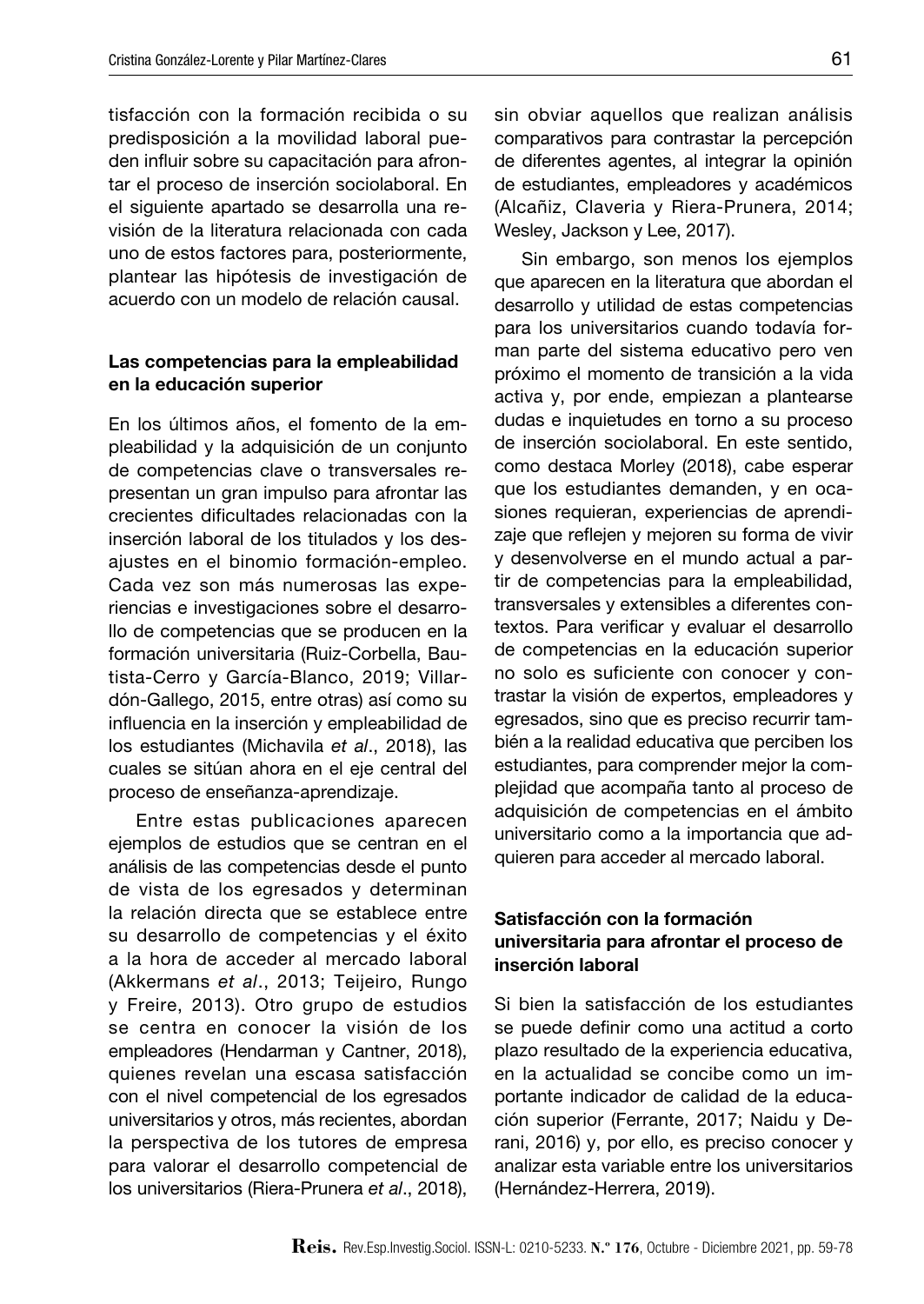tisfacción con la formación recibida o su predisposición a la movilidad laboral pueden influir sobre su capacitación para afrontar el proceso de inserción sociolaboral. En el siguiente apartado se desarrolla una revisión de la literatura relacionada con cada uno de estos factores para, posteriormente, plantear las hipótesis de investigación de acuerdo con un modelo de relación causal.

### Las competencias para la empleabilidad en la educación superior

En los últimos años, el fomento de la empleabilidad y la adquisición de un conjunto de competencias clave o transversales representan un gran impulso para afrontar las crecientes dificultades relacionadas con la inserción laboral de los titulados y los desajustes en el binomio formación-empleo. Cada vez son más numerosas las experiencias e investigaciones sobre el desarrollo de competencias que se producen en la formación universitaria (Ruiz-Corbella, Bautista-Cerro y García-Blanco, 2019; Villardón-Gallego, 2015, entre otras) así como su influencia en la inserción y empleabilidad de los estudiantes (Michavila *et al*., 2018), las cuales se sitúan ahora en el eje central del proceso de enseñanza-aprendizaje.

Entre estas publicaciones aparecen ejemplos de estudios que se centran en el análisis de las competencias desde el punto de vista de los egresados y determinan la relación directa que se establece entre su desarrollo de competencias y el éxito a la hora de acceder al mercado laboral (Akkermans *et al*., 2013; Teijeiro, Rungo y Freire, 2013). Otro grupo de estudios se centra en conocer la visión de los empleadores (Hendarman y Cantner, 2018), quienes revelan una escasa satisfacción con el nivel competencial de los egresados universitarios y otros, más recientes, abordan la perspectiva de los tutores de empresa para valorar el desarrollo competencial de los universitarios (Riera-Prunera *et al*., 2018), sin obviar aquellos que realizan análisis comparativos para contrastar la percepción de diferentes agentes, al integrar la opinión de estudiantes, empleadores y académicos (Alcañiz, Claveria y Riera-Prunera, 2014; Wesley, Jackson y Lee, 2017).

Sin embargo, son menos los ejemplos que aparecen en la literatura que abordan el desarrollo y utilidad de estas competencias para los universitarios cuando todavía forman parte del sistema educativo pero ven próximo el momento de transición a la vida activa y, por ende, empiezan a plantearse dudas e inquietudes en torno a su proceso de inserción sociolaboral. En este sentido, como destaca Morley (2018), cabe esperar que los estudiantes demanden, y en ocasiones requieran, experiencias de aprendizaje que reflejen y mejoren su forma de vivir y desenvolverse en el mundo actual a partir de competencias para la empleabilidad, transversales y extensibles a diferentes contextos. Para verificar y evaluar el desarrollo de competencias en la educación superior no solo es suficiente con conocer y contrastar la visión de expertos, empleadores y egresados, sino que es preciso recurrir también a la realidad educativa que perciben los estudiantes, para comprender mejor la complejidad que acompaña tanto al proceso de adquisición de competencias en el ámbito universitario como a la importancia que adquieren para acceder al mercado laboral.

### Satisfacción con la formación universitaria para afrontar el proceso de inserción laboral

Si bien la satisfacción de los estudiantes se puede definir como una actitud a corto plazo resultado de la experiencia educativa, en la actualidad se concibe como un importante indicador de calidad de la educación superior (Ferrante, 2017; Naidu y Derani, 2016) y, por ello, es preciso conocer y analizar esta variable entre los universitarios (Hernández-Herrera, 2019).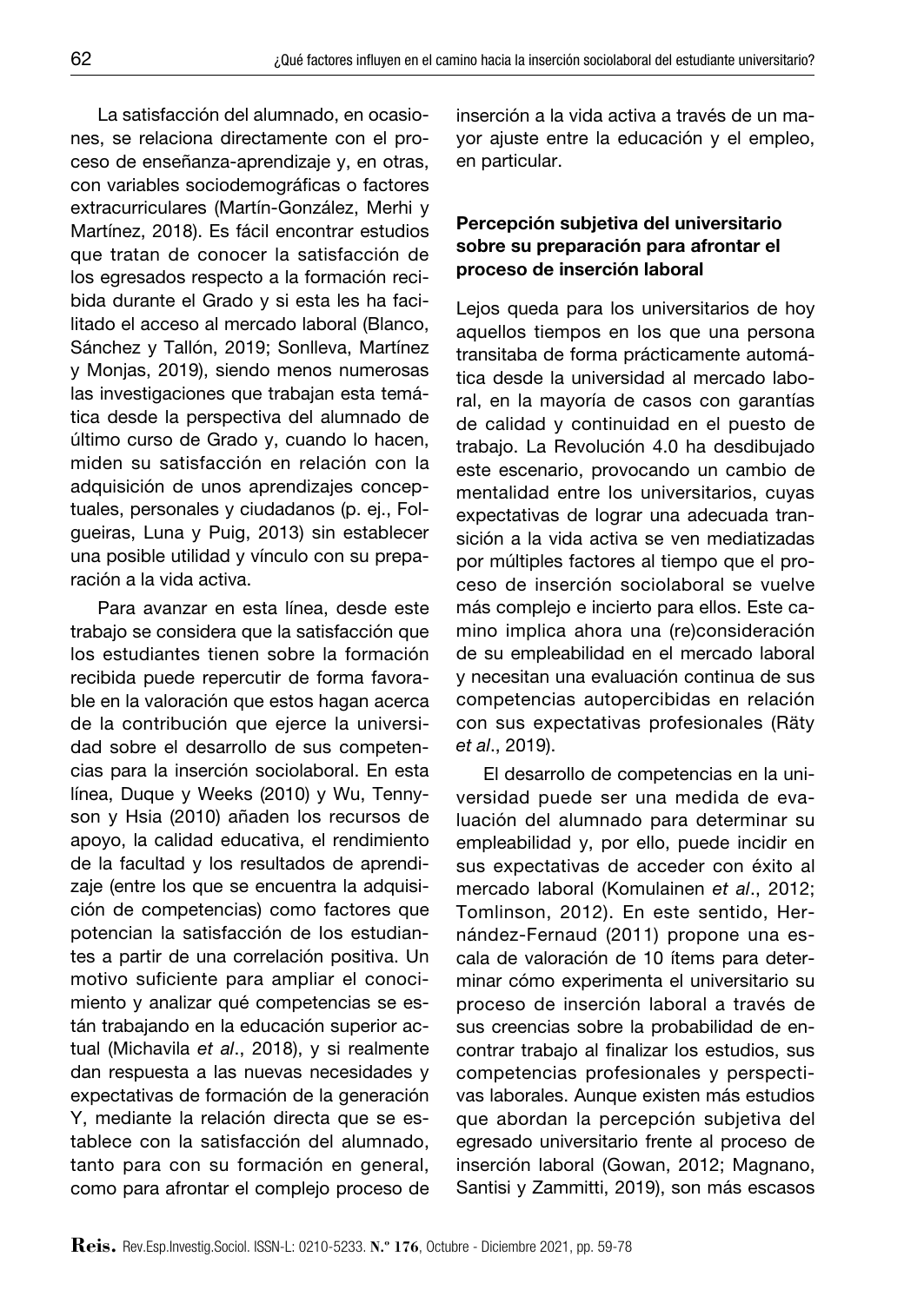La satisfacción del alumnado, en ocasiones, se relaciona directamente con el proceso de enseñanza-aprendizaje y, en otras, con variables sociodemográficas o factores extracurriculares (Martín-González, Merhi y Martínez, 2018). Es fácil encontrar estudios que tratan de conocer la satisfacción de los egresados respecto a la formación recibida durante el Grado y si esta les ha facilitado el acceso al mercado laboral (Blanco, Sánchez y Tallón, 2019; Sonlleva, Martínez y Monjas, 2019), siendo menos numerosas las investigaciones que trabajan esta temática desde la perspectiva del alumnado de último curso de Grado y, cuando lo hacen, miden su satisfacción en relación con la adquisición de unos aprendizajes conceptuales, personales y ciudadanos (p. ej., Folgueiras, Luna y Puig, 2013) sin establecer una posible utilidad y vínculo con su preparación a la vida activa.

Para avanzar en esta línea, desde este trabajo se considera que la satisfacción que los estudiantes tienen sobre la formación recibida puede repercutir de forma favorable en la valoración que estos hagan acerca de la contribución que ejerce la universidad sobre el desarrollo de sus competencias para la inserción sociolaboral. En esta línea, Duque y Weeks (2010) y Wu, Tennyson y Hsia (2010) añaden los recursos de apoyo, la calidad educativa, el rendimiento de la facultad y los resultados de aprendizaje (entre los que se encuentra la adquisición de competencias) como factores que potencian la satisfacción de los estudiantes a partir de una correlación positiva. Un motivo suficiente para ampliar el conocimiento y analizar qué competencias se están trabajando en la educación superior actual (Michavila *et al*., 2018), y si realmente dan respuesta a las nuevas necesidades y expectativas de formación de la generación Y, mediante la relación directa que se establece con la satisfacción del alumnado, tanto para con su formación en general, como para afrontar el complejo proceso de inserción a la vida activa a través de un mayor ajuste entre la educación y el empleo, en particular.

### Percepción subjetiva del universitario sobre su preparación para afrontar el proceso de inserción laboral

Lejos queda para los universitarios de hoy aquellos tiempos en los que una persona transitaba de forma prácticamente automática desde la universidad al mercado laboral, en la mayoría de casos con garantías de calidad y continuidad en el puesto de trabajo. La Revolución 4.0 ha desdibujado este escenario, provocando un cambio de mentalidad entre los universitarios, cuyas expectativas de lograr una adecuada transición a la vida activa se ven mediatizadas por múltiples factores al tiempo que el proceso de inserción sociolaboral se vuelve más complejo e incierto para ellos. Este camino implica ahora una (re)consideración de su empleabilidad en el mercado laboral y necesitan una evaluación continua de sus competencias autopercibidas en relación con sus expectativas profesionales (Räty *et al*., 2019).

El desarrollo de competencias en la universidad puede ser una medida de evaluación del alumnado para determinar su empleabilidad y, por ello, puede incidir en sus expectativas de acceder con éxito al mercado laboral (Komulainen *et al*., 2012; Tomlinson, 2012). En este sentido, Hernández-Fernaud (2011) propone una escala de valoración de 10 ítems para determinar cómo experimenta el universitario su proceso de inserción laboral a través de sus creencias sobre la probabilidad de encontrar trabajo al finalizar los estudios, sus competencias profesionales y perspectivas laborales. Aunque existen más estudios que abordan la percepción subjetiva del egresado universitario frente al proceso de inserción laboral (Gowan, 2012; Magnano, Santisi y Zammitti, 2019), son más escasos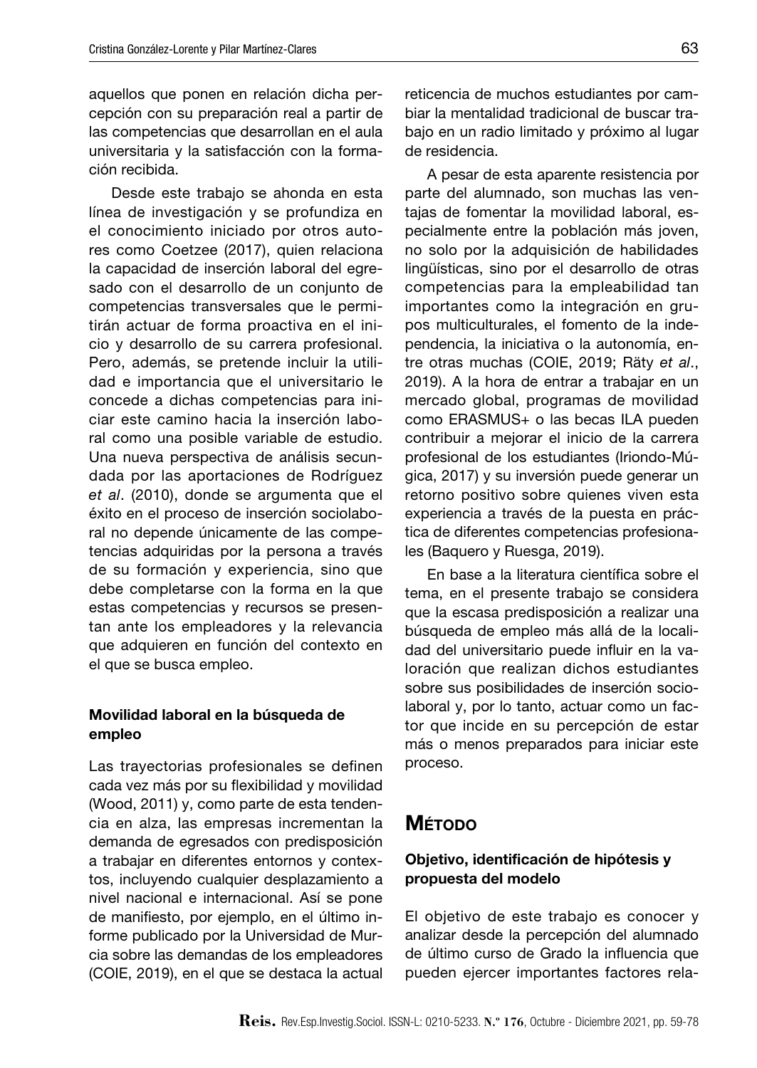aquellos que ponen en relación dicha percepción con su preparación real a partir de las competencias que desarrollan en el aula universitaria y la satisfacción con la formación recibida.

Desde este trabajo se ahonda en esta línea de investigación y se profundiza en el conocimiento iniciado por otros autores como Coetzee (2017), quien relaciona la capacidad de inserción laboral del egresado con el desarrollo de un conjunto de competencias transversales que le permitirán actuar de forma proactiva en el inicio y desarrollo de su carrera profesional. Pero, además, se pretende incluir la utilidad e importancia que el universitario le concede a dichas competencias para iniciar este camino hacia la inserción laboral como una posible variable de estudio. Una nueva perspectiva de análisis secundada por las aportaciones de Rodríguez *et al*. (2010), donde se argumenta que el éxito en el proceso de inserción sociolaboral no depende únicamente de las competencias adquiridas por la persona a través de su formación y experiencia, sino que debe completarse con la forma en la que estas competencias y recursos se presentan ante los empleadores y la relevancia que adquieren en función del contexto en el que se busca empleo.

### Movilidad laboral en la búsqueda de empleo

Las trayectorias profesionales se definen cada vez más por su flexibilidad y movilidad (Wood, 2011) y, como parte de esta tendencia en alza, las empresas incrementan la demanda de egresados con predisposición a trabajar en diferentes entornos y contextos, incluyendo cualquier desplazamiento a nivel nacional e internacional. Así se pone de manifiesto, por ejemplo, en el último informe publicado por la Universidad de Murcia sobre las demandas de los empleadores (COIE, 2019), en el que se destaca la actual reticencia de muchos estudiantes por cambiar la mentalidad tradicional de buscar trabajo en un radio limitado y próximo al lugar de residencia.

A pesar de esta aparente resistencia por parte del alumnado, son muchas las ventajas de fomentar la movilidad laboral, especialmente entre la población más joven, no solo por la adquisición de habilidades lingüísticas, sino por el desarrollo de otras competencias para la empleabilidad tan importantes como la integración en grupos multiculturales, el fomento de la independencia, la iniciativa o la autonomía, entre otras muchas (COIE, 2019; Räty *et al*., 2019). A la hora de entrar a trabajar en un mercado global, programas de movilidad como ERASMUS+ o las becas ILA pueden contribuir a mejorar el inicio de la carrera profesional de los estudiantes (Iriondo-Múgica, 2017) y su inversión puede generar un retorno positivo sobre quienes viven esta experiencia a través de la puesta en práctica de diferentes competencias profesionales (Baquero y Ruesga, 2019).

En base a la literatura científica sobre el tema, en el presente trabajo se considera que la escasa predisposición a realizar una búsqueda de empleo más allá de la localidad del universitario puede influir en la valoración que realizan dichos estudiantes sobre sus posibilidades de inserción sociolaboral y, por lo tanto, actuar como un factor que incide en su percepción de estar más o menos preparados para iniciar este proceso.

## Método

### Objetivo, identificación de hipótesis y propuesta del modelo

El objetivo de este trabajo es conocer y analizar desde la percepción del alumnado de último curso de Grado la influencia que pueden ejercer importantes factores rela-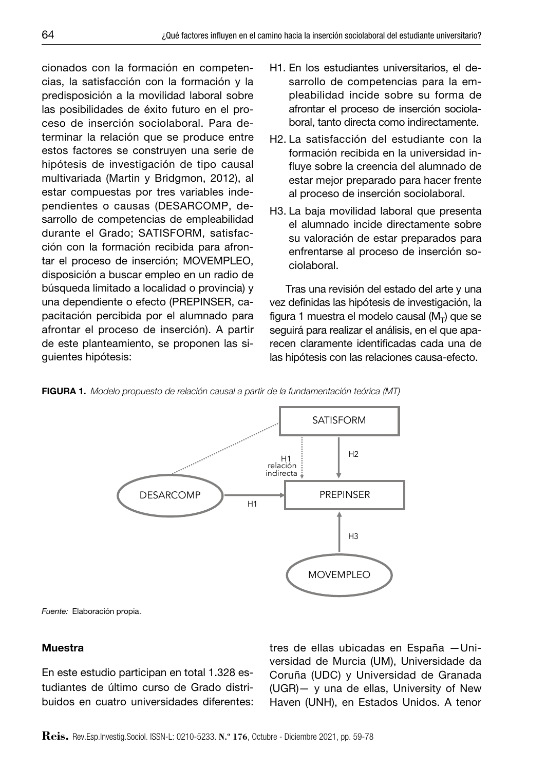cionados con la formación en competencias, la satisfacción con la formación y la predisposición a la movilidad laboral sobre las posibilidades de éxito futuro en el proceso de inserción sociolaboral. Para determinar la relación que se produce entre estos factores se construyen una serie de hipótesis de investigación de tipo causal multivariada (Martin y Bridgmon, 2012), al estar compuestas por tres variables independientes o causas (DESARCOMP, desarrollo de competencias de empleabilidad durante el Grado; SATISFORM, satisfacción con la formación recibida para afrontar el proceso de inserción; MOVEMPLEO, disposición a buscar empleo en un radio de búsqueda limitado a localidad o provincia) y una dependiente o efecto (PREPINSER, capacitación percibida por el alumnado para afrontar el proceso de inserción). A partir de este planteamiento, se proponen las siguientes hipótesis:

- H1. En los estudiantes universitarios, el desarrollo de competencias para la empleabilidad incide sobre su forma de afrontar el proceso de inserción sociolaboral, tanto directa como indirectamente.
- H2. La satisfacción del estudiante con la formación recibida en la universidad influye sobre la creencia del alumnado de estar mejor preparado para hacer frente al proceso de inserción sociolaboral.
- H3. La baja movilidad laboral que presenta el alumnado incide directamente sobre su valoración de estar preparados para enfrentarse al proceso de inserción sociolaboral.

Tras una revisión del estado del arte y una vez definidas las hipótesis de investigación, la figura 1 muestra el modelo causal ($M_T$) que se seguirá para realizar el análisis, en el que aparecen claramente identificadas cada una de las hipótesis con las relaciones causa-efecto.

**FIGURA 1.** *Modelo propuesto de relación causal a partir de la fundamentación teórica (MT)*

SATISFORM — H1 relación indirecta — H2 — DESARCOMP — H1 — PREPINSER — H3 — MOVEMPLEO

*Fuente:* Elaboración propia.

#### Muestra

En este estudio participan en total 1.328 estudiantes de último curso de Grado distribuidos en cuatro universidades diferentes: tres de ellas ubicadas en España —Universidad de Murcia (UM), Universidade da Coruña (UDC) y Universidad de Granada (UGR)— y una de ellas, University of New Haven (UNH), en Estados Unidos. A tenor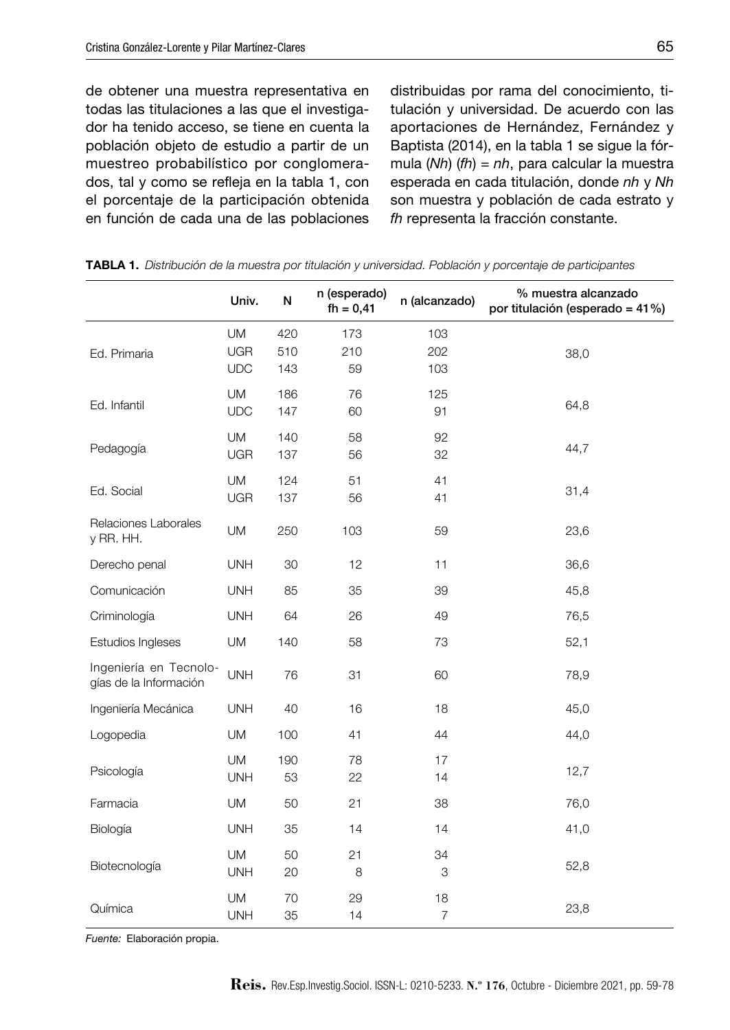de obtener una muestra representativa en todas las titulaciones a las que el investigador ha tenido acceso, se tiene en cuenta la población objeto de estudio a partir de un muestreo probabilístico por conglomerados, tal y como se refleja en la tabla 1, con el porcentaje de la participación obtenida en función de cada una de las poblaciones distribuidas por rama del conocimiento, titulación y universidad. De acuerdo con las aportaciones de Hernández, Fernández y Baptista (2014), en la tabla 1 se sigue la fórmula (*Nh*) (*fh*) = *nh*, para calcular la muestra esperada en cada titulación, donde *nh* y *Nh* son muestra y población de cada estrato y *fh* representa la fracción constante.

**TABLA 1.** *Distribución de la muestra por titulación y universidad. Población y porcentaje de participantes*

| | Univ. | N | n (esperado) fh = 0,41 | n (alcanzado) | % muestra alcanzado por titulación (esperado = 41%) |
|---|---|---|---|---|---|
| Ed. Primaria | UM | 420 | 173 | 103 | 38,0 |
| | UGR | 510 | 210 | 202 | |
| | UDC | 143 | 59 | 103 | |
| Ed. Infantil | UM | 186 | 76 | 125 | 64,8 |
| | UDC | 147 | 60 | 91 | |
| Pedagogía | UM | 140 | 58 | 92 | 44,7 |
| | UGR | 137 | 56 | 32 | |
| Ed. Social | UM | 124 | 51 | 41 | 31,4 |
| | UGR | 137 | 56 | 41 | |
| Relaciones Laborales y RR. HH. | UM | 250 | 103 | 59 | 23,6 |
| Derecho penal | UNH | 30 | 12 | 11 | 36,6 |
| Comunicación | UNH | 85 | 35 | 39 | 45,8 |
| Criminología | UNH | 64 | 26 | 49 | 76,5 |
| Estudios Ingleses | UM | 140 | 58 | 73 | 52,1 |
| Ingeniería en Tecnologías de la Información | UNH | 76 | 31 | 60 | 78,9 |
| Ingeniería Mecánica | UNH | 40 | 16 | 18 | 45,0 |
| Logopedia | UM | 100 | 41 | 44 | 44,0 |
| Psicología | UM | 190 | 78 | 17 | 12,7 |
| | UNH | 53 | 22 | 14 | |
| Farmacia | UM | 50 | 21 | 38 | 76,0 |
| Biología | UNH | 35 | 14 | 14 | 41,0 |
| Biotecnología | UM | 50 | 21 | 34 | 52,8 |
| | UNH | 20 | 8 | 3 | |
| Química | UM | 70 | 29 | 18 | 23,8 |
| | UNH | 35 | 14 | 7 | |

*Fuente:* Elaboración propia.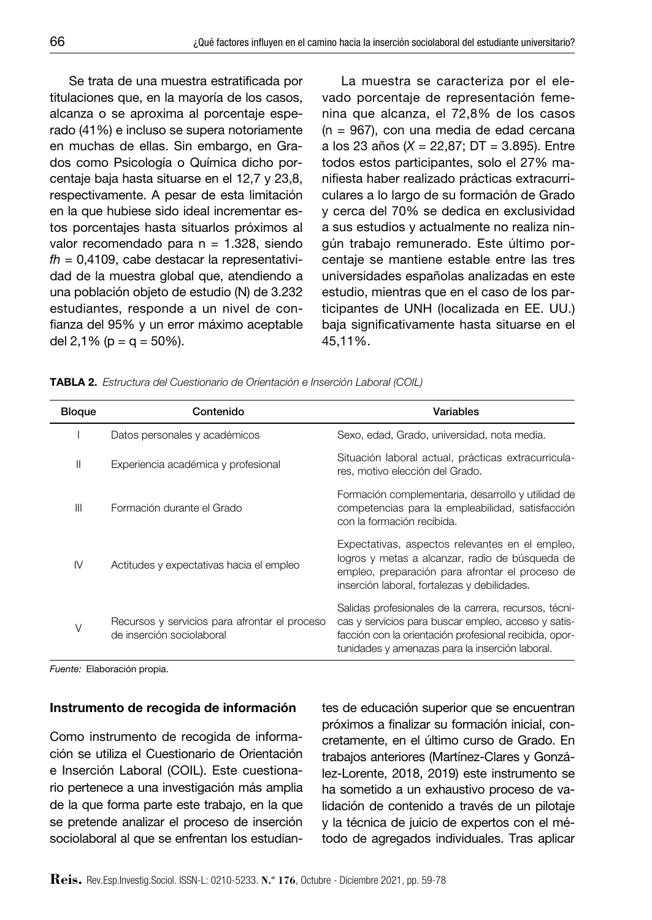Se trata de una muestra estratificada por titulaciones que, en la mayoría de los casos, alcanza o se aproxima al porcentaje esperado (41%) e incluso se supera notoriamente en muchas de ellas. Sin embargo, en Grados como Psicología o Química dicho porcentaje baja hasta situarse en el 12,7 y 23,8, respectivamente. A pesar de esta limitación en la que hubiese sido ideal incrementar estos porcentajes hasta situarlos próximos al valor recomendado para n = 1.328, siendo *fh* = 0,4109, cabe destacar la representatividad de la muestra global que, atendiendo a una población objeto de estudio (N) de 3.232 estudiantes, responde a un nivel de confianza del 95% y un error máximo aceptable del 2,1% (p = q = 50%).

La muestra se caracteriza por el elevado porcentaje de representación femenina que alcanza, el 72,8% de los casos (n = 967), con una media de edad cercana a los 23 años ($X$ = 22,87; DT = 3.895). Entre todos estos participantes, solo el 27% manifiesta haber realizado prácticas extracurriculares a lo largo de su formación de Grado y cerca del 70% se dedica en exclusividad a sus estudios y actualmente no realiza ningún trabajo remunerado. Este último porcentaje se mantiene estable entre las tres universidades españolas analizadas en este estudio, mientras que en el caso de los participantes de UNH (localizada en EE. UU.) baja significativamente hasta situarse en el 45,11%.

**TABLA 2.** *Estructura del Cuestionario de Orientación e Inserción Laboral (COIL)*

| Bloque | Contenido | Variables |
|---|---|---|
| I | Datos personales y académicos | Sexo, edad, Grado, universidad, nota media. |
| II | Experiencia académica y profesional | Situación laboral actual, prácticas extracurriculares, motivo elección del Grado. |
| III | Formación durante el Grado | Formación complementaria, desarrollo y utilidad de competencias para la empleabilidad, satisfacción con la formación recibida. |
| IV | Actitudes y expectativas hacia el empleo | Expectativas, aspectos relevantes en el empleo, logros y metas a alcanzar, radio de búsqueda de empleo, preparación para afrontar el proceso de inserción laboral, fortalezas y debilidades. |
| V | Recursos y servicios para afrontar el proceso de inserción sociolaboral | Salidas profesionales de la carrera, recursos, técnicas y servicios para buscar empleo, acceso y satisfacción con la orientación profesional recibida, oportunidades y amenazas para la inserción laboral. |

*Fuente:* Elaboración propia.

### Instrumento de recogida de información

Como instrumento de recogida de información se utiliza el Cuestionario de Orientación e Inserción Laboral (COIL). Este cuestionario pertenece a una investigación más amplia de la que forma parte este trabajo, en la que se pretende analizar el proceso de inserción sociolaboral al que se enfrentan los estudiantes de educación superior que se encuentran próximos a finalizar su formación inicial, concretamente, en el último curso de Grado. En trabajos anteriores (Martínez-Clares y González-Lorente, 2018, 2019) este instrumento se ha sometido a un exhaustivo proceso de validación de contenido a través de un pilotaje y la técnica de juicio de expertos con el método de agregados individuales. Tras aplicar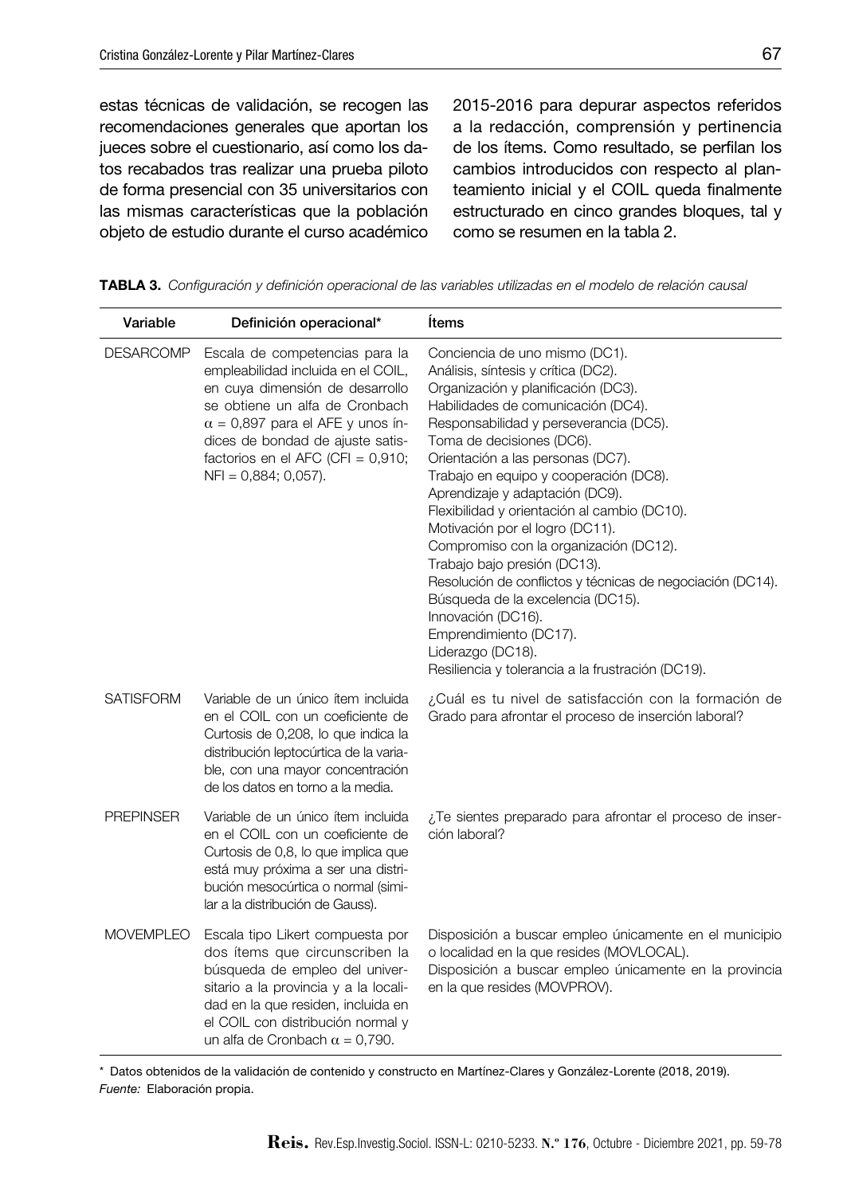estas técnicas de validación, se recogen las recomendaciones generales que aportan los jueces sobre el cuestionario, así como los datos recabados tras realizar una prueba piloto de forma presencial con 35 universitarios con las mismas características que la población objeto de estudio durante el curso académico 2015-2016 para depurar aspectos referidos a la redacción, comprensión y pertinencia de los ítems. Como resultado, se perfilan los cambios introducidos con respecto al planteamiento inicial y el COIL queda finalmente estructurado en cinco grandes bloques, tal y como se resumen en la tabla 2.

**TABLA 3.** *Configuración y definición operacional de las variables utilizadas en el modelo de relación causal*

| Variable | Definición operacional* | Ítems |
|---|---|---|
| DESARCOMP | Escala de competencias para la empleabilidad incluida en el COIL, en cuya dimensión de desarrollo se obtiene un alfa de Cronbach $\alpha = 0{,}897$ para el AFE y unos índices de bondad de ajuste satisfactorios en el AFC (CFI = 0,910; NFI = 0,884; 0,057). | Conciencia de uno mismo (DC1).<br>Análisis, síntesis y crítica (DC2).<br>Organización y planificación (DC3).<br>Habilidades de comunicación (DC4).<br>Responsabilidad y perseverancia (DC5).<br>Toma de decisiones (DC6).<br>Orientación a las personas (DC7).<br>Trabajo en equipo y cooperación (DC8).<br>Aprendizaje y adaptación (DC9).<br>Flexibilidad y orientación al cambio (DC10).<br>Motivación por el logro (DC11).<br>Compromiso con la organización (DC12).<br>Trabajo bajo presión (DC13).<br>Resolución de conflictos y técnicas de negociación (DC14).<br>Búsqueda de la excelencia (DC15).<br>Innovación (DC16).<br>Emprendimiento (DC17).<br>Liderazgo (DC18).<br>Resiliencia y tolerancia a la frustración (DC19). |
| SATISFORM | Variable de un único ítem incluida en el COIL con un coeficiente de Curtosis de 0,208, lo que indica la distribución leptocúrtica de la variable, con una mayor concentración de los datos en torno a la media. | ¿Cuál es tu nivel de satisfacción con la formación de Grado para afrontar el proceso de inserción laboral? |
| PREPINSER | Variable de un único ítem incluida en el COIL con un coeficiente de Curtosis de 0,8, lo que implica que está muy próxima a ser una distribución mesocúrtica o normal (similar a la distribución de Gauss). | ¿Te sientes preparado para afrontar el proceso de inserción laboral? |
| MOVEMPLEO | Escala tipo Likert compuesta por dos ítems que circunscriben la búsqueda de empleo del universitario a la provincia y a la localidad en la que residen, incluida en el COIL con distribución normal y un alfa de Cronbach $\alpha = 0{,}790$. | Disposición a buscar empleo únicamente en el municipio o localidad en la que resides (MOVLOCAL).<br>Disposición a buscar empleo únicamente en la provincia en la que resides (MOVPROV). |

\* Datos obtenidos de la validación de contenido y constructo en Martínez-Clares y González-Lorente (2018, 2019).

*Fuente:* Elaboración propia.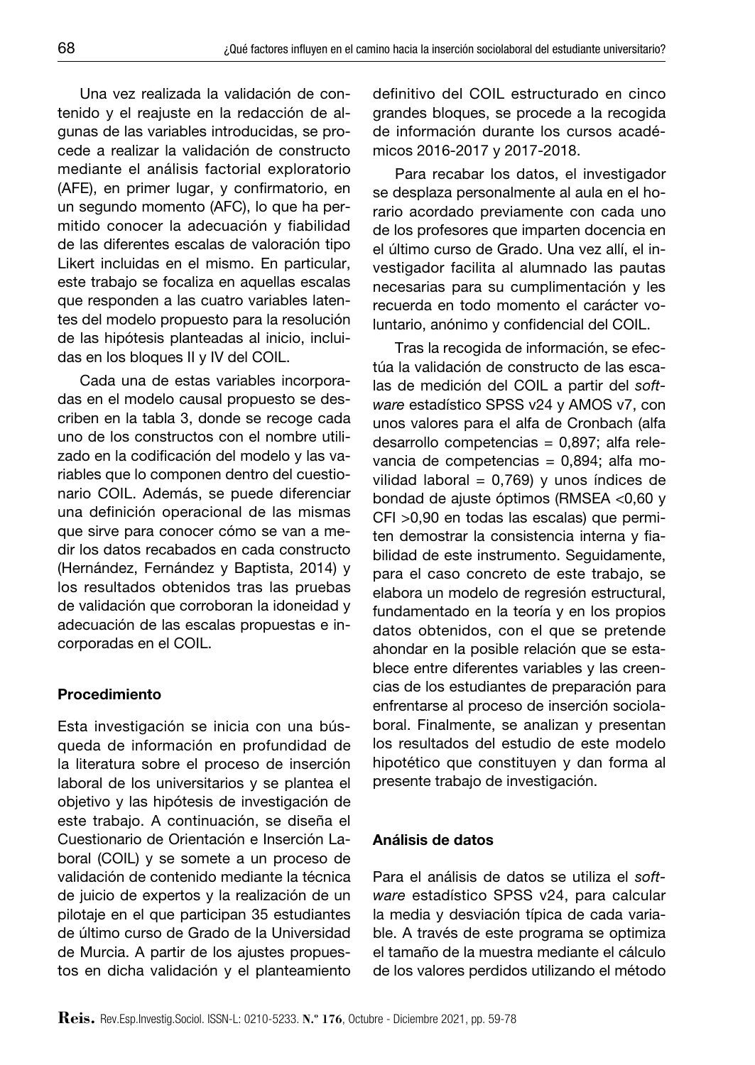Una vez realizada la validación de contenido y el reajuste en la redacción de algunas de las variables introducidas, se procede a realizar la validación de constructo mediante el análisis factorial exploratorio (AFE), en primer lugar, y confirmatorio, en un segundo momento (AFC), lo que ha permitido conocer la adecuación y fiabilidad de las diferentes escalas de valoración tipo Likert incluidas en el mismo. En particular, este trabajo se focaliza en aquellas escalas que responden a las cuatro variables latentes del modelo propuesto para la resolución de las hipótesis planteadas al inicio, incluidas en los bloques II y IV del COIL.

Cada una de estas variables incorporadas en el modelo causal propuesto se describen en la tabla 3, donde se recoge cada uno de los constructos con el nombre utilizado en la codificación del modelo y las variables que lo componen dentro del cuestionario COIL. Además, se puede diferenciar una definición operacional de las mismas que sirve para conocer cómo se van a medir los datos recabados en cada constructo (Hernández, Fernández y Baptista, 2014) y los resultados obtenidos tras las pruebas de validación que corroboran la idoneidad y adecuación de las escalas propuestas e incorporadas en el COIL.

#### Procedimiento

Esta investigación se inicia con una búsqueda de información en profundidad de la literatura sobre el proceso de inserción laboral de los universitarios y se plantea el objetivo y las hipótesis de investigación de este trabajo. A continuación, se diseña el Cuestionario de Orientación e Inserción Laboral (COIL) y se somete a un proceso de validación de contenido mediante la técnica de juicio de expertos y la realización de un pilotaje en el que participan 35 estudiantes de último curso de Grado de la Universidad de Murcia. A partir de los ajustes propuestos en dicha validación y el planteamiento definitivo del COIL estructurado en cinco grandes bloques, se procede a la recogida de información durante los cursos académicos 2016-2017 y 2017-2018.

Para recabar los datos, el investigador se desplaza personalmente al aula en el horario acordado previamente con cada uno de los profesores que imparten docencia en el último curso de Grado. Una vez allí, el investigador facilita al alumnado las pautas necesarias para su cumplimentación y les recuerda en todo momento el carácter voluntario, anónimo y confidencial del COIL.

Tras la recogida de información, se efectúa la validación de constructo de las escalas de medición del COIL a partir del *software* estadístico SPSS v24 y AMOS v7, con unos valores para el alfa de Cronbach (alfa desarrollo competencias = 0,897; alfa relevancia de competencias = 0,894; alfa movilidad laboral = 0,769) y unos índices de bondad de ajuste óptimos (RMSEA <0,60 y CFI >0,90 en todas las escalas) que permiten demostrar la consistencia interna y fiabilidad de este instrumento. Seguidamente, para el caso concreto de este trabajo, se elabora un modelo de regresión estructural, fundamentado en la teoría y en los propios datos obtenidos, con el que se pretende ahondar en la posible relación que se establece entre diferentes variables y las creencias de los estudiantes de preparación para enfrentarse al proceso de inserción sociolaboral. Finalmente, se analizan y presentan los resultados del estudio de este modelo hipotético que constituyen y dan forma al presente trabajo de investigación.

#### Análisis de datos

Para el análisis de datos se utiliza el *software* estadístico SPSS v24, para calcular la media y desviación típica de cada variable. A través de este programa se optimiza el tamaño de la muestra mediante el cálculo de los valores perdidos utilizando el método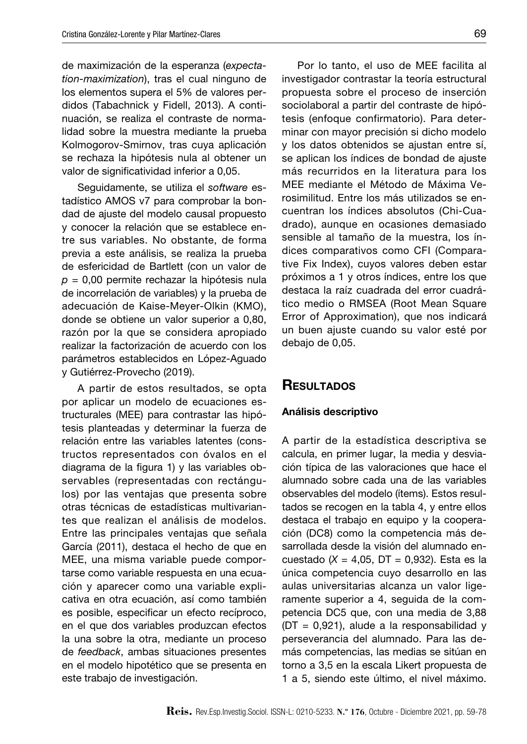de maximización de la esperanza (*expectation-maximization*), tras el cual ninguno de los elementos supera el 5% de valores perdidos (Tabachnick y Fidell, 2013). A continuación, se realiza el contraste de normalidad sobre la muestra mediante la prueba Kolmogorov-Smirnov, tras cuya aplicación se rechaza la hipótesis nula al obtener un valor de significatividad inferior a 0,05.

Seguidamente, se utiliza el *software* estadístico AMOS v7 para comprobar la bondad de ajuste del modelo causal propuesto y conocer la relación que se establece entre sus variables. No obstante, de forma previa a este análisis, se realiza la prueba de esfericidad de Bartlett (con un valor de $p$ = 0,00 permite rechazar la hipótesis nula de incorrelación de variables) y la prueba de adecuación de Kaise-Meyer-Olkin (KMO), donde se obtiene un valor superior a 0,80, razón por la que se considera apropiado realizar la factorización de acuerdo con los parámetros establecidos en López-Aguado y Gutiérrez-Provecho (2019).

A partir de estos resultados, se opta por aplicar un modelo de ecuaciones estructurales (MEE) para contrastar las hipótesis planteadas y determinar la fuerza de relación entre las variables latentes (constructos representados con óvalos en el diagrama de la figura 1) y las variables observables (representadas con rectángulos) por las ventajas que presenta sobre otras técnicas de estadísticas multivariantes que realizan el análisis de modelos. Entre las principales ventajas que señala García (2011), destaca el hecho de que en MEE, una misma variable puede comportarse como variable respuesta en una ecuación y aparecer como una variable explicativa en otra ecuación, así como también es posible, especificar un efecto recíproco, en el que dos variables produzcan efectos la una sobre la otra, mediante un proceso de *feedback*, ambas situaciones presentes en el modelo hipotético que se presenta en este trabajo de investigación.

Por lo tanto, el uso de MEE facilita al investigador contrastar la teoría estructural propuesta sobre el proceso de inserción sociolaboral a partir del contraste de hipótesis (enfoque confirmatorio). Para determinar con mayor precisión si dicho modelo y los datos obtenidos se ajustan entre sí, se aplican los índices de bondad de ajuste más recurridos en la literatura para los MEE mediante el Método de Máxima Verosimilitud. Entre los más utilizados se encuentran los índices absolutos (Chi-Cuadrado), aunque en ocasiones demasiado sensible al tamaño de la muestra, los índices comparativos como CFI (Comparative Fix Index), cuyos valores deben estar próximos a 1 y otros índices, entre los que destaca la raíz cuadrada del error cuadrático medio o RMSEA (Root Mean Square Error of Approximation), que nos indicará un buen ajuste cuando su valor esté por debajo de 0,05.

## Resultados

### Análisis descriptivo

A partir de la estadística descriptiva se calcula, en primer lugar, la media y desviación típica de las valoraciones que hace el alumnado sobre cada una de las variables observables del modelo (ítems). Estos resultados se recogen en la tabla 4, y entre ellos destaca el trabajo en equipo y la cooperación (DC8) como la competencia más desarrollada desde la visión del alumnado encuestado ($X$ = 4,05, DT = 0,932). Esta es la única competencia cuyo desarrollo en las aulas universitarias alcanza un valor ligeramente superior a 4, seguida de la competencia DC5 que, con una media de 3,88 (DT = 0,921), alude a la responsabilidad y perseverancia del alumnado. Para las demás competencias, las medias se sitúan en torno a 3,5 en la escala Likert propuesta de 1 a 5, siendo este último, el nivel máximo.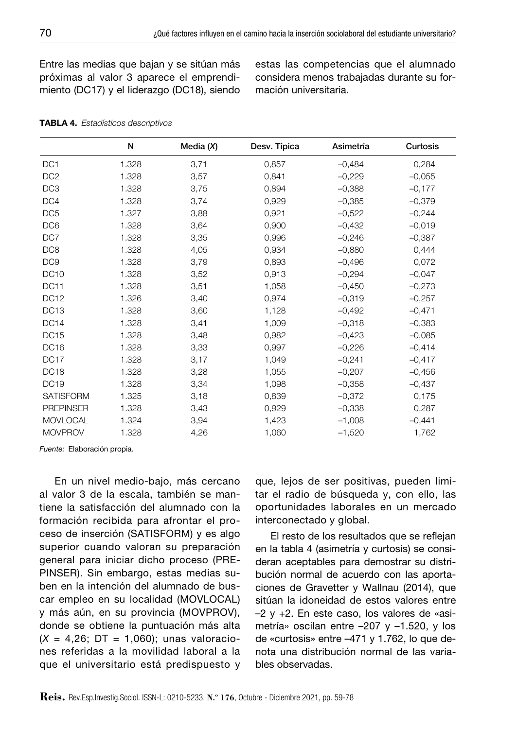Entre las medias que bajan y se sitúan más próximas al valor 3 aparece el emprendimiento (DC17) y el liderazgo (DC18), siendo estas las competencias que el alumnado considera menos trabajadas durante su formación universitaria.

**TABLA 4.** *Estadísticos descriptivos*

| | N | Media (*X*) | Desv. Típica | Asimetría | Curtosis |
|---|---|---|---|---|---|
| DC1 | 1.328 | 3,71 | 0,857 | –0,484 | 0,284 |
| DC2 | 1.328 | 3,57 | 0,841 | –0,229 | –0,055 |
| DC3 | 1.328 | 3,75 | 0,894 | –0,388 | –0,177 |
| DC4 | 1.328 | 3,74 | 0,929 | –0,385 | –0,379 |
| DC5 | 1.327 | 3,88 | 0,921 | –0,522 | –0,244 |
| DC6 | 1.328 | 3,64 | 0,900 | –0,432 | –0,019 |
| DC7 | 1.328 | 3,35 | 0,996 | –0,246 | –0,387 |
| DC8 | 1.328 | 4,05 | 0,934 | –0,880 | 0,444 |
| DC9 | 1.328 | 3,79 | 0,893 | –0,496 | 0,072 |
| DC10 | 1.328 | 3,52 | 0,913 | –0,294 | –0,047 |
| DC11 | 1.328 | 3,51 | 1,058 | –0,450 | –0,273 |
| DC12 | 1.326 | 3,40 | 0,974 | –0,319 | –0,257 |
| DC13 | 1.328 | 3,60 | 1,128 | –0,492 | –0,471 |
| DC14 | 1.328 | 3,41 | 1,009 | –0,318 | –0,383 |
| DC15 | 1.328 | 3,48 | 0,982 | –0,423 | –0,085 |
| DC16 | 1.328 | 3,33 | 0,997 | –0,226 | –0,414 |
| DC17 | 1.328 | 3,17 | 1,049 | –0,241 | –0,417 |
| DC18 | 1.328 | 3,28 | 1,055 | –0,207 | –0,456 |
| DC19 | 1.328 | 3,34 | 1,098 | –0,358 | –0,437 |
| SATISFORM | 1.325 | 3,18 | 0,839 | –0,372 | 0,175 |
| PREPINSER | 1.328 | 3,43 | 0,929 | –0,338 | 0,287 |
| MOVLOCAL | 1.324 | 3,94 | 1,423 | –1,008 | –0,441 |
| MOVPROV | 1.328 | 4,26 | 1,060 | –1,520 | 1,762 |

*Fuente:* Elaboración propia.

En un nivel medio-bajo, más cercano al valor 3 de la escala, también se mantiene la satisfacción del alumnado con la formación recibida para afrontar el proceso de inserción (SATISFORM) y es algo superior cuando valoran su preparación general para iniciar dicho proceso (PREPINSER). Sin embargo, estas medias suben en la intención del alumnado de buscar empleo en su localidad (MOVLOCAL) y más aún, en su provincia (MOVPROV), donde se obtiene la puntuación más alta (*X* = 4,26; DT = 1,060); unas valoraciones referidas a la movilidad laboral a la que el universitario está predispuesto y que, lejos de ser positivas, pueden limitar el radio de búsqueda y, con ello, las oportunidades laborales en un mercado interconectado y global.

El resto de los resultados que se reflejan en la tabla 4 (asimetría y curtosis) se consideran aceptables para demostrar su distribución normal de acuerdo con las aportaciones de Gravetter y Wallnau (2014), que sitúan la idoneidad de estos valores entre –2 y +2. En este caso, los valores de «asimetría» oscilan entre –207 y –1.520, y los de «curtosis» entre –471 y 1.762, lo que denota una distribución normal de las variables observadas.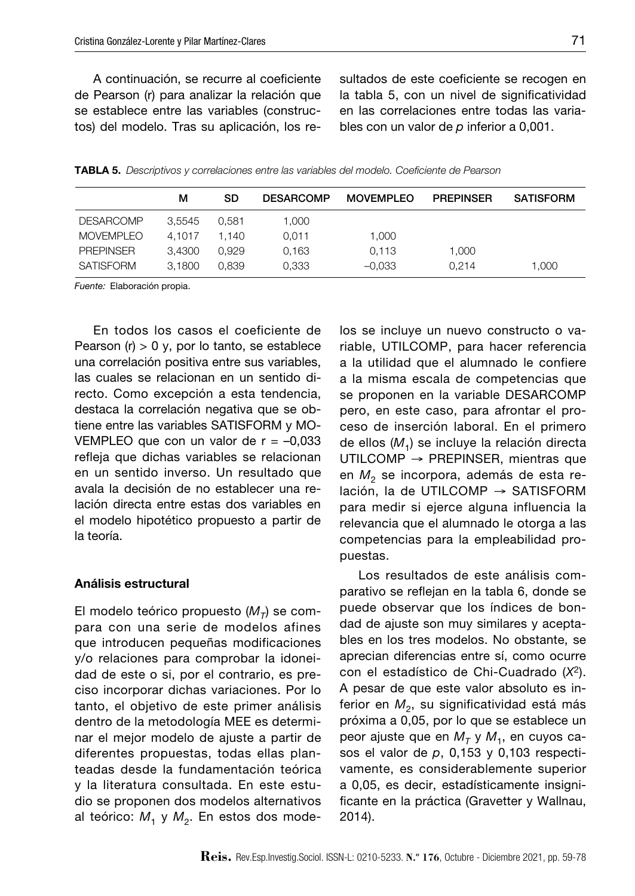A continuación, se recurre al coeficiente de Pearson (r) para analizar la relación que se establece entre las variables (constructos) del modelo. Tras su aplicación, los resultados de este coeficiente se recogen en la tabla 5, con un nivel de significatividad en las correlaciones entre todas las variables con un valor de *p* inferior a 0,001.

**TABLA 5.** *Descriptivos y correlaciones entre las variables del modelo. Coeficiente de Pearson*

| | M | SD | DESARCOMP | MOVEMPLEO | PREPINSER | SATISFORM |
|---|---|---|---|---|---|---|
| DESARCOMP | 3,5545 | 0,581 | 1,000 | | | |
| MOVEMPLEO | 4,1017 | 1,140 | 0,011 | 1,000 | | |
| PREPINSER | 3,4300 | 0,929 | 0,163 | 0,113 | 1,000 | |
| SATISFORM | 3,1800 | 0,839 | 0,333 | –0,033 | 0,214 | 1,000 |

*Fuente:* Elaboración propia.

En todos los casos el coeficiente de Pearson (r) > 0 y, por lo tanto, se establece una correlación positiva entre sus variables, las cuales se relacionan en un sentido directo. Como excepción a esta tendencia, destaca la correlación negativa que se obtiene entre las variables SATISFORM y MOVEMPLEO que con un valor de r = –0,033 refleja que dichas variables se relacionan en un sentido inverso. Un resultado que avala la decisión de no establecer una relación directa entre estas dos variables en el modelo hipotético propuesto a partir de la teoría.

### Análisis estructural

El modelo teórico propuesto ($M_T$) se compara con una serie de modelos afines que introducen pequeñas modificaciones y/o relaciones para comprobar la idoneidad de este o si, por el contrario, es preciso incorporar dichas variaciones. Por lo tanto, el objetivo de este primer análisis dentro de la metodología MEE es determinar el mejor modelo de ajuste a partir de diferentes propuestas, todas ellas planteadas desde la fundamentación teórica y la literatura consultada. En este estudio se proponen dos modelos alternativos al teórico: $M_1$ y $M_2$. En estos dos modelos se incluye un nuevo constructo o variable, UTILCOMP, para hacer referencia a la utilidad que el alumnado le confiere a la misma escala de competencias que se proponen en la variable DESARCOMP pero, en este caso, para afrontar el proceso de inserción laboral. En el primero de ellos ($M_1$) se incluye la relación directa UTILCOMP → PREPINSER, mientras que en $M_2$ se incorpora, además de esta relación, la de UTILCOMP → SATISFORM para medir si ejerce alguna influencia la relevancia que el alumnado le otorga a las competencias para la empleabilidad propuestas.

Los resultados de este análisis comparativo se reflejan en la tabla 6, donde se puede observar que los índices de bondad de ajuste son muy similares y aceptables en los tres modelos. No obstante, se aprecian diferencias entre sí, como ocurre con el estadístico de Chi-Cuadrado ($X^2$). A pesar de que este valor absoluto es inferior en $M_2$, su significatividad está más próxima a 0,05, por lo que se establece un peor ajuste que en $M_T$ y $M_1$, en cuyos casos el valor de *p*, 0,153 y 0,103 respectivamente, es considerablemente superior a 0,05, es decir, estadísticamente insignificante en la práctica (Gravetter y Wallnau, 2014).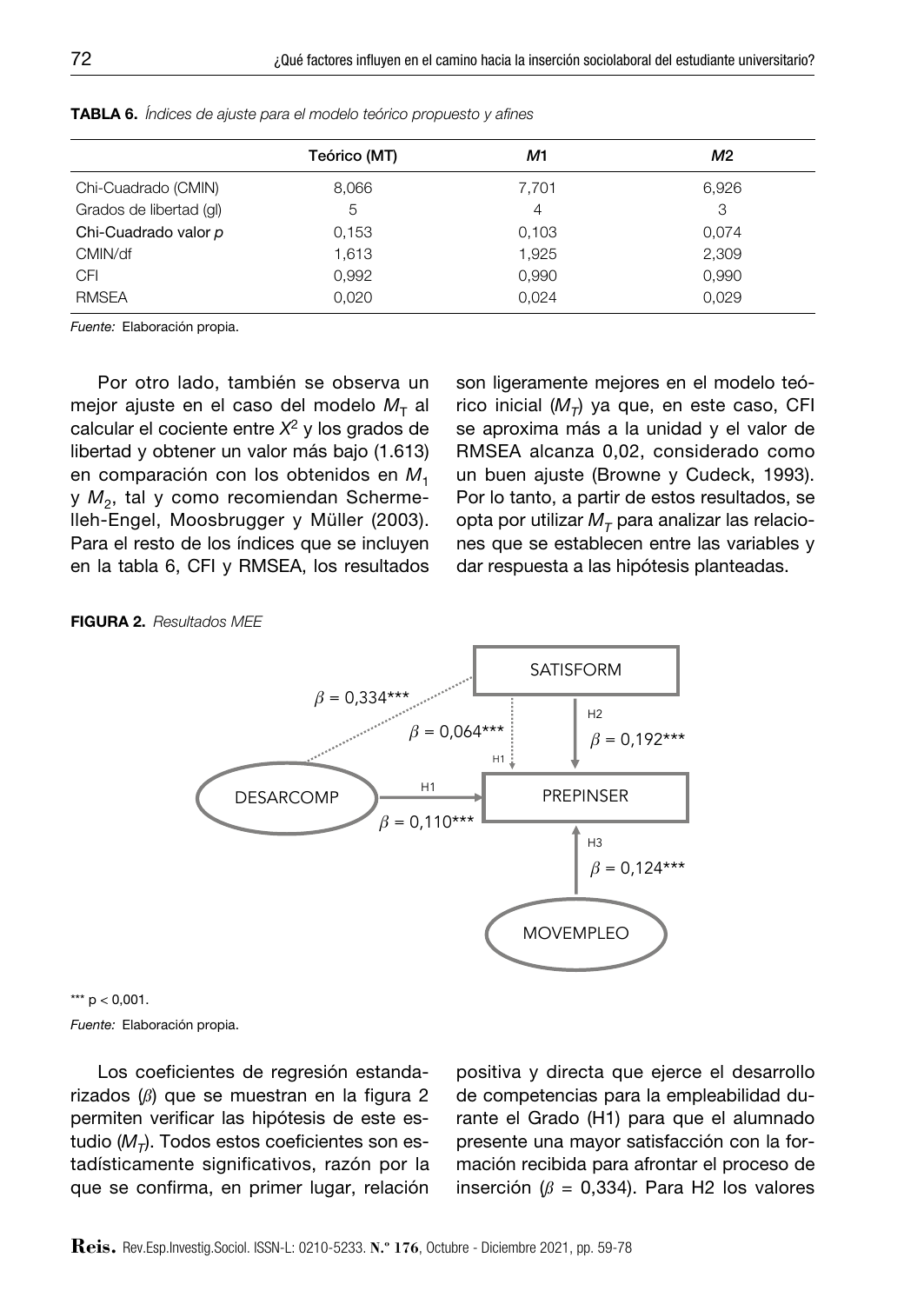**TABLA 6.** *Índices de ajuste para el modelo teórico propuesto y afines*

| | Teórico (MT) | *M*1 | *M*2 |
|---|---|---|---|
| Chi-Cuadrado (CMIN) | 8,066 | 7,701 | 6,926 |
| Grados de libertad (gl) | 5 | 4 | 3 |
| Chi-Cuadrado valor *p* | 0,153 | 0,103 | 0,074 |
| CMIN/df | 1,613 | 1,925 | 2,309 |
| CFI | 0,992 | 0,990 | 0,990 |
| RMSEA | 0,020 | 0,024 | 0,029 |

*Fuente:* Elaboración propia.

Por otro lado, también se observa un mejor ajuste en el caso del modelo $M_T$ al calcular el cociente entre $X^2$ y los grados de libertad y obtener un valor más bajo (1.613) en comparación con los obtenidos en $M_1$ y $M_2$, tal y como recomiendan Schermelleh-Engel, Moosbrugger y Müller (2003). Para el resto de los índices que se incluyen en la tabla 6, CFI y RMSEA, los resultados son ligeramente mejores en el modelo teórico inicial ($M_T$) ya que, en este caso, CFI se aproxima más a la unidad y el valor de RMSEA alcanza 0,02, considerado como un buen ajuste (Browne y Cudeck, 1993). Por lo tanto, a partir de estos resultados, se opta por utilizar $M_T$ para analizar las relaciones que se establecen entre las variables y dar respuesta a las hipótesis planteadas.

**FIGURA 2.** *Resultados MEE*

DESARCOMP → SATISFORM: $\beta$ = 0,334***
SATISFORM → PREPINSER (H1): $\beta$ = 0,064***
SATISFORM → PREPINSER (H2): $\beta$ = 0,192***
DESARCOMP → PREPINSER (H1): $\beta$ = 0,110***
MOVEMPLEO → PREPINSER (H3): $\beta$ = 0,124***

*** p < 0,001.

*Fuente:* Elaboración propia.

Los coeficientes de regresión estandarizados ($\beta$) que se muestran en la figura 2 permiten verificar las hipótesis de este estudio ($M_T$). Todos estos coeficientes son estadísticamente significativos, razón por la que se confirma, en primer lugar, relación positiva y directa que ejerce el desarrollo de competencias para la empleabilidad durante el Grado (H1) para que el alumnado presente una mayor satisfacción con la formación recibida para afrontar el proceso de inserción ($\beta$ = 0,334). Para H2 los valores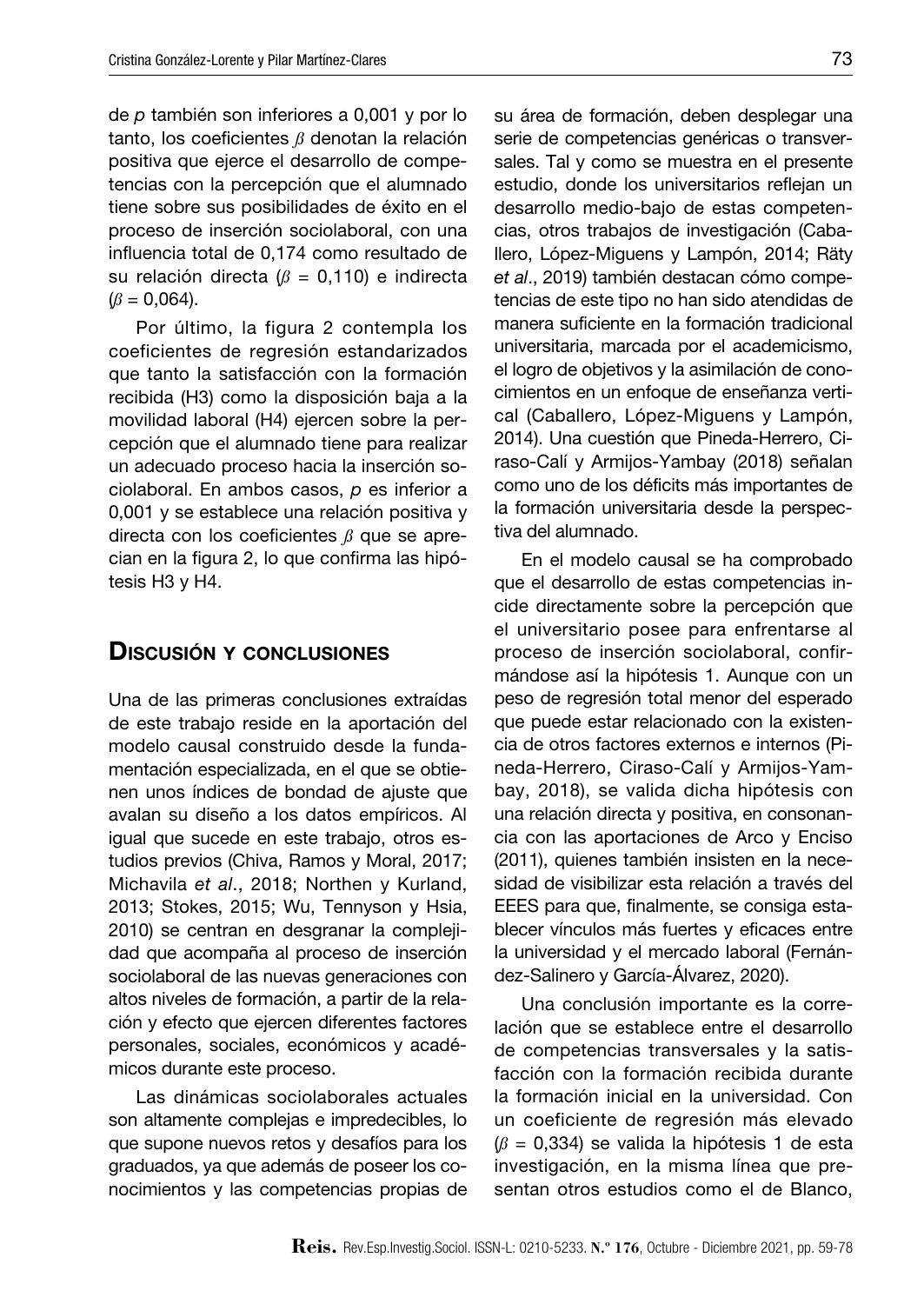de $p$ también son inferiores a 0,001 y por lo tanto, los coeficientes $\beta$ denotan la relación positiva que ejerce el desarrollo de competencias con la percepción que el alumnado tiene sobre sus posibilidades de éxito en el proceso de inserción sociolaboral, con una influencia total de 0,174 como resultado de su relación directa ($\beta$ = 0,110) e indirecta ($\beta$ = 0,064).

Por último, la figura 2 contempla los coeficientes de regresión estandarizados que tanto la satisfacción con la formación recibida (H3) como la disposición baja a la movilidad laboral (H4) ejercen sobre la percepción que el alumnado tiene para realizar un adecuado proceso hacia la inserción sociolaboral. En ambos casos, $p$ es inferior a 0,001 y se establece una relación positiva y directa con los coeficientes $\beta$ que se aprecian en la figura 2, lo que confirma las hipótesis H3 y H4.

## Discusión y conclusiones

Una de las primeras conclusiones extraídas de este trabajo reside en la aportación del modelo causal construido desde la fundamentación especializada, en el que se obtienen unos índices de bondad de ajuste que avalan su diseño a los datos empíricos. Al igual que sucede en este trabajo, otros estudios previos (Chiva, Ramos y Moral, 2017; Michavila *et al*., 2018; Northen y Kurland, 2013; Stokes, 2015; Wu, Tennyson y Hsia, 2010) se centran en desgranar la complejidad que acompaña al proceso de inserción sociolaboral de las nuevas generaciones con altos niveles de formación, a partir de la relación y efecto que ejercen diferentes factores personales, sociales, económicos y académicos durante este proceso.

Las dinámicas sociolaborales actuales son altamente complejas e impredecibles, lo que supone nuevos retos y desafíos para los graduados, ya que además de poseer los conocimientos y las competencias propias de su área de formación, deben desplegar una serie de competencias genéricas o transversales. Tal y como se muestra en el presente estudio, donde los universitarios reflejan un desarrollo medio-bajo de estas competencias, otros trabajos de investigación (Caballero, López-Miguens y Lampón, 2014; Räty *et al*., 2019) también destacan cómo competencias de este tipo no han sido atendidas de manera suficiente en la formación tradicional universitaria, marcada por el academicismo, el logro de objetivos y la asimilación de conocimientos en un enfoque de enseñanza vertical (Caballero, López-Miguens y Lampón, 2014). Una cuestión que Pineda-Herrero, Ciraso-Calí y Armijos-Yambay (2018) señalan como uno de los déficits más importantes de la formación universitaria desde la perspectiva del alumnado.

En el modelo causal se ha comprobado que el desarrollo de estas competencias incide directamente sobre la percepción que el universitario posee para enfrentarse al proceso de inserción sociolaboral, confirmándose así la hipótesis 1. Aunque con un peso de regresión total menor del esperado que puede estar relacionado con la existencia de otros factores externos e internos (Pineda-Herrero, Ciraso-Calí y Armijos-Yambay, 2018), se valida dicha hipótesis con una relación directa y positiva, en consonancia con las aportaciones de Arco y Enciso (2011), quienes también insisten en la necesidad de visibilizar esta relación a través del EEES para que, finalmente, se consiga establecer vínculos más fuertes y eficaces entre la universidad y el mercado laboral (Fernández-Salinero y García-Álvarez, 2020).

Una conclusión importante es la correlación que se establece entre el desarrollo de competencias transversales y la satisfacción con la formación recibida durante la formación inicial en la universidad. Con un coeficiente de regresión más elevado ($\beta$ = 0,334) se valida la hipótesis 1 de esta investigación, en la misma línea que presentan otros estudios como el de Blanco,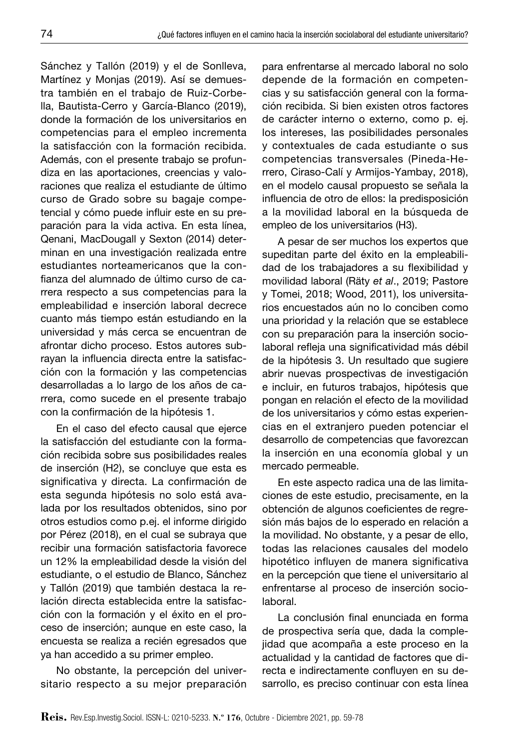Sánchez y Tallón (2019) y el de Sonlleva, Martínez y Monjas (2019). Así se demuestra también en el trabajo de Ruiz-Corbella, Bautista-Cerro y García-Blanco (2019), donde la formación de los universitarios en competencias para el empleo incrementa la satisfacción con la formación recibida. Además, con el presente trabajo se profundiza en las aportaciones, creencias y valoraciones que realiza el estudiante de último curso de Grado sobre su bagaje competencial y cómo puede influir este en su preparación para la vida activa. En esta línea, Qenani, MacDougall y Sexton (2014) determinan en una investigación realizada entre estudiantes norteamericanos que la confianza del alumnado de último curso de carrera respecto a sus competencias para la empleabilidad e inserción laboral decrece cuanto más tiempo están estudiando en la universidad y más cerca se encuentran de afrontar dicho proceso. Estos autores subrayan la influencia directa entre la satisfacción con la formación y las competencias desarrolladas a lo largo de los años de carrera, como sucede en el presente trabajo con la confirmación de la hipótesis 1.

En el caso del efecto causal que ejerce la satisfacción del estudiante con la formación recibida sobre sus posibilidades reales de inserción (H2), se concluye que esta es significativa y directa. La confirmación de esta segunda hipótesis no solo está avalada por los resultados obtenidos, sino por otros estudios como p.ej. el informe dirigido por Pérez (2018), en el cual se subraya que recibir una formación satisfactoria favorece un 12% la empleabilidad desde la visión del estudiante, o el estudio de Blanco, Sánchez y Tallón (2019) que también destaca la relación directa establecida entre la satisfacción con la formación y el éxito en el proceso de inserción; aunque en este caso, la encuesta se realiza a recién egresados que ya han accedido a su primer empleo.

No obstante, la percepción del universitario respecto a su mejor preparación para enfrentarse al mercado laboral no solo depende de la formación en competencias y su satisfacción general con la formación recibida. Si bien existen otros factores de carácter interno o externo, como p. ej. los intereses, las posibilidades personales y contextuales de cada estudiante o sus competencias transversales (Pineda-Herrero, Ciraso-Calí y Armijos-Yambay, 2018), en el modelo causal propuesto se señala la influencia de otro de ellos: la predisposición a la movilidad laboral en la búsqueda de empleo de los universitarios (H3).

A pesar de ser muchos los expertos que supeditan parte del éxito en la empleabilidad de los trabajadores a su flexibilidad y movilidad laboral (Räty *et al*., 2019; Pastore y Tomei, 2018; Wood, 2011), los universitarios encuestados aún no lo conciben como una prioridad y la relación que se establece con su preparación para la inserción sociolaboral refleja una significatividad más débil de la hipótesis 3. Un resultado que sugiere abrir nuevas prospectivas de investigación e incluir, en futuros trabajos, hipótesis que pongan en relación el efecto de la movilidad de los universitarios y cómo estas experiencias en el extranjero pueden potenciar el desarrollo de competencias que favorezcan la inserción en una economía global y un mercado permeable.

En este aspecto radica una de las limitaciones de este estudio, precisamente, en la obtención de algunos coeficientes de regresión más bajos de lo esperado en relación a la movilidad. No obstante, y a pesar de ello, todas las relaciones causales del modelo hipotético influyen de manera significativa en la percepción que tiene el universitario al enfrentarse al proceso de inserción sociolaboral.

La conclusión final enunciada en forma de prospectiva sería que, dada la complejidad que acompaña a este proceso en la actualidad y la cantidad de factores que directa e indirectamente confluyen en su desarrollo, es preciso continuar con esta línea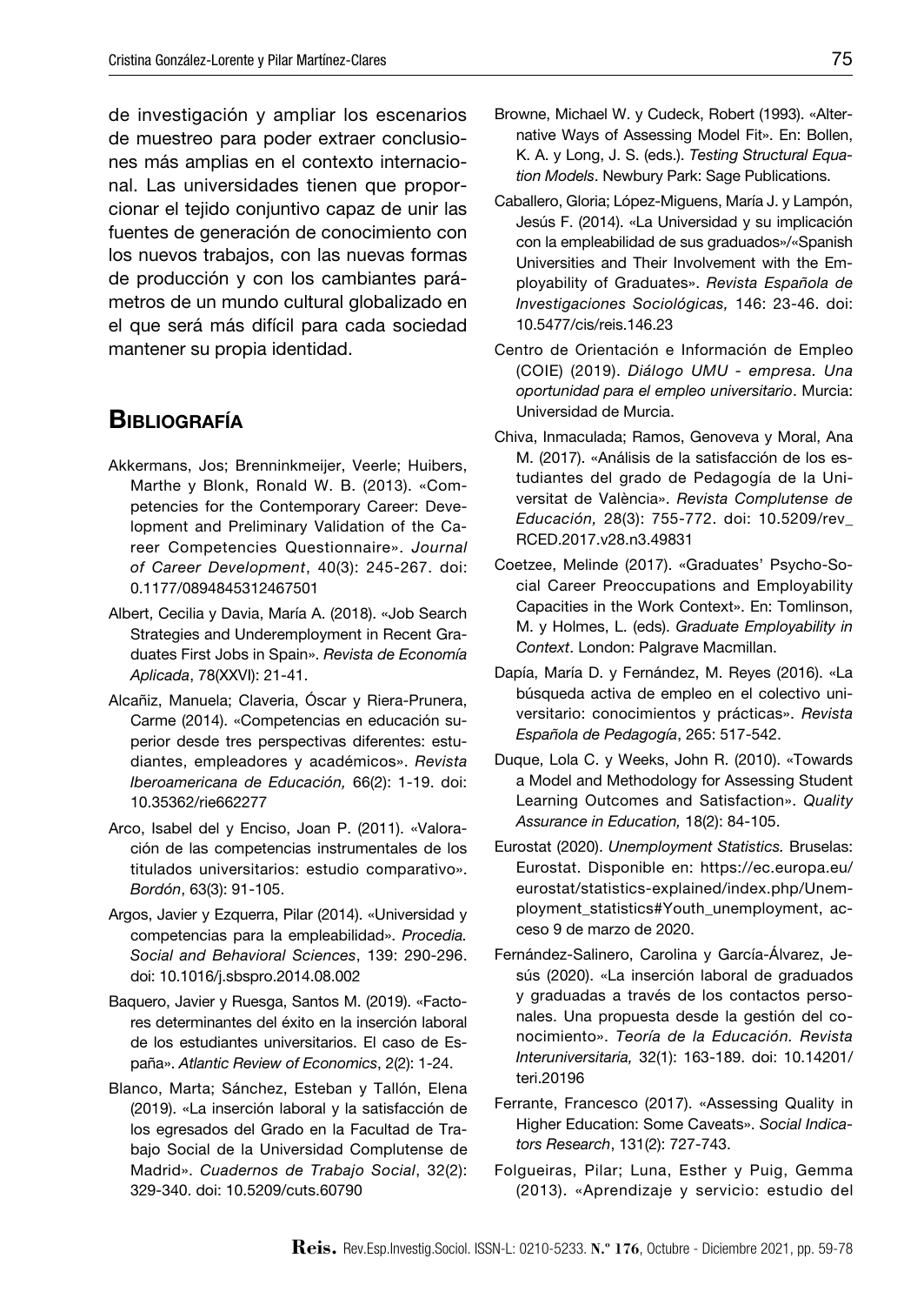de investigación y ampliar los escenarios de muestreo para poder extraer conclusiones más amplias en el contexto internacional. Las universidades tienen que proporcionar el tejido conjuntivo capaz de unir las fuentes de generación de conocimiento con los nuevos trabajos, con las nuevas formas de producción y con los cambiantes parámetros de un mundo cultural globalizado en el que será más difícil para cada sociedad mantener su propia identidad.

## Bibliografía

Akkermans, Jos; Brenninkmeijer, Veerle; Huibers, Marthe y Blonk, Ronald W. B. (2013). «Competencies for the Contemporary Career: Development and Preliminary Validation of the Career Competencies Questionnaire». *Journal of Career Development*, 40(3): 245-267. doi: 0.1177/0894845312467501

Albert, Cecilia y Davia, María A. (2018). «Job Search Strategies and Underemployment in Recent Graduates First Jobs in Spain». *Revista de Economía Aplicada*, 78(XXVI): 21-41.

Alcañiz, Manuela; Claveria, Óscar y Riera-Prunera, Carme (2014). «Competencias en educación superior desde tres perspectivas diferentes: estudiantes, empleadores y académicos». *Revista Iberoamericana de Educación,* 66(2): 1-19. doi: 10.35362/rie662277

Arco, Isabel del y Enciso, Joan P. (2011). «Valoración de las competencias instrumentales de los titulados universitarios: estudio comparativo». *Bordón*, 63(3): 91-105.

Argos, Javier y Ezquerra, Pilar (2014). «Universidad y competencias para la empleabilidad». *Procedia. Social and Behavioral Sciences*, 139: 290-296. doi: 10.1016/j.sbspro.2014.08.002

Baquero, Javier y Ruesga, Santos M. (2019). «Factores determinantes del éxito en la inserción laboral de los estudiantes universitarios. El caso de España». *Atlantic Review of Economics*, 2(2): 1-24.

Blanco, Marta; Sánchez, Esteban y Tallón, Elena (2019). «La inserción laboral y la satisfacción de los egresados del Grado en la Facultad de Trabajo Social de la Universidad Complutense de Madrid». *Cuadernos de Trabajo Social*, 32(2): 329-340. doi: 10.5209/cuts.60790

Browne, Michael W. y Cudeck, Robert (1993). «Alternative Ways of Assessing Model Fit». En: Bollen, K. A. y Long, J. S. (eds.). *Testing Structural Equation Models*. Newbury Park: Sage Publications.

Caballero, Gloria; López-Miguens, María J. y Lampón, Jesús F. (2014). «La Universidad y su implicación con la empleabilidad de sus graduados»/«Spanish Universities and Their Involvement with the Employability of Graduates». *Revista Española de Investigaciones Sociológicas,* 146: 23-46. doi: 10.5477/cis/reis.146.23

Centro de Orientación e Información de Empleo (COIE) (2019). *Diálogo UMU - empresa. Una oportunidad para el empleo universitario*. Murcia: Universidad de Murcia.

Chiva, Inmaculada; Ramos, Genoveva y Moral, Ana M. (2017). «Análisis de la satisfacción de los estudiantes del grado de Pedagogía de la Universitat de València». *Revista Complutense de Educación,* 28(3): 755-772. doi: 10.5209/rev_RCED.2017.v28.n3.49831

Coetzee, Melinde (2017). «Graduates' Psycho-Social Career Preoccupations and Employability Capacities in the Work Context». En: Tomlinson, M. y Holmes, L. (eds). *Graduate Employability in Context*. London: Palgrave Macmillan.

Dapía, María D. y Fernández, M. Reyes (2016). «La búsqueda activa de empleo en el colectivo universitario: conocimientos y prácticas». *Revista Española de Pedagogía*, 265: 517-542.

Duque, Lola C. y Weeks, John R. (2010). «Towards a Model and Methodology for Assessing Student Learning Outcomes and Satisfaction». *Quality Assurance in Education,* 18(2): 84-105.

Eurostat (2020). *Unemployment Statistics.* Bruselas: Eurostat. Disponible en: https://ec.europa.eu/eurostat/statistics-explained/index.php/Unemployment_statistics#Youth_unemployment, acceso 9 de marzo de 2020.

Fernández-Salinero, Carolina y García-Álvarez, Jesús (2020). «La inserción laboral de graduados y graduadas a través de los contactos personales. Una propuesta desde la gestión del conocimiento». *Teoría de la Educación. Revista Interuniversitaria,* 32(1): 163-189. doi: 10.14201/teri.20196

Ferrante, Francesco (2017). «Assessing Quality in Higher Education: Some Caveats». *Social Indicators Research*, 131(2): 727-743.

Folgueiras, Pilar; Luna, Esther y Puig, Gemma (2013). «Aprendizaje y servicio: estudio del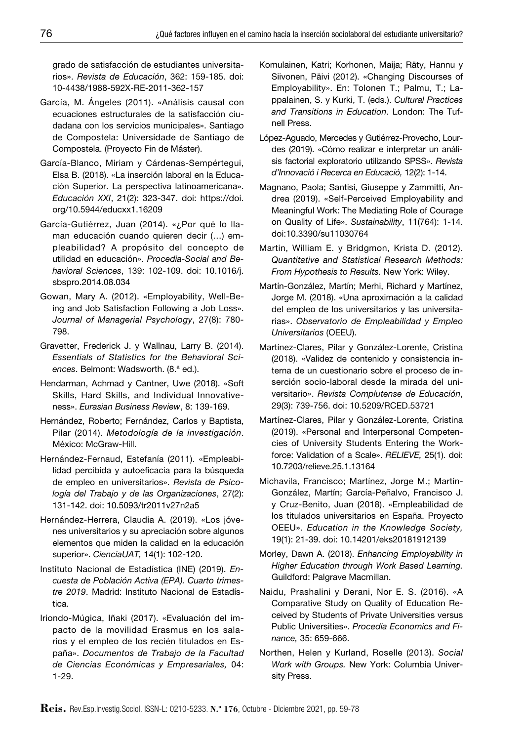grado de satisfacción de estudiantes universitarios». *Revista de Educación*, 362: 159-185. doi: 10-4438/1988-592X-RE-2011-362-157

García, M. Ángeles (2011). «Análisis causal con ecuaciones estructurales de la satisfacción ciudadana con los servicios municipales». Santiago de Compostela: Universidade de Santiago de Compostela. (Proyecto Fin de Máster).

García-Blanco, Miriam y Cárdenas-Sempértegui, Elsa B. (2018). «La inserción laboral en la Educación Superior. La perspectiva latinoamericana». *Educación XXI*, 21(2): 323-347. doi: https://doi.org/10.5944/educxx1.16209

García-Gutiérrez, Juan (2014). «¿Por qué lo llaman educación cuando quieren decir (…) empleabilidad? A propósito del concepto de utilidad en educación». *Procedia-Social and Behavioral Sciences*, 139: 102-109. doi: 10.1016/j.sbspro.2014.08.034

Gowan, Mary A. (2012). «Employability, Well-Being and Job Satisfaction Following a Job Loss». *Journal of Managerial Psychology*, 27(8): 780-798.

Gravetter, Frederick J. y Wallnau, Larry B. (2014). *Essentials of Statistics for the Behavioral Sciences*. Belmont: Wadsworth. (8.ª ed.).

Hendarman, Achmad y Cantner, Uwe (2018). «Soft Skills, Hard Skills, and Individual Innovativeness». *Eurasian Business Review*, 8: 139-169.

Hernández, Roberto; Fernández, Carlos y Baptista, Pilar (2014). *Metodología de la investigación*. México: McGraw-Hill.

Hernández-Fernaud, Estefanía (2011). «Empleabilidad percibida y autoeficacia para la búsqueda de empleo en universitarios». *Revista de Psicología del Trabajo y de las Organizaciones*, 27(2): 131-142. doi: 10.5093/tr2011v27n2a5

Hernández-Herrera, Claudia A. (2019). «Los jóvenes universitarios y su apreciación sobre algunos elementos que miden la calidad en la educación superior». *CienciaUAT,* 14(1): 102-120.

Instituto Nacional de Estadística (INE) (2019). *Encuesta de Población Activa (EPA). Cuarto trimestre 2019*. Madrid: Instituto Nacional de Estadística.

Iriondo-Múgica, Iñaki (2017). «Evaluación del impacto de la movilidad Erasmus en los salarios y el empleo de los recién titulados en España». *Documentos de Trabajo de la Facultad de Ciencias Económicas y Empresariales,* 04: 1-29.

Komulainen, Katri; Korhonen, Maija; Räty, Hannu y Siivonen, Päivi (2012). «Changing Discourses of Employability». En: Tolonen T.; Palmu, T.; Lappalainen, S. y Kurki, T. (eds.). *Cultural Practices and Transitions in Education*. London: The Tufnell Press.

López-Aguado, Mercedes y Gutiérrez-Provecho, Lourdes (2019). «Cómo realizar e interpretar un análisis factorial exploratorio utilizando SPSS». *Revista d'Innovació i Recerca en Educació,* 12(2): 1-14.

Magnano, Paola; Santisi, Giuseppe y Zammitti, Andrea (2019). «Self-Perceived Employability and Meaningful Work: The Mediating Role of Courage on Quality of Life». *Sustainability*, 11(764): 1-14. doi:10.3390/su11030764

Martin, William E. y Bridgmon, Krista D. (2012). *Quantitative and Statistical Research Methods: From Hypothesis to Results.* New York: Wiley.

Martín-González, Martín; Merhi, Richard y Martínez, Jorge M. (2018). «Una aproximación a la calidad del empleo de los universitarios y las universitarias». *Observatorio de Empleabilidad y Empleo Universitarios* (OEEU).

Martínez-Clares, Pilar y González-Lorente, Cristina (2018). «Validez de contenido y consistencia interna de un cuestionario sobre el proceso de inserción socio-laboral desde la mirada del universitario». *Revista Complutense de Educación*, 29(3): 739-756. doi: 10.5209/RCED.53721

Martínez-Clares, Pilar y González-Lorente, Cristina (2019). «Personal and Interpersonal Competencies of University Students Entering the Workforce: Validation of a Scale». *RELIEVE,* 25(1). doi: 10.7203/relieve.25.1.13164

Michavila, Francisco; Martínez, Jorge M.; Martín-González, Martín; García-Peñalvo, Francisco J. y Cruz-Benito, Juan (2018). «Empleabilidad de los titulados universitarios en España. Proyecto OEEU». *Education in the Knowledge Society,* 19(1): 21-39. doi: 10.14201/eks20181912139

Morley, Dawn A. (2018). *Enhancing Employability in Higher Education through Work Based Learning.* Guildford: Palgrave Macmillan.

Naidu, Prashalini y Derani, Nor E. S. (2016). «A Comparative Study on Quality of Education Received by Students of Private Universities versus Public Universities». *Procedia Economics and Finance,* 35: 659-666.

Northen, Helen y Kurland, Roselle (2013). *Social Work with Groups.* New York: Columbia University Press.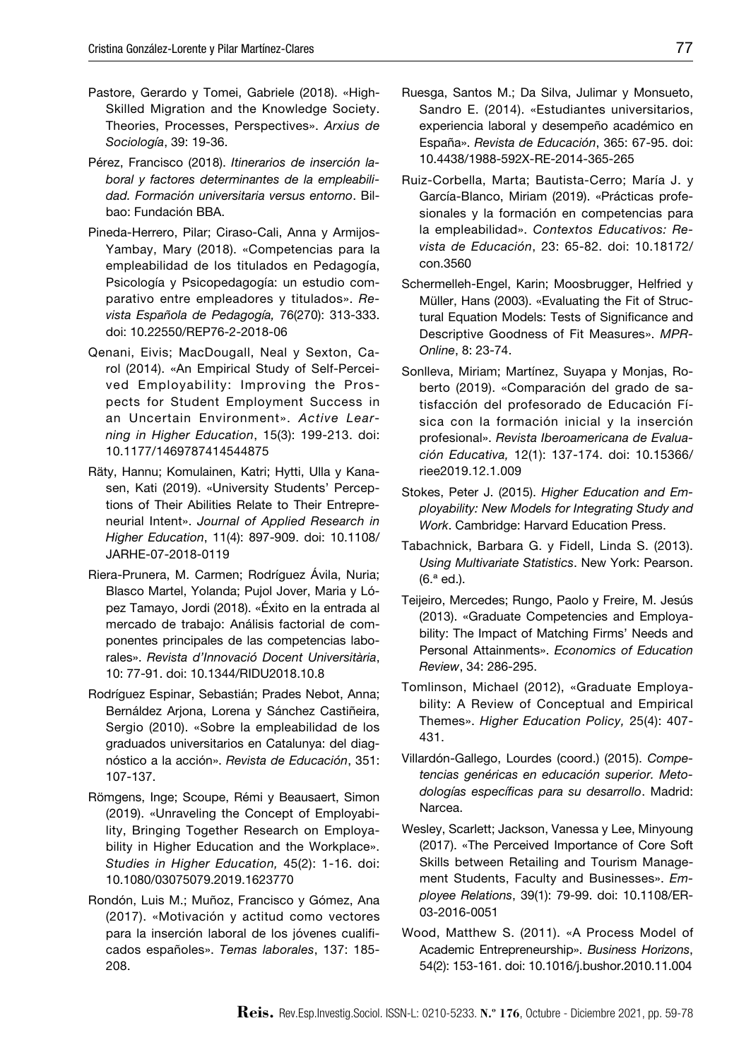Pastore, Gerardo y Tomei, Gabriele (2018). «High-Skilled Migration and the Knowledge Society. Theories, Processes, Perspectives». *Arxius de Sociología*, 39: 19-36.

Pérez, Francisco (2018). *Itinerarios de inserción laboral y factores determinantes de la empleabilidad. Formación universitaria versus entorno*. Bilbao: Fundación BBA.

Pineda-Herrero, Pilar; Ciraso-Cali, Anna y Armijos-Yambay, Mary (2018). «Competencias para la empleabilidad de los titulados en Pedagogía, Psicología y Psicopedagogía: un estudio comparativo entre empleadores y titulados». *Revista Española de Pedagogía,* 76(270): 313-333. doi: 10.22550/REP76-2-2018-06

Qenani, Eivis; MacDougall, Neal y Sexton, Carol (2014). «An Empirical Study of Self-Perceived Employability: Improving the Prospects for Student Employment Success in an Uncertain Environment». *Active Learning in Higher Education*, 15(3): 199-213. doi: 10.1177/1469787414544875

Räty, Hannu; Komulainen, Katri; Hytti, Ulla y Kanasen, Kati (2019). «University Students' Perceptions of Their Abilities Relate to Their Entrepreneurial Intent». *Journal of Applied Research in Higher Education*, 11(4): 897-909. doi: 10.1108/JARHE-07-2018-0119

Riera-Prunera, M. Carmen; Rodríguez Ávila, Nuria; Blasco Martel, Yolanda; Pujol Jover, Maria y López Tamayo, Jordi (2018). «Éxito en la entrada al mercado de trabajo: Análisis factorial de componentes principales de las competencias laborales». *Revista d'Innovació Docent Universitària*, 10: 77-91. doi: 10.1344/RIDU2018.10.8

Rodríguez Espinar, Sebastián; Prades Nebot, Anna; Bernáldez Arjona, Lorena y Sánchez Castiñeira, Sergio (2010). «Sobre la empleabilidad de los graduados universitarios en Catalunya: del diagnóstico a la acción». *Revista de Educación*, 351: 107-137.

Römgens, Inge; Scoupe, Rémi y Beausaert, Simon (2019). «Unraveling the Concept of Employability, Bringing Together Research on Employability in Higher Education and the Workplace». *Studies in Higher Education,* 45(2): 1-16. doi: 10.1080/03075079.2019.1623770

Rondón, Luis M.; Muñoz, Francisco y Gómez, Ana (2017). «Motivación y actitud como vectores para la inserción laboral de los jóvenes cualificados españoles». *Temas laborales*, 137: 185-208.

Ruesga, Santos M.; Da Silva, Julimar y Monsueto, Sandro E. (2014). «Estudiantes universitarios, experiencia laboral y desempeño académico en España». *Revista de Educación*, 365: 67-95. doi: 10.4438/1988-592X-RE-2014-365-265

Ruiz-Corbella, Marta; Bautista-Cerro; María J. y García-Blanco, Miriam (2019). «Prácticas profesionales y la formación en competencias para la empleabilidad». *Contextos Educativos: Revista de Educación*, 23: 65-82. doi: 10.18172/con.3560

Schermelleh-Engel, Karin; Moosbrugger, Helfried y Müller, Hans (2003). «Evaluating the Fit of Structural Equation Models: Tests of Significance and Descriptive Goodness of Fit Measures». *MPR-Online*, 8: 23-74.

Sonlleva, Miriam; Martínez, Suyapa y Monjas, Roberto (2019). «Comparación del grado de satisfacción del profesorado de Educación Física con la formación inicial y la inserción profesional». *Revista Iberoamericana de Evaluación Educativa,* 12(1): 137-174. doi: 10.15366/riee2019.12.1.009

Stokes, Peter J. (2015). *Higher Education and Employability: New Models for Integrating Study and Work*. Cambridge: Harvard Education Press.

Tabachnick, Barbara G. y Fidell, Linda S. (2013). *Using Multivariate Statistics*. New York: Pearson. (6.ª ed.).

Teijeiro, Mercedes; Rungo, Paolo y Freire, M. Jesús (2013). «Graduate Competencies and Employability: The Impact of Matching Firms' Needs and Personal Attainments». *Economics of Education Review*, 34: 286-295.

Tomlinson, Michael (2012), «Graduate Employability: A Review of Conceptual and Empirical Themes». *Higher Education Policy,* 25(4): 407-431.

Villardón-Gallego, Lourdes (coord.) (2015). *Competencias genéricas en educación superior. Metodologías específicas para su desarrollo*. Madrid: Narcea.

Wesley, Scarlett; Jackson, Vanessa y Lee, Minyoung (2017). «The Perceived Importance of Core Soft Skills between Retailing and Tourism Management Students, Faculty and Businesses». *Employee Relations*, 39(1): 79-99. doi: 10.1108/ER-03-2016-0051

Wood, Matthew S. (2011). «A Process Model of Academic Entrepreneurship». *Business Horizons*, 54(2): 153-161. doi: 10.1016/j.bushor.2010.11.004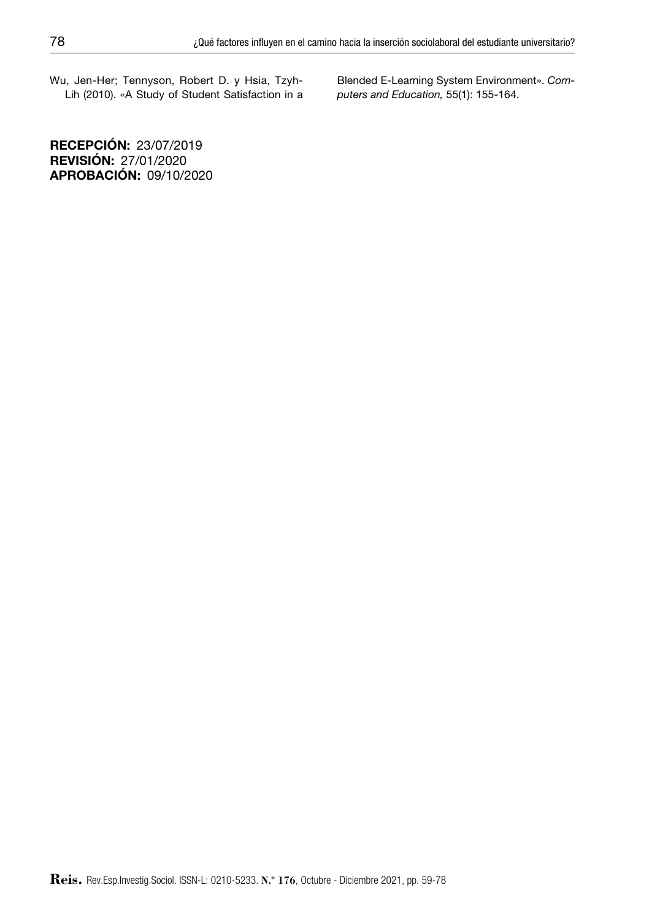Wu, Jen-Her; Tennyson, Robert D. y Hsia, Tzyh-Lih (2010). «A Study of Student Satisfaction in a Blended E-Learning System Environment». *Computers and Education,* 55(1): 155-164.

**RECEPCIÓN:** 23/07/2019
**REVISIÓN:** 27/01/2020
**APROBACIÓN:** 09/10/2020